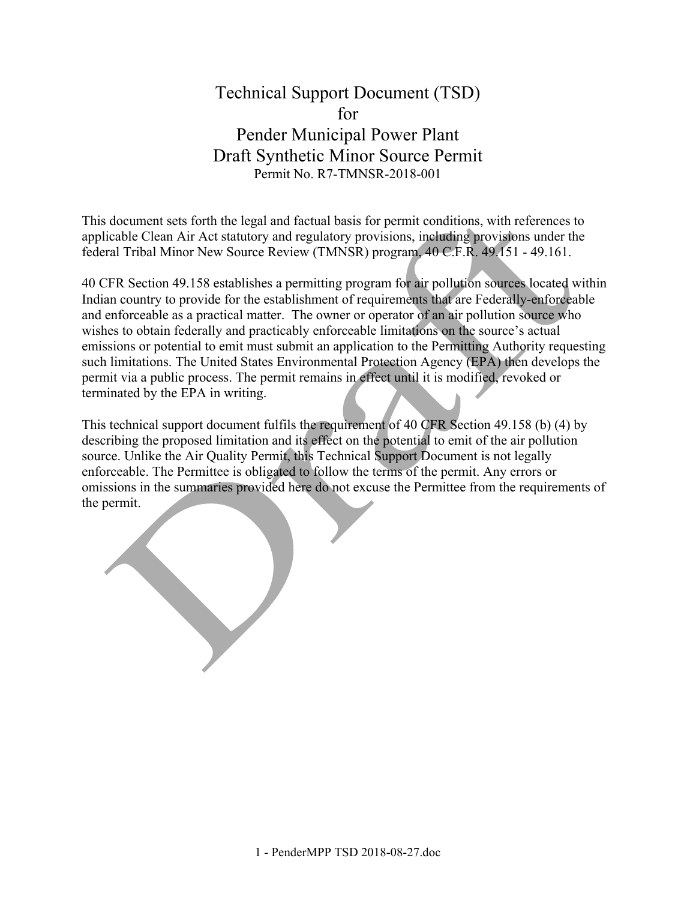# Technical Support Document (TSD) for Pender Municipal Power Plant Draft Synthetic Minor Source Permit

Permit No. R7-TMNSR-2018-001

This document sets forth the legal and factual basis for permit conditions, with references to applicable Clean Air Act statutory and regulatory provisions, including provisions under the federal Tribal Minor New Source Review (TMNSR) program, 40 C.F.R. 49.151 - 49.161.

40 CFR Section 49.158 establishes a permitting program for air pollution sources located within Indian country to provide for the establishment of requirements that are Federally-enforceable and enforceable as a practical matter. The owner or operator of an air pollution source who wishes to obtain federally and practicably enforceable limitations on the source's actual emissions or potential to emit must submit an application to the Permitting Authority requesting such limitations. The United States Environmental Protection Agency (EPA) then develops the permit via a public process. The permit remains in effect until it is modified, revoked or terminated by the EPA in writing.

This technical support document fulfils the requirement of 40 CFR Section 49.158 (b) (4) by describing the proposed limitation and its effect on the potential to emit of the air pollution source. Unlike the Air Quality Permit, this Technical Support Document is not legally enforceable. The Permittee is obligated to follow the terms of the permit. Any errors or omissions in the summaries provided here do not excuse the Permittee from the requirements of the permit.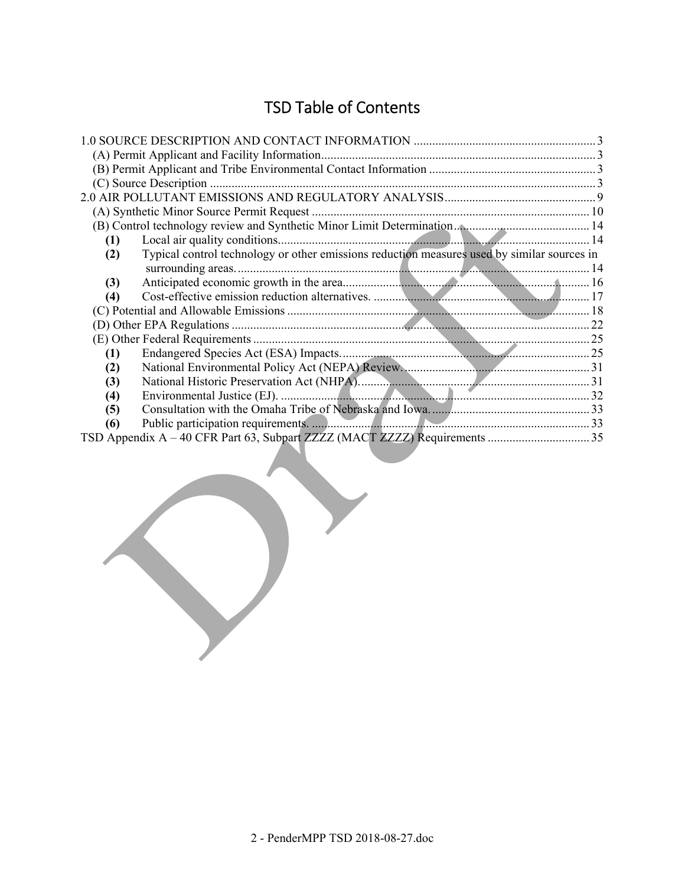# TSD Table of Contents

1.0 SOURCE DESCRIPTION AND CONTACT INFORMATION .......... 3
- (A) Permit Applicant and Facility Information .......... 3
- (B) Permit Applicant and Tribe Environmental Contact Information .......... 3
- (C) Source Description .......... 3

2.0 AIR POLLUTANT EMISSIONS AND REGULATORY ANALYSIS .......... 9
- (A) Synthetic Minor Source Permit Request .......... 10
- (B) Control technology review and Synthetic Minor Limit Determination .......... 14
  - **(1)** Local air quality conditions .......... 14
  - **(2)** Typical control technology or other emissions reduction measures used by similar sources in surrounding areas. .......... 14
  - **(3)** Anticipated economic growth in the area .......... 16
  - **(4)** Cost-effective emission reduction alternatives. .......... 17
- (C) Potential and Allowable Emissions .......... 18
- (D) Other EPA Regulations .......... 22
- (E) Other Federal Requirements .......... 25
  - **(1)** Endangered Species Act (ESA) Impacts. .......... 25
  - **(2)** National Environmental Policy Act (NEPA) Review. .......... 31
  - **(3)** National Historic Preservation Act (NHPA) .......... 31
  - **(4)** Environmental Justice (EJ). .......... 32
  - **(5)** Consultation with the Omaha Tribe of Nebraska and Iowa. .......... 33
  - **(6)** Public participation requirements. .......... 33

TSD Appendix A – 40 CFR Part 63, Subpart ZZZZ (MACT ZZZZ) Requirements .......... 35

2 - PenderMPP TSD 2018-08-27.doc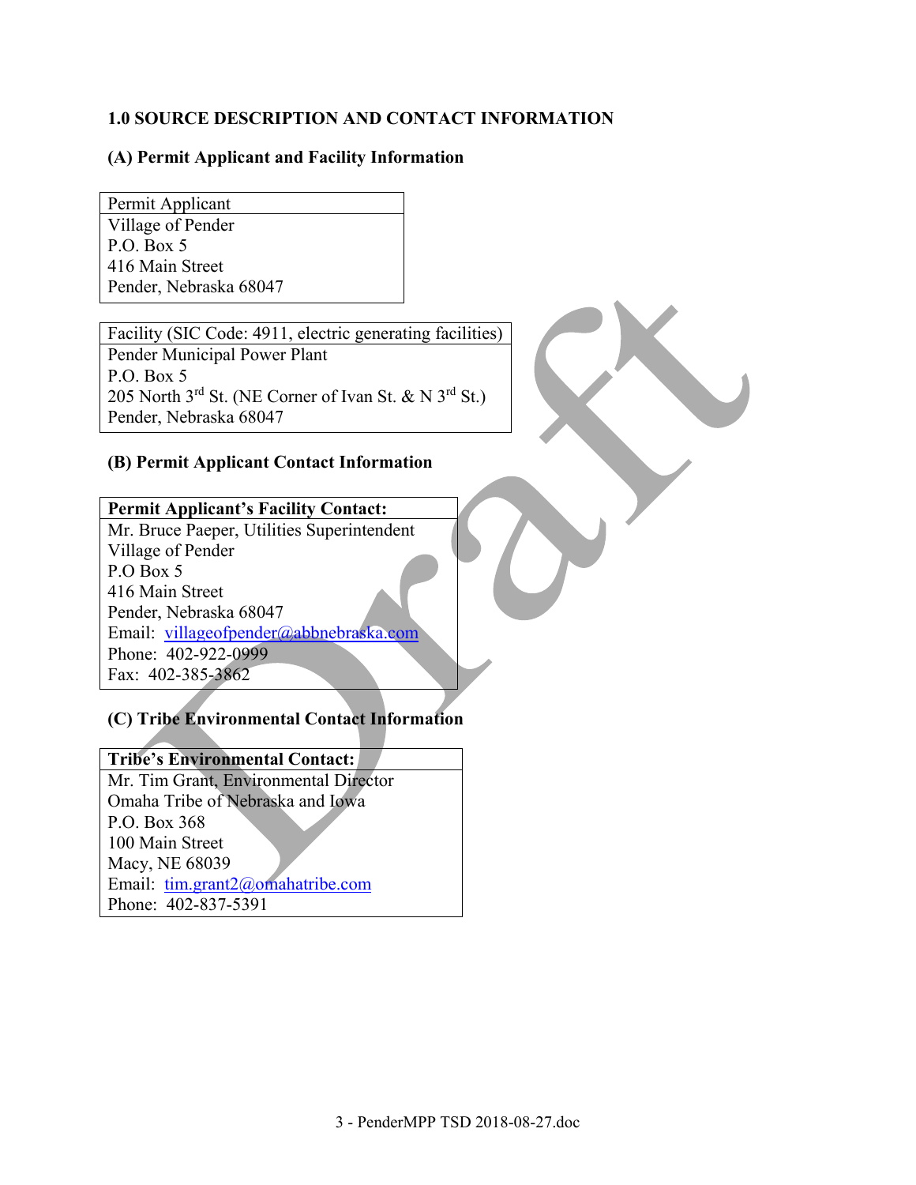### 1.0 SOURCE DESCRIPTION AND CONTACT INFORMATION

#### (A) Permit Applicant and Facility Information

| Permit Applicant |
|---|
| Village of Pender<br>P.O. Box 5<br>416 Main Street<br>Pender, Nebraska 68047 |

| Facility (SIC Code: 4911, electric generating facilities) |
|---|
| Pender Municipal Power Plant<br>P.O. Box 5<br>205 North 3rd St. (NE Corner of Ivan St. & N 3rd St.)<br>Pender, Nebraska 68047 |

#### (B) Permit Applicant Contact Information

| **Permit Applicant's Facility Contact:** |
|---|
| Mr. Bruce Paeper, Utilities Superintendent<br>Village of Pender<br>P.O Box 5<br>416 Main Street<br>Pender, Nebraska 68047<br>Email: villageofpender@abbnebraska.com<br>Phone: 402-922-0999<br>Fax: 402-385-3862 |

#### (C) Tribe Environmental Contact Information

| **Tribe's Environmental Contact:** |
|---|
| Mr. Tim Grant, Environmental Director<br>Omaha Tribe of Nebraska and Iowa<br>P.O. Box 368<br>100 Main Street<br>Macy, NE 68039<br>Email: tim.grant2@omahatribe.com<br>Phone: 402-837-5391 |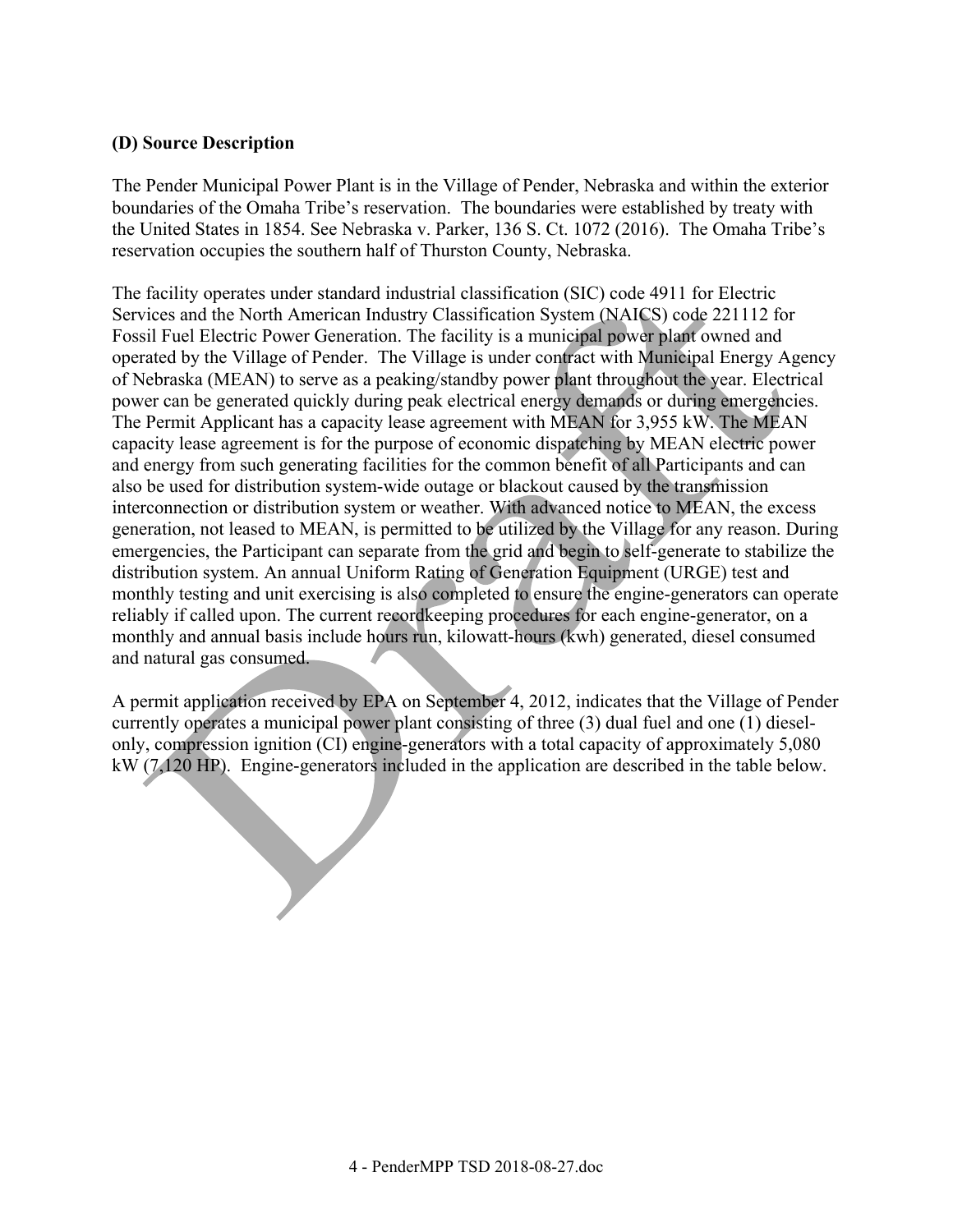**(D) Source Description**

The Pender Municipal Power Plant is in the Village of Pender, Nebraska and within the exterior boundaries of the Omaha Tribe's reservation. The boundaries were established by treaty with the United States in 1854. See Nebraska v. Parker, 136 S. Ct. 1072 (2016). The Omaha Tribe's reservation occupies the southern half of Thurston County, Nebraska.

The facility operates under standard industrial classification (SIC) code 4911 for Electric Services and the North American Industry Classification System (NAICS) code 221112 for Fossil Fuel Electric Power Generation. The facility is a municipal power plant owned and operated by the Village of Pender. The Village is under contract with Municipal Energy Agency of Nebraska (MEAN) to serve as a peaking/standby power plant throughout the year. Electrical power can be generated quickly during peak electrical energy demands or during emergencies. The Permit Applicant has a capacity lease agreement with MEAN for 3,955 kW. The MEAN capacity lease agreement is for the purpose of economic dispatching by MEAN electric power and energy from such generating facilities for the common benefit of all Participants and can also be used for distribution system-wide outage or blackout caused by the transmission interconnection or distribution system or weather. With advanced notice to MEAN, the excess generation, not leased to MEAN, is permitted to be utilized by the Village for any reason. During emergencies, the Participant can separate from the grid and begin to self-generate to stabilize the distribution system. An annual Uniform Rating of Generation Equipment (URGE) test and monthly testing and unit exercising is also completed to ensure the engine-generators can operate reliably if called upon. The current recordkeeping procedures for each engine-generator, on a monthly and annual basis include hours run, kilowatt-hours (kwh) generated, diesel consumed and natural gas consumed.

A permit application received by EPA on September 4, 2012, indicates that the Village of Pender currently operates a municipal power plant consisting of three (3) dual fuel and one (1) diesel-only, compression ignition (CI) engine-generators with a total capacity of approximately 5,080 kW (7,120 HP). Engine-generators included in the application are described in the table below.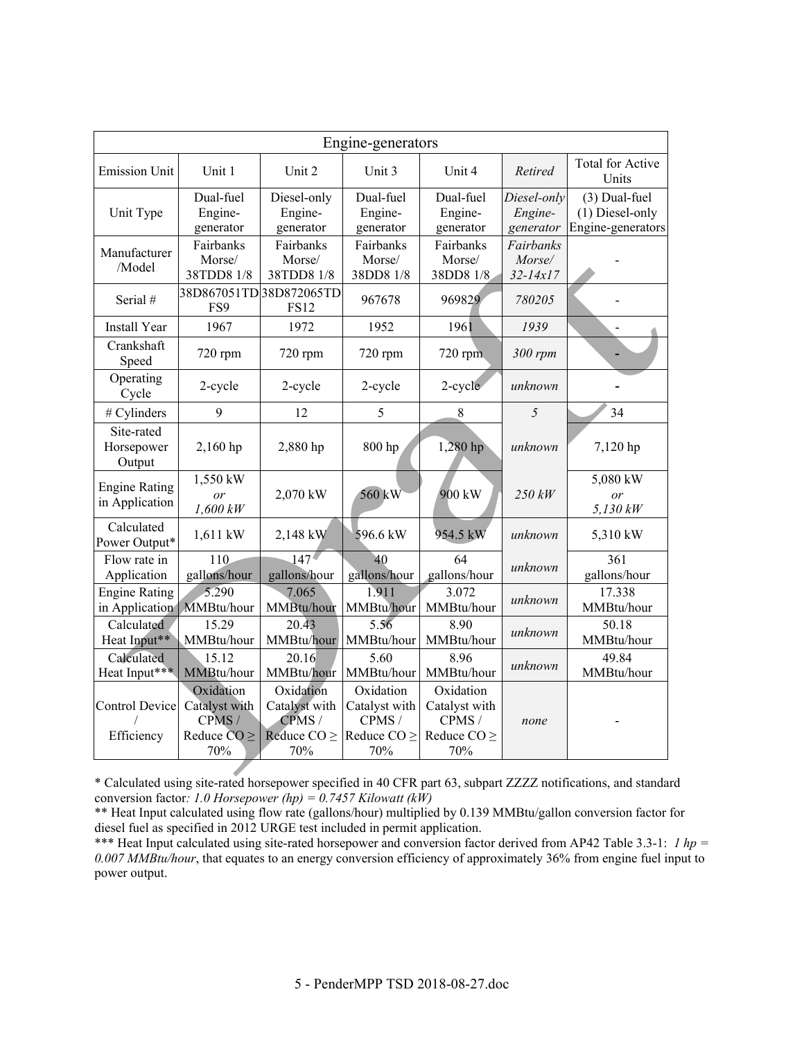| Engine-generators | | | | | | |
|---|---|---|---|---|---|---|
| Emission Unit | Unit 1 | Unit 2 | Unit 3 | Unit 4 | *Retired* | Total for Active Units |
| Unit Type | Dual-fuel Engine-generator | Diesel-only Engine-generator | Dual-fuel Engine-generator | Dual-fuel Engine-generator | *Diesel-only Engine-generator* | (3) Dual-fuel (1) Diesel-only Engine-generators |
| Manufacturer /Model | Fairbanks Morse/ 38TDD8 1/8 | Fairbanks Morse/ 38TDD8 1/8 | Fairbanks Morse/ 38DD8 1/8 | Fairbanks Morse/ 38DD8 1/8 | *Fairbanks Morse/ 32-14x17* | - |
| Serial # | 38D867051TD FS9 | 38D872065TD FS12 | 967678 | 969829 | *780205* | - |
| Install Year | 1967 | 1972 | 1952 | 1961 | *1939* | - |
| Crankshaft Speed | 720 rpm | 720 rpm | 720 rpm | 720 rpm | *300 rpm* | - |
| Operating Cycle | 2-cycle | 2-cycle | 2-cycle | 2-cycle | *unknown* | - |
| # Cylinders | 9 | 12 | 5 | 8 | *5* | 34 |
| Site-rated Horsepower Output | 2,160 hp | 2,880 hp | 800 hp | 1,280 hp | *unknown* | 7,120 hp |
| Engine Rating in Application | 1,550 kW *or* *1,600 kW* | 2,070 kW | 560 kW | 900 kW | *250 kW* | 5,080 kW *or* *5,130 kW* |
| Calculated Power Output* | 1,611 kW | 2,148 kW | 596.6 kW | 954.5 kW | *unknown* | 5,310 kW |
| Flow rate in Application | 110 gallons/hour | 147 gallons/hour | 40 gallons/hour | 64 gallons/hour | *unknown* | 361 gallons/hour |
| Engine Rating in Application | 5.290 MMBtu/hour | 7.065 MMBtu/hour | 1.911 MMBtu/hour | 3.072 MMBtu/hour | *unknown* | 17.338 MMBtu/hour |
| Calculated Heat Input** | 15.29 MMBtu/hour | 20.43 MMBtu/hour | 5.56 MMBtu/hour | 8.90 MMBtu/hour | *unknown* | 50.18 MMBtu/hour |
| Calculated Heat Input*** | 15.12 MMBtu/hour | 20.16 MMBtu/hour | 5.60 MMBtu/hour | 8.96 MMBtu/hour | *unknown* | 49.84 MMBtu/hour |
| Control Device / Efficiency | Oxidation Catalyst with CPMS / Reduce CO ≥ 70% | Oxidation Catalyst with CPMS / Reduce CO ≥ 70% | Oxidation Catalyst with CPMS / Reduce CO ≥ 70% | Oxidation Catalyst with CPMS / Reduce CO ≥ 70% | *none* | - |

\* Calculated using site-rated horsepower specified in 40 CFR part 63, subpart ZZZZ notifications, and standard conversion factor*: 1.0 Horsepower (hp) = 0.7457 Kilowatt (kW)*

\** Heat Input calculated using flow rate (gallons/hour) multiplied by 0.139 MMBtu/gallon conversion factor for diesel fuel as specified in 2012 URGE test included in permit application.

\*** Heat Input calculated using site-rated horsepower and conversion factor derived from AP42 Table 3.3-1: *1 hp = 0.007 MMBtu/hour*, that equates to an energy conversion efficiency of approximately 36% from engine fuel input to power output.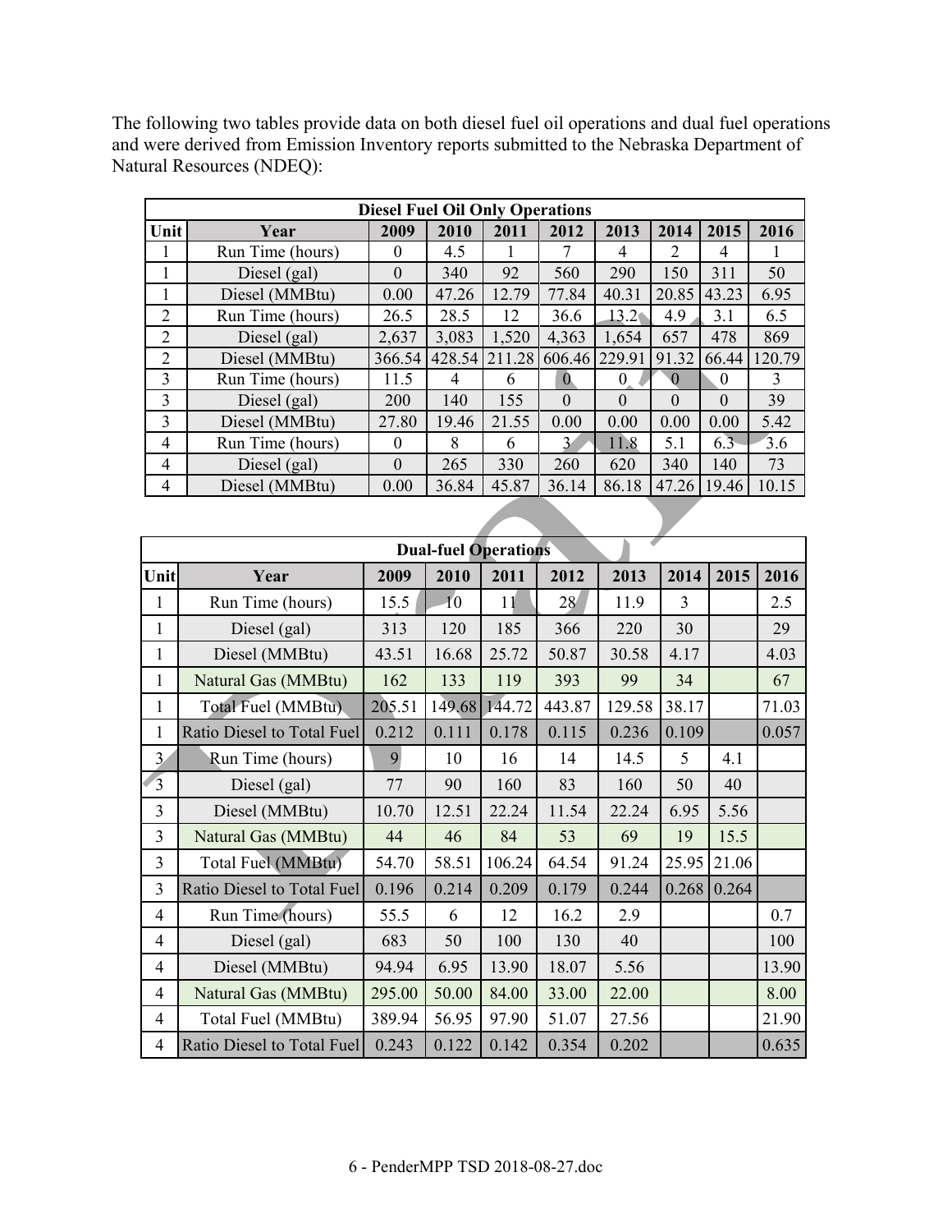The following two tables provide data on both diesel fuel oil operations and dual fuel operations and were derived from Emission Inventory reports submitted to the Nebraska Department of Natural Resources (NDEQ):

| Diesel Fuel Oil Only Operations | | | | | | | | | |
|---|---|---|---|---|---|---|---|---|---|
| Unit | Year | 2009 | 2010 | 2011 | 2012 | 2013 | 2014 | 2015 | 2016 |
| 1 | Run Time (hours) | 0 | 4.5 | 1 | 7 | 4 | 2 | 4 | 1 |
| 1 | Diesel (gal) | 0 | 340 | 92 | 560 | 290 | 150 | 311 | 50 |
| 1 | Diesel (MMBtu) | 0.00 | 47.26 | 12.79 | 77.84 | 40.31 | 20.85 | 43.23 | 6.95 |
| 2 | Run Time (hours) | 26.5 | 28.5 | 12 | 36.6 | 13.2 | 4.9 | 3.1 | 6.5 |
| 2 | Diesel (gal) | 2,637 | 3,083 | 1,520 | 4,363 | 1,654 | 657 | 478 | 869 |
| 2 | Diesel (MMBtu) | 366.54 | 428.54 | 211.28 | 606.46 | 229.91 | 91.32 | 66.44 | 120.79 |
| 3 | Run Time (hours) | 11.5 | 4 | 6 | 0 | 0 | 0 | 0 | 3 |
| 3 | Diesel (gal) | 200 | 140 | 155 | 0 | 0 | 0 | 0 | 39 |
| 3 | Diesel (MMBtu) | 27.80 | 19.46 | 21.55 | 0.00 | 0.00 | 0.00 | 0.00 | 5.42 |
| 4 | Run Time (hours) | 0 | 8 | 6 | 3 | 11.8 | 5.1 | 6.3 | 3.6 |
| 4 | Diesel (gal) | 0 | 265 | 330 | 260 | 620 | 340 | 140 | 73 |
| 4 | Diesel (MMBtu) | 0.00 | 36.84 | 45.87 | 36.14 | 86.18 | 47.26 | 19.46 | 10.15 |

| Dual-fuel Operations | | | | | | | | | |
|---|---|---|---|---|---|---|---|---|---|
| Unit | Year | 2009 | 2010 | 2011 | 2012 | 2013 | 2014 | 2015 | 2016 |
| 1 | Run Time (hours) | 15.5 | 10 | 11 | 28 | 11.9 | 3 | | 2.5 |
| 1 | Diesel (gal) | 313 | 120 | 185 | 366 | 220 | 30 | | 29 |
| 1 | Diesel (MMBtu) | 43.51 | 16.68 | 25.72 | 50.87 | 30.58 | 4.17 | | 4.03 |
| 1 | Natural Gas (MMBtu) | 162 | 133 | 119 | 393 | 99 | 34 | | 67 |
| 1 | Total Fuel (MMBtu) | 205.51 | 149.68 | 144.72 | 443.87 | 129.58 | 38.17 | | 71.03 |
| 1 | Ratio Diesel to Total Fuel | 0.212 | 0.111 | 0.178 | 0.115 | 0.236 | 0.109 | | 0.057 |
| 3 | Run Time (hours) | 9 | 10 | 16 | 14 | 14.5 | 5 | 4.1 | |
| 3 | Diesel (gal) | 77 | 90 | 160 | 83 | 160 | 50 | 40 | |
| 3 | Diesel (MMBtu) | 10.70 | 12.51 | 22.24 | 11.54 | 22.24 | 6.95 | 5.56 | |
| 3 | Natural Gas (MMBtu) | 44 | 46 | 84 | 53 | 69 | 19 | 15.5 | |
| 3 | Total Fuel (MMBtu) | 54.70 | 58.51 | 106.24 | 64.54 | 91.24 | 25.95 | 21.06 | |
| 3 | Ratio Diesel to Total Fuel | 0.196 | 0.214 | 0.209 | 0.179 | 0.244 | 0.268 | 0.264 | |
| 4 | Run Time (hours) | 55.5 | 6 | 12 | 16.2 | 2.9 | | | 0.7 |
| 4 | Diesel (gal) | 683 | 50 | 100 | 130 | 40 | | | 100 |
| 4 | Diesel (MMBtu) | 94.94 | 6.95 | 13.90 | 18.07 | 5.56 | | | 13.90 |
| 4 | Natural Gas (MMBtu) | 295.00 | 50.00 | 84.00 | 33.00 | 22.00 | | | 8.00 |
| 4 | Total Fuel (MMBtu) | 389.94 | 56.95 | 97.90 | 51.07 | 27.56 | | | 21.90 |
| 4 | Ratio Diesel to Total Fuel | 0.243 | 0.122 | 0.142 | 0.354 | 0.202 | | | 0.635 |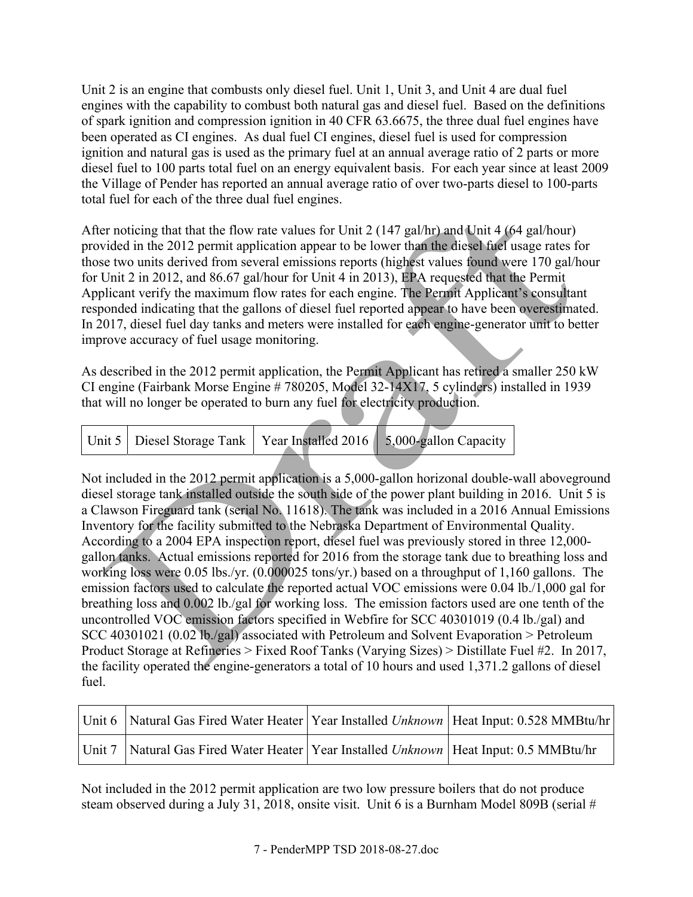Unit 2 is an engine that combusts only diesel fuel. Unit 1, Unit 3, and Unit 4 are dual fuel engines with the capability to combust both natural gas and diesel fuel. Based on the definitions of spark ignition and compression ignition in 40 CFR 63.6675, the three dual fuel engines have been operated as CI engines. As dual fuel CI engines, diesel fuel is used for compression ignition and natural gas is used as the primary fuel at an annual average ratio of 2 parts or more diesel fuel to 100 parts total fuel on an energy equivalent basis. For each year since at least 2009 the Village of Pender has reported an annual average ratio of over two-parts diesel to 100-parts total fuel for each of the three dual fuel engines.

After noticing that that the flow rate values for Unit 2 (147 gal/hr) and Unit 4 (64 gal/hour) provided in the 2012 permit application appear to be lower than the diesel fuel usage rates for those two units derived from several emissions reports (highest values found were 170 gal/hour for Unit 2 in 2012, and 86.67 gal/hour for Unit 4 in 2013), EPA requested that the Permit Applicant verify the maximum flow rates for each engine. The Permit Applicant's consultant responded indicating that the gallons of diesel fuel reported appear to have been overestimated. In 2017, diesel fuel day tanks and meters were installed for each engine-generator unit to better improve accuracy of fuel usage monitoring.

As described in the 2012 permit application, the Permit Applicant has retired a smaller 250 kW CI engine (Fairbank Morse Engine # 780205, Model 32-14X17, 5 cylinders) installed in 1939 that will no longer be operated to burn any fuel for electricity production.

| Unit 5 | Diesel Storage Tank | Year Installed 2016 | 5,000-gallon Capacity |
|---|---|---|---|

Not included in the 2012 permit application is a 5,000-gallon horizonal double-wall aboveground diesel storage tank installed outside the south side of the power plant building in 2016. Unit 5 is a Clawson Fireguard tank (serial No. 11618). The tank was included in a 2016 Annual Emissions Inventory for the facility submitted to the Nebraska Department of Environmental Quality. According to a 2004 EPA inspection report, diesel fuel was previously stored in three 12,000-gallon tanks. Actual emissions reported for 2016 from the storage tank due to breathing loss and working loss were 0.05 lbs./yr. (0.000025 tons/yr.) based on a throughput of 1,160 gallons. The emission factors used to calculate the reported actual VOC emissions were 0.04 lb./1,000 gal for breathing loss and 0.002 lb./gal for working loss. The emission factors used are one tenth of the uncontrolled VOC emission factors specified in Webfire for SCC 40301019 (0.4 lb./gal) and SCC 40301021 (0.02 lb./gal) associated with Petroleum and Solvent Evaporation > Petroleum Product Storage at Refineries > Fixed Roof Tanks (Varying Sizes) > Distillate Fuel #2. In 2017, the facility operated the engine-generators a total of 10 hours and used 1,371.2 gallons of diesel fuel.

| Unit 6 | Natural Gas Fired Water Heater | Year Installed *Unknown* | Heat Input: 0.528 MMBtu/hr |
|---|---|---|---|
| Unit 7 | Natural Gas Fired Water Heater | Year Installed *Unknown* | Heat Input: 0.5 MMBtu/hr |

Not included in the 2012 permit application are two low pressure boilers that do not produce steam observed during a July 31, 2018, onsite visit. Unit 6 is a Burnham Model 809B (serial #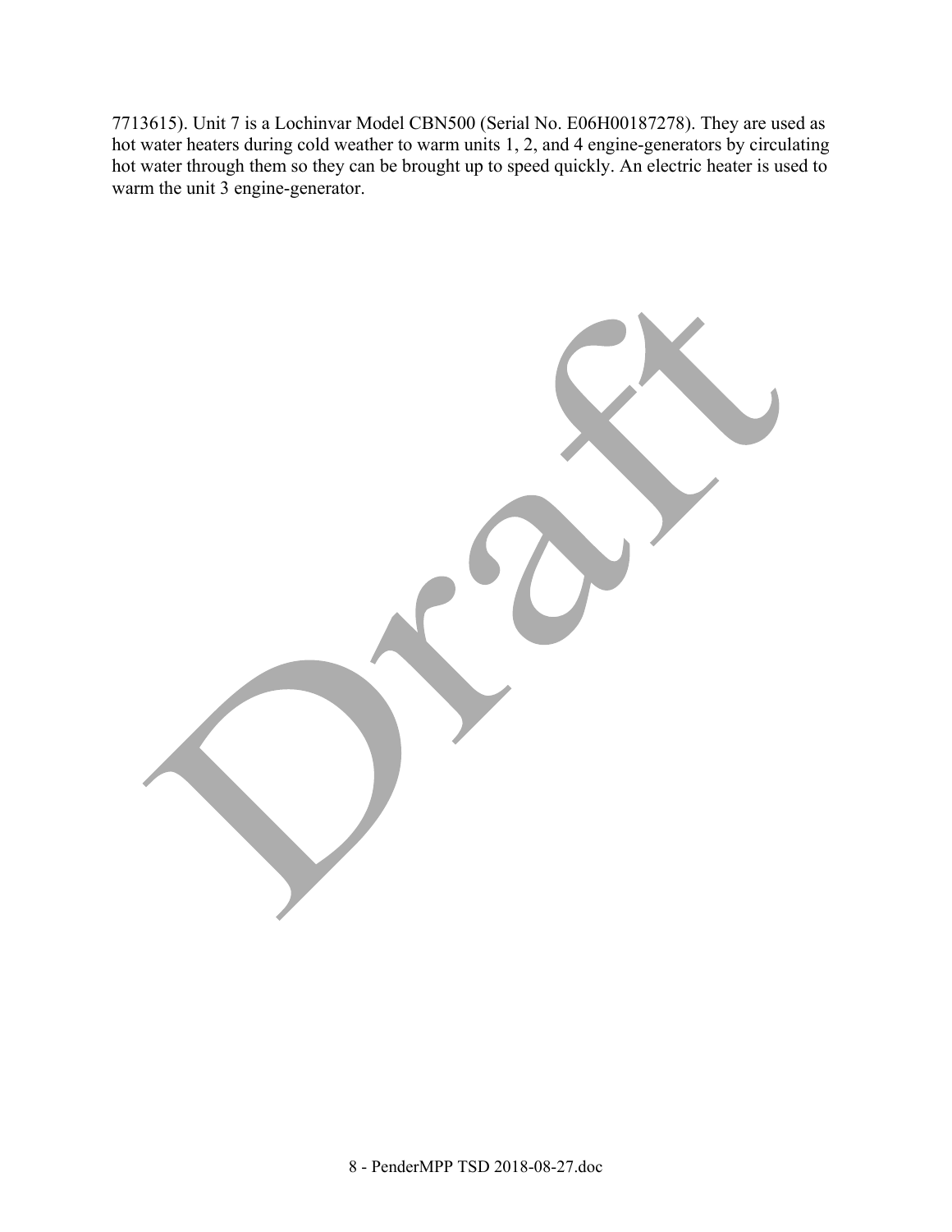7713615). Unit 7 is a Lochinvar Model CBN500 (Serial No. E06H00187278). They are used as hot water heaters during cold weather to warm units 1, 2, and 4 engine-generators by circulating hot water through them so they can be brought up to speed quickly. An electric heater is used to warm the unit 3 engine-generator.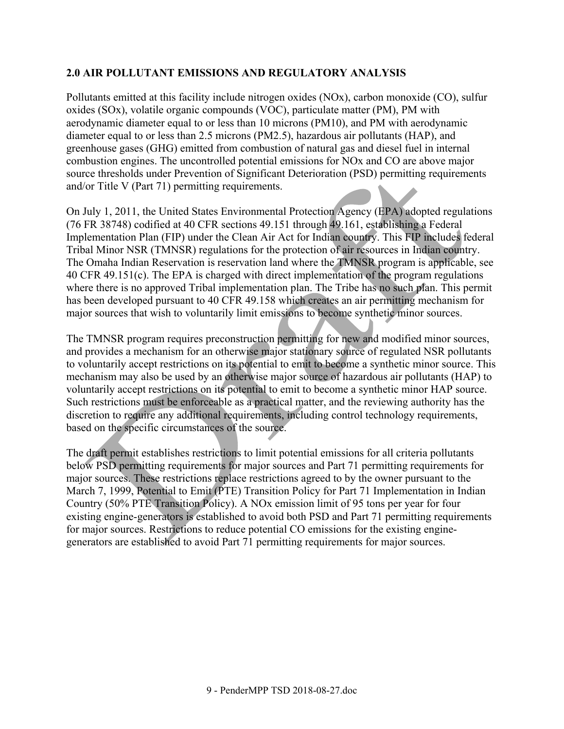## 2.0 AIR POLLUTANT EMISSIONS AND REGULATORY ANALYSIS

Pollutants emitted at this facility include nitrogen oxides (NOx), carbon monoxide (CO), sulfur oxides (SOx), volatile organic compounds (VOC), particulate matter (PM), PM with aerodynamic diameter equal to or less than 10 microns (PM10), and PM with aerodynamic diameter equal to or less than 2.5 microns (PM2.5), hazardous air pollutants (HAP), and greenhouse gases (GHG) emitted from combustion of natural gas and diesel fuel in internal combustion engines. The uncontrolled potential emissions for NOx and CO are above major source thresholds under Prevention of Significant Deterioration (PSD) permitting requirements and/or Title V (Part 71) permitting requirements.

On July 1, 2011, the United States Environmental Protection Agency (EPA) adopted regulations (76 FR 38748) codified at 40 CFR sections 49.151 through 49.161, establishing a Federal Implementation Plan (FIP) under the Clean Air Act for Indian country. This FIP includes federal Tribal Minor NSR (TMNSR) regulations for the protection of air resources in Indian country. The Omaha Indian Reservation is reservation land where the TMNSR program is applicable, see 40 CFR 49.151(c). The EPA is charged with direct implementation of the program regulations where there is no approved Tribal implementation plan. The Tribe has no such plan. This permit has been developed pursuant to 40 CFR 49.158 which creates an air permitting mechanism for major sources that wish to voluntarily limit emissions to become synthetic minor sources.

The TMNSR program requires preconstruction permitting for new and modified minor sources, and provides a mechanism for an otherwise major stationary source of regulated NSR pollutants to voluntarily accept restrictions on its potential to emit to become a synthetic minor source. This mechanism may also be used by an otherwise major source of hazardous air pollutants (HAP) to voluntarily accept restrictions on its potential to emit to become a synthetic minor HAP source. Such restrictions must be enforceable as a practical matter, and the reviewing authority has the discretion to require any additional requirements, including control technology requirements, based on the specific circumstances of the source.

The draft permit establishes restrictions to limit potential emissions for all criteria pollutants below PSD permitting requirements for major sources and Part 71 permitting requirements for major sources. These restrictions replace restrictions agreed to by the owner pursuant to the March 7, 1999, Potential to Emit (PTE) Transition Policy for Part 71 Implementation in Indian Country (50% PTE Transition Policy). A NOx emission limit of 95 tons per year for four existing engine-generators is established to avoid both PSD and Part 71 permitting requirements for major sources. Restrictions to reduce potential CO emissions for the existing engine-generators are established to avoid Part 71 permitting requirements for major sources.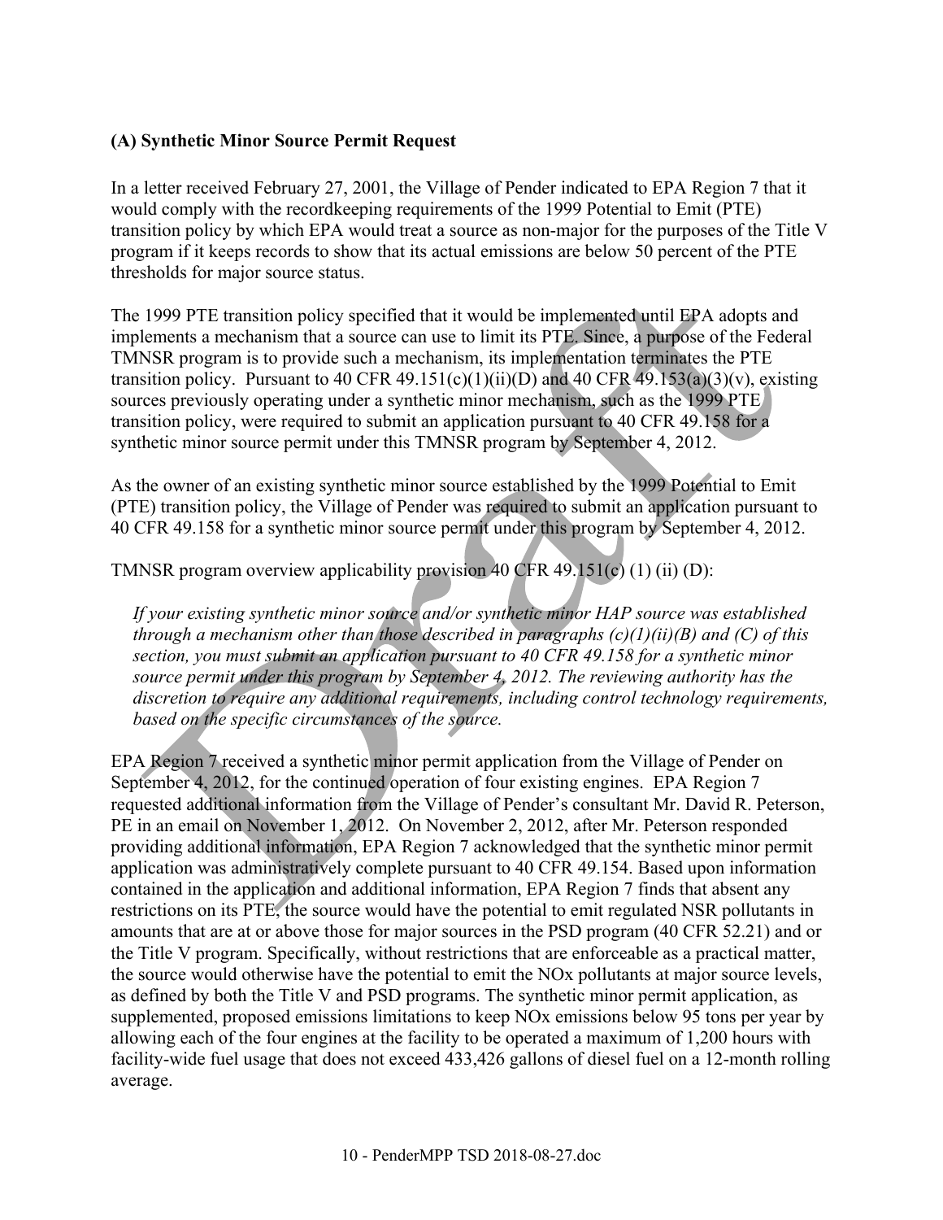### (A) Synthetic Minor Source Permit Request

In a letter received February 27, 2001, the Village of Pender indicated to EPA Region 7 that it would comply with the recordkeeping requirements of the 1999 Potential to Emit (PTE) transition policy by which EPA would treat a source as non-major for the purposes of the Title V program if it keeps records to show that its actual emissions are below 50 percent of the PTE thresholds for major source status.

The 1999 PTE transition policy specified that it would be implemented until EPA adopts and implements a mechanism that a source can use to limit its PTE. Since, a purpose of the Federal TMNSR program is to provide such a mechanism, its implementation terminates the PTE transition policy. Pursuant to 40 CFR 49.151(c)(1)(ii)(D) and 40 CFR 49.153(a)(3)(v), existing sources previously operating under a synthetic minor mechanism, such as the 1999 PTE transition policy, were required to submit an application pursuant to 40 CFR 49.158 for a synthetic minor source permit under this TMNSR program by September 4, 2012.

As the owner of an existing synthetic minor source established by the 1999 Potential to Emit (PTE) transition policy, the Village of Pender was required to submit an application pursuant to 40 CFR 49.158 for a synthetic minor source permit under this program by September 4, 2012.

TMNSR program overview applicability provision 40 CFR 49.151(c) (1) (ii) (D):

> *If your existing synthetic minor source and/or synthetic minor HAP source was established through a mechanism other than those described in paragraphs (c)(1)(ii)(B) and (C) of this section, you must submit an application pursuant to 40 CFR 49.158 for a synthetic minor source permit under this program by September 4, 2012. The reviewing authority has the discretion to require any additional requirements, including control technology requirements, based on the specific circumstances of the source.*

EPA Region 7 received a synthetic minor permit application from the Village of Pender on September 4, 2012, for the continued operation of four existing engines. EPA Region 7 requested additional information from the Village of Pender's consultant Mr. David R. Peterson, PE in an email on November 1, 2012. On November 2, 2012, after Mr. Peterson responded providing additional information, EPA Region 7 acknowledged that the synthetic minor permit application was administratively complete pursuant to 40 CFR 49.154. Based upon information contained in the application and additional information, EPA Region 7 finds that absent any restrictions on its PTE, the source would have the potential to emit regulated NSR pollutants in amounts that are at or above those for major sources in the PSD program (40 CFR 52.21) and or the Title V program. Specifically, without restrictions that are enforceable as a practical matter, the source would otherwise have the potential to emit the NOx pollutants at major source levels, as defined by both the Title V and PSD programs. The synthetic minor permit application, as supplemented, proposed emissions limitations to keep NOx emissions below 95 tons per year by allowing each of the four engines at the facility to be operated a maximum of 1,200 hours with facility-wide fuel usage that does not exceed 433,426 gallons of diesel fuel on a 12-month rolling average.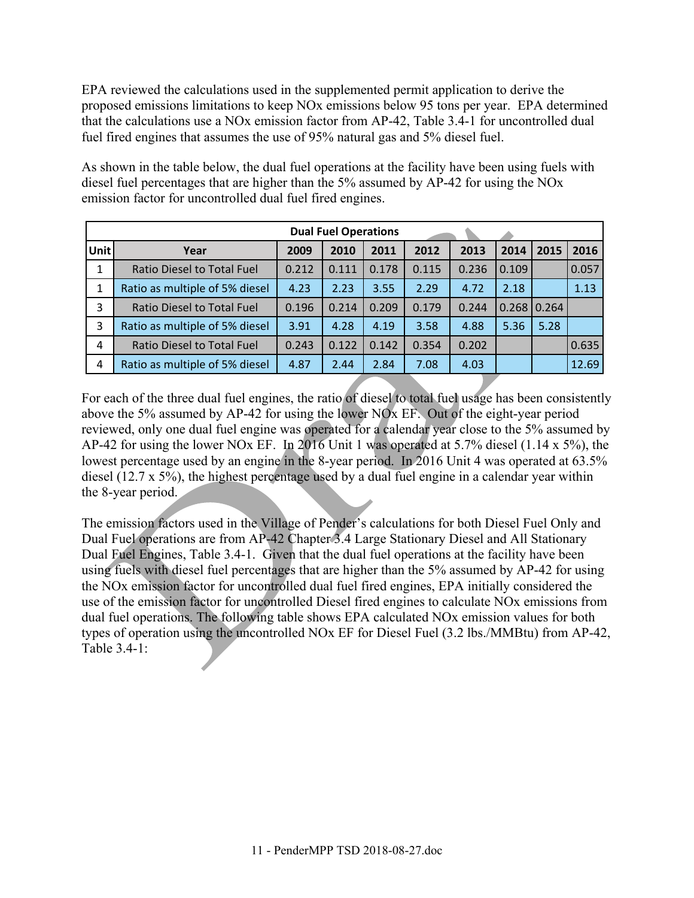EPA reviewed the calculations used in the supplemented permit application to derive the proposed emissions limitations to keep NOx emissions below 95 tons per year. EPA determined that the calculations use a NOx emission factor from AP-42, Table 3.4-1 for uncontrolled dual fuel fired engines that assumes the use of 95% natural gas and 5% diesel fuel.

As shown in the table below, the dual fuel operations at the facility have been using fuels with diesel fuel percentages that are higher than the 5% assumed by AP-42 for using the NOx emission factor for uncontrolled dual fuel fired engines.

| Dual Fuel Operations | | | | | | | | | |
|---|---|---|---|---|---|---|---|---|---|
| Unit | Year | 2009 | 2010 | 2011 | 2012 | 2013 | 2014 | 2015 | 2016 |
| 1 | Ratio Diesel to Total Fuel | 0.212 | 0.111 | 0.178 | 0.115 | 0.236 | 0.109 | | 0.057 |
| 1 | Ratio as multiple of 5% diesel | 4.23 | 2.23 | 3.55 | 2.29 | 4.72 | 2.18 | | 1.13 |
| 3 | Ratio Diesel to Total Fuel | 0.196 | 0.214 | 0.209 | 0.179 | 0.244 | 0.268 | 0.264 | |
| 3 | Ratio as multiple of 5% diesel | 3.91 | 4.28 | 4.19 | 3.58 | 4.88 | 5.36 | 5.28 | |
| 4 | Ratio Diesel to Total Fuel | 0.243 | 0.122 | 0.142 | 0.354 | 0.202 | | | 0.635 |
| 4 | Ratio as multiple of 5% diesel | 4.87 | 2.44 | 2.84 | 7.08 | 4.03 | | | 12.69 |

For each of the three dual fuel engines, the ratio of diesel to total fuel usage has been consistently above the 5% assumed by AP-42 for using the lower NOx EF. Out of the eight-year period reviewed, only one dual fuel engine was operated for a calendar year close to the 5% assumed by AP-42 for using the lower NOx EF. In 2016 Unit 1 was operated at 5.7% diesel (1.14 x 5%), the lowest percentage used by an engine in the 8-year period. In 2016 Unit 4 was operated at 63.5% diesel (12.7 x 5%), the highest percentage used by a dual fuel engine in a calendar year within the 8-year period.

The emission factors used in the Village of Pender's calculations for both Diesel Fuel Only and Dual Fuel operations are from AP-42 Chapter 3.4 Large Stationary Diesel and All Stationary Dual Fuel Engines, Table 3.4-1. Given that the dual fuel operations at the facility have been using fuels with diesel fuel percentages that are higher than the 5% assumed by AP-42 for using the NOx emission factor for uncontrolled dual fuel fired engines, EPA initially considered the use of the emission factor for uncontrolled Diesel fired engines to calculate NOx emissions from dual fuel operations. The following table shows EPA calculated NOx emission values for both types of operation using the uncontrolled NOx EF for Diesel Fuel (3.2 lbs./MMBtu) from AP-42, Table 3.4-1: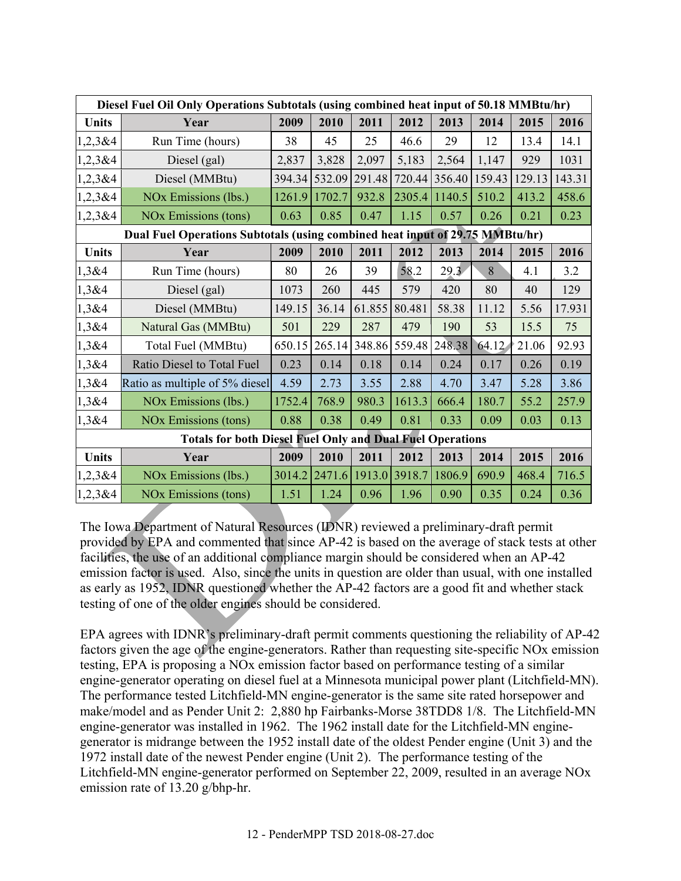| Diesel Fuel Oil Only Operations Subtotals (using combined heat input of 50.18 MMBtu/hr) | | | | | | | | | |
|---|---|---|---|---|---|---|---|---|---|
| **Units** | **Year** | **2009** | **2010** | **2011** | **2012** | **2013** | **2014** | **2015** | **2016** |
| 1,2,3&4 | Run Time (hours) | 38 | 45 | 25 | 46.6 | 29 | 12 | 13.4 | 14.1 |
| 1,2,3&4 | Diesel (gal) | 2,837 | 3,828 | 2,097 | 5,183 | 2,564 | 1,147 | 929 | 1031 |
| 1,2,3&4 | Diesel (MMBtu) | 394.34 | 532.09 | 291.48 | 720.44 | 356.40 | 159.43 | 129.13 | 143.31 |
| 1,2,3&4 | NOx Emissions (lbs.) | 1261.9 | 1702.7 | 932.8 | 2305.4 | 1140.5 | 510.2 | 413.2 | 458.6 |
| 1,2,3&4 | NOx Emissions (tons) | 0.63 | 0.85 | 0.47 | 1.15 | 0.57 | 0.26 | 0.21 | 0.23 |
| **Dual Fuel Operations Subtotals (using combined heat input of 29.75 MMBtu/hr)** | | | | | | | | | |
| **Units** | **Year** | **2009** | **2010** | **2011** | **2012** | **2013** | **2014** | **2015** | **2016** |
| 1,3&4 | Run Time (hours) | 80 | 26 | 39 | 58.2 | 29.3 | 8 | 4.1 | 3.2 |
| 1,3&4 | Diesel (gal) | 1073 | 260 | 445 | 579 | 420 | 80 | 40 | 129 |
| 1,3&4 | Diesel (MMBtu) | 149.15 | 36.14 | 61.855 | 80.481 | 58.38 | 11.12 | 5.56 | 17.931 |
| 1,3&4 | Natural Gas (MMBtu) | 501 | 229 | 287 | 479 | 190 | 53 | 15.5 | 75 |
| 1,3&4 | Total Fuel (MMBtu) | 650.15 | 265.14 | 348.86 | 559.48 | 248.38 | 64.12 | 21.06 | 92.93 |
| 1,3&4 | Ratio Diesel to Total Fuel | 0.23 | 0.14 | 0.18 | 0.14 | 0.24 | 0.17 | 0.26 | 0.19 |
| 1,3&4 | Ratio as multiple of 5% diesel | 4.59 | 2.73 | 3.55 | 2.88 | 4.70 | 3.47 | 5.28 | 3.86 |
| 1,3&4 | NOx Emissions (lbs.) | 1752.4 | 768.9 | 980.3 | 1613.3 | 666.4 | 180.7 | 55.2 | 257.9 |
| 1,3&4 | NOx Emissions (tons) | 0.88 | 0.38 | 0.49 | 0.81 | 0.33 | 0.09 | 0.03 | 0.13 |
| **Totals for both Diesel Fuel Only and Dual Fuel Operations** | | | | | | | | | |
| **Units** | **Year** | **2009** | **2010** | **2011** | **2012** | **2013** | **2014** | **2015** | **2016** |
| 1,2,3&4 | NOx Emissions (lbs.) | 3014.2 | 2471.6 | 1913.0 | 3918.7 | 1806.9 | 690.9 | 468.4 | 716.5 |
| 1,2,3&4 | NOx Emissions (tons) | 1.51 | 1.24 | 0.96 | 1.96 | 0.90 | 0.35 | 0.24 | 0.36 |

The Iowa Department of Natural Resources (IDNR) reviewed a preliminary-draft permit provided by EPA and commented that since AP-42 is based on the average of stack tests at other facilities, the use of an additional compliance margin should be considered when an AP-42 emission factor is used. Also, since the units in question are older than usual, with one installed as early as 1952, IDNR questioned whether the AP-42 factors are a good fit and whether stack testing of one of the older engines should be considered.

EPA agrees with IDNR's preliminary-draft permit comments questioning the reliability of AP-42 factors given the age of the engine-generators. Rather than requesting site-specific NOx emission testing, EPA is proposing a NOx emission factor based on performance testing of a similar engine-generator operating on diesel fuel at a Minnesota municipal power plant (Litchfield-MN). The performance tested Litchfield-MN engine-generator is the same site rated horsepower and make/model and as Pender Unit 2: 2,880 hp Fairbanks-Morse 38TDD8 1/8. The Litchfield-MN engine-generator was installed in 1962. The 1962 install date for the Litchfield-MN engine-generator is midrange between the 1952 install date of the oldest Pender engine (Unit 3) and the 1972 install date of the newest Pender engine (Unit 2). The performance testing of the Litchfield-MN engine-generator performed on September 22, 2009, resulted in an average NOx emission rate of 13.20 g/bhp-hr.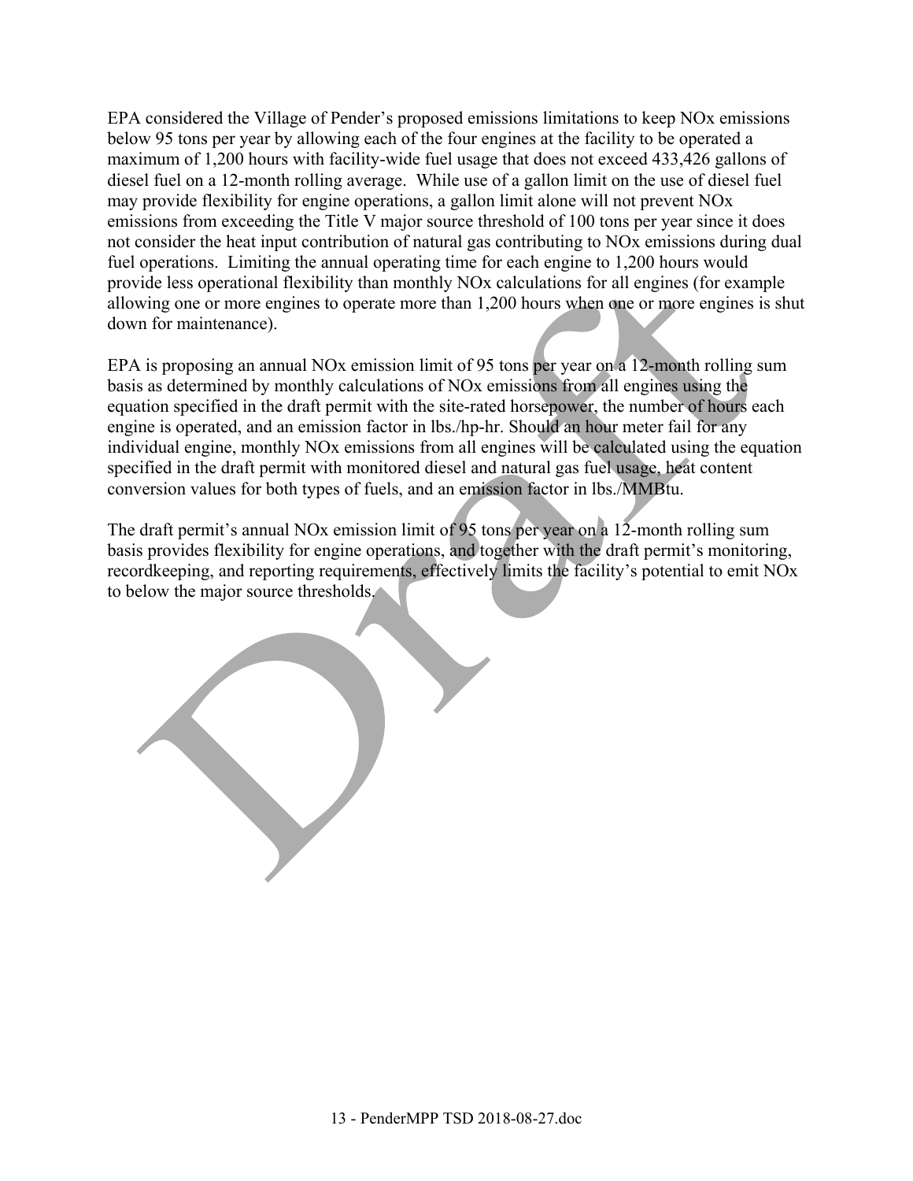EPA considered the Village of Pender's proposed emissions limitations to keep NOx emissions below 95 tons per year by allowing each of the four engines at the facility to be operated a maximum of 1,200 hours with facility-wide fuel usage that does not exceed 433,426 gallons of diesel fuel on a 12-month rolling average. While use of a gallon limit on the use of diesel fuel may provide flexibility for engine operations, a gallon limit alone will not prevent NOx emissions from exceeding the Title V major source threshold of 100 tons per year since it does not consider the heat input contribution of natural gas contributing to NOx emissions during dual fuel operations. Limiting the annual operating time for each engine to 1,200 hours would provide less operational flexibility than monthly NOx calculations for all engines (for example allowing one or more engines to operate more than 1,200 hours when one or more engines is shut down for maintenance).

EPA is proposing an annual NOx emission limit of 95 tons per year on a 12-month rolling sum basis as determined by monthly calculations of NOx emissions from all engines using the equation specified in the draft permit with the site-rated horsepower, the number of hours each engine is operated, and an emission factor in lbs./hp-hr. Should an hour meter fail for any individual engine, monthly NOx emissions from all engines will be calculated using the equation specified in the draft permit with monitored diesel and natural gas fuel usage, heat content conversion values for both types of fuels, and an emission factor in lbs./MMBtu.

The draft permit's annual NOx emission limit of 95 tons per year on a 12-month rolling sum basis provides flexibility for engine operations, and together with the draft permit's monitoring, recordkeeping, and reporting requirements, effectively limits the facility's potential to emit NOx to below the major source thresholds.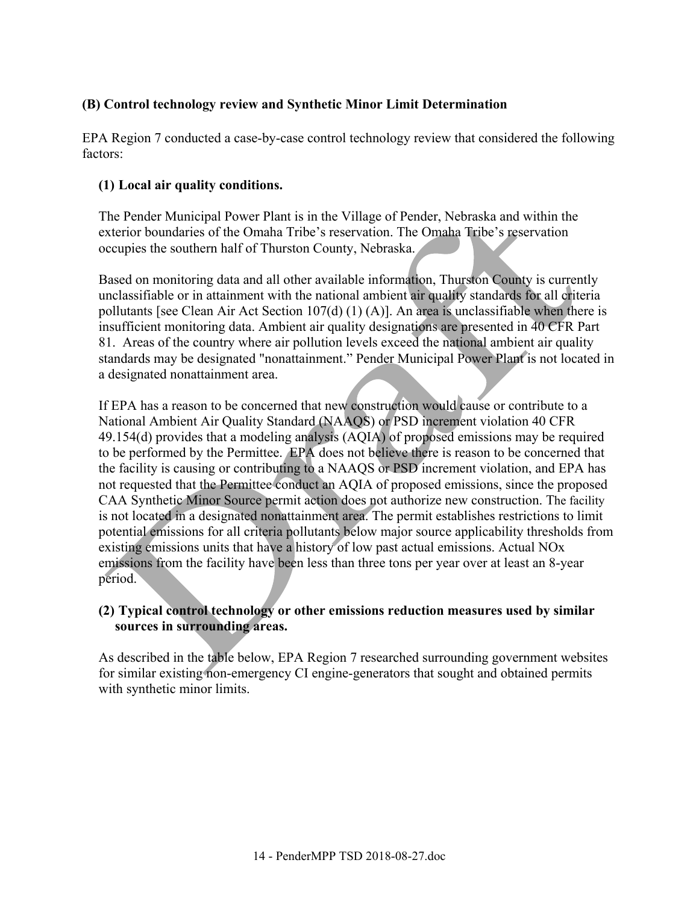### (B) Control technology review and Synthetic Minor Limit Determination

EPA Region 7 conducted a case-by-case control technology review that considered the following factors:

#### (1) Local air quality conditions.

The Pender Municipal Power Plant is in the Village of Pender, Nebraska and within the exterior boundaries of the Omaha Tribe's reservation. The Omaha Tribe's reservation occupies the southern half of Thurston County, Nebraska.

Based on monitoring data and all other available information, Thurston County is currently unclassifiable or in attainment with the national ambient air quality standards for all criteria pollutants [see Clean Air Act Section 107(d) (1) (A)]. An area is unclassifiable when there is insufficient monitoring data. Ambient air quality designations are presented in 40 CFR Part 81. Areas of the country where air pollution levels exceed the national ambient air quality standards may be designated "nonattainment." Pender Municipal Power Plant is not located in a designated nonattainment area.

If EPA has a reason to be concerned that new construction would cause or contribute to a National Ambient Air Quality Standard (NAAQS) or PSD increment violation 40 CFR 49.154(d) provides that a modeling analysis (AQIA) of proposed emissions may be required to be performed by the Permittee. EPA does not believe there is reason to be concerned that the facility is causing or contributing to a NAAQS or PSD increment violation, and EPA has not requested that the Permittee conduct an AQIA of proposed emissions, since the proposed CAA Synthetic Minor Source permit action does not authorize new construction. The facility is not located in a designated nonattainment area. The permit establishes restrictions to limit potential emissions for all criteria pollutants below major source applicability thresholds from existing emissions units that have a history of low past actual emissions. Actual NOx emissions from the facility have been less than three tons per year over at least an 8-year period.

#### (2) Typical control technology or other emissions reduction measures used by similar sources in surrounding areas.

As described in the table below, EPA Region 7 researched surrounding government websites for similar existing non-emergency CI engine-generators that sought and obtained permits with synthetic minor limits.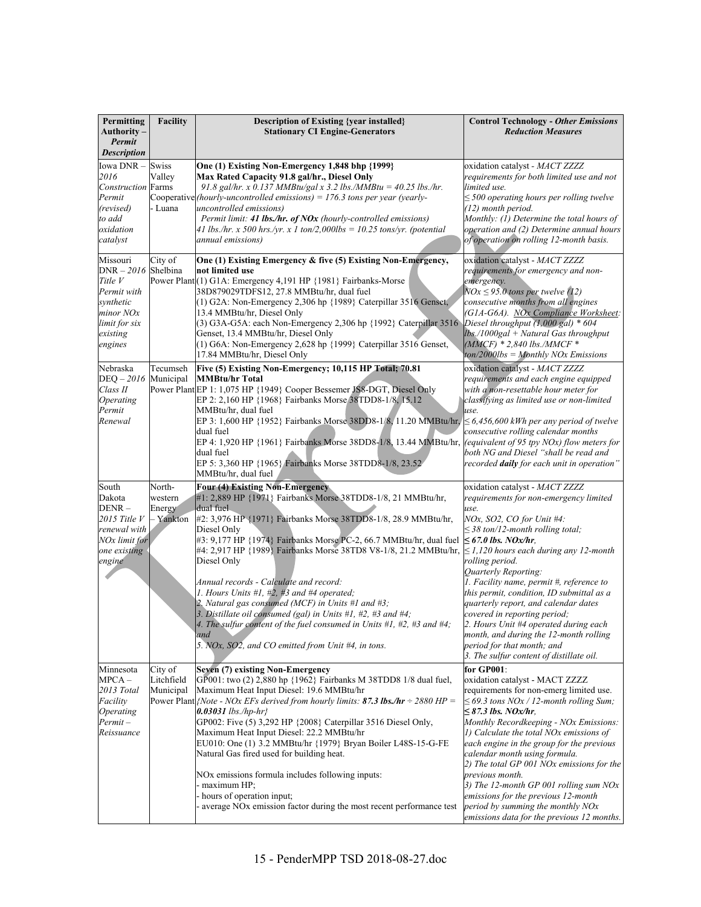| Permitting Authority – *Permit Description* | Facility | Description of Existing {year installed} Stationary CI Engine-Generators | Control Technology - *Other Emissions Reduction Measures* |
|---|---|---|---|
| Iowa DNR – *2016 Construction Permit (revised) to add oxidation catalyst* | Swiss Valley Farms Cooperative - Luana | **One (1) Existing Non-Emergency 1,848 bhp {1999} Max Rated Capacity 91.8 gal/hr., Diesel Only** *91.8 gal/hr. x 0.137 MMBtu/gal x 3.2 lbs./MMBtu = 40.25 lbs./hr. (hourly-uncontrolled emissions) = 176.3 tons per year (yearly-uncontrolled emissions)* *Permit limit: **41 lbs./hr. of NOx** (hourly-controlled emissions) 41 lbs./hr. x 500 hrs./yr. x 1 ton/2,000lbs = 10.25 tons/yr. (potential annual emissions)* | oxidation catalyst - *MACT ZZZZ requirements for both limited use and not limited use. ≤ 500 operating hours per rolling twelve (12) month period. Monthly: (1) Determine the total hours of operation and (2) Determine annual hours of operation on rolling 12-month basis.* |
| Missouri DNR – *2016 Title V Permit with synthetic minor NOx limit for six existing engines* | City of Shelbina Power Plant | **One (1) Existing Emergency & five (5) Existing Non-Emergency, not limited use** (1) G1A: Emergency 4,191 HP {1981} Fairbanks-Morse 38D879029TDFS12, 27.8 MMBtu/hr, dual fuel (1) G2A: Non-Emergency 2,306 hp {1989} Caterpillar 3516 Genset, 13.4 MMBtu/hr, Diesel Only (3) G3A-G5A: each Non-Emergency 2,306 hp {1992} Caterpillar 3516 Genset, 13.4 MMBtu/hr, Diesel Only (1) G6A: Non-Emergency 2,628 hp {1999} Caterpillar 3516 Genset, 17.84 MMBtu/hr, Diesel Only | oxidation catalyst - *MACT ZZZZ requirements for emergency and non-emergency. NOx ≤ 95.0 tons per twelve (12) consecutive months from all engines (G1A-G6A). <u>NOx Compliance Worksheet</u>: Diesel throughput (1,000 gal) * 604 lbs./1000gal + Natural Gas throughput (MMCF) * 2,840 lbs./MMCF * ton/2000lbs = Monthly NOx Emissions* |
| Nebraska DEQ – *2016 Class II Operating Permit Renewal* | Tecumseh Municipal Power Plant | **Five (5) Existing Non-Emergency; 10,115 HP Total; 70.81 MMBtu/hr Total** EP 1: 1,075 HP {1949} Cooper Bessemer JS8-DGT, Diesel Only EP 2: 2,160 HP {1968} Fairbanks Morse 38TDD8-1/8, 15.12 MMBtu/hr, dual fuel EP 3: 1,600 HP {1952} Fairbanks Morse 38DD8-1/8, 11.20 MMBtu/hr, dual fuel EP 4: 1,920 HP {1961} Fairbanks Morse 38DD8-1/8, 13.44 MMBtu/hr, dual fuel EP 5: 3,360 HP {1965} Fairbanks Morse 38TDD8-1/8, 23.52 MMBtu/hr, dual fuel | oxidation catalyst - *MACT ZZZZ requirements and each engine equipped with a non-resettable hour meter for classifying as limited use or non-limited use. ≤ 6,456,600 kWh per any period of twelve consecutive rolling calendar months (equivalent of 95 tpy NOx) flow meters for both NG and Diesel "shall be read and recorded **daily** for each unit in operation"* |
| South Dakota DENR – *2015 Title V renewal with NOx limit for one existing engine* | North-western Energy – Yankton | **Four (4) Existing Non-Emergency** #1: 2,889 HP {1971} Fairbanks Morse 38TDD8-1/8, 21 MMBtu/hr, dual fuel #2: 3,976 HP {1971} Fairbanks Morse 38TDD8-1/8, 28.9 MMBtu/hr, Diesel Only #3: 9,177 HP {1974} Fairbanks Morse PC-2, 66.7 MMBtu/hr, dual fuel #4: 2,917 HP {1989} Fairbanks Morse 38TD8 V8-1/8, 21.2 MMBtu/hr, Diesel Only<br><br>*Annual records - Calculate and record: 1. Hours Units #1, #2, #3 and #4 operated; 2. Natural gas consumed (MCF) in Units #1 and #3; 3. Distillate oil consumed (gal) in Units #1, #2, #3 and #4; 4. The sulfur content of the fuel consumed in Units #1, #2, #3 and #4; and 5. NOx, SO2, and CO emitted from Unit #4, in tons.* | oxidation catalyst - *MACT ZZZZ requirements for non-emergency limited use. NOx, SO2, CO for Unit #4: ≤ 38 ton/12-month rolling total;* ***≤ 67.0 lbs. NOx/hr,*** *≤ 1,120 hours each during any 12-month rolling period. Quarterly Reporting: 1. Facility name, permit #, reference to this permit, condition, ID submittal as a quarterly report, and calendar dates covered in reporting period; 2. Hours Unit #4 operated during each month, and during the 12-month rolling period for that month; and 3. The sulfur content of distillate oil.* |
| Minnesota MPCA – *2013 Total Facility Operating Permit – Reissuance* | City of Litchfield Municipal Power Plant | **Seven (7) existing Non-Emergency** GP001: two (2) 2,880 hp {1962} Fairbanks M 38TDD8 1/8 dual fuel, Maximum Heat Input Diesel: 19.6 MMBtu/hr *{Note - NOx EFs derived from hourly limits: **87.3 lbs./hr** ÷ 2880 HP = **0.03031** lbs./hp-hr}* GP002: Five (5) 3,292 HP {2008} Caterpillar 3516 Diesel Only, Maximum Heat Input Diesel: 22.2 MMBtu/hr EU010: One (1) 3.2 MMBtu/hr {1979} Bryan Boiler L48S-15-G-FE Natural Gas fired used for building heat.<br><br>NOx emissions formula includes following inputs: - maximum HP; - hours of operation input; - average NOx emission factor during the most recent performance test | **for GP001**: oxidation catalyst - MACT ZZZZ requirements for non-emerg limited use. *≤ 69.3 tons NOx / 12-month rolling Sum;* ***≤ 87.3 lbs. NOx/hr,*** *Monthly Recordkeeping - NOx Emissions: 1) Calculate the total NOx emissions of each engine in the group for the previous calendar month using formula. 2) The total GP 001 NOx emissions for the previous month. 3) The 12-month GP 001 rolling sum NOx emissions for the previous 12-month period by summing the monthly NOx emissions data for the previous 12 months.* |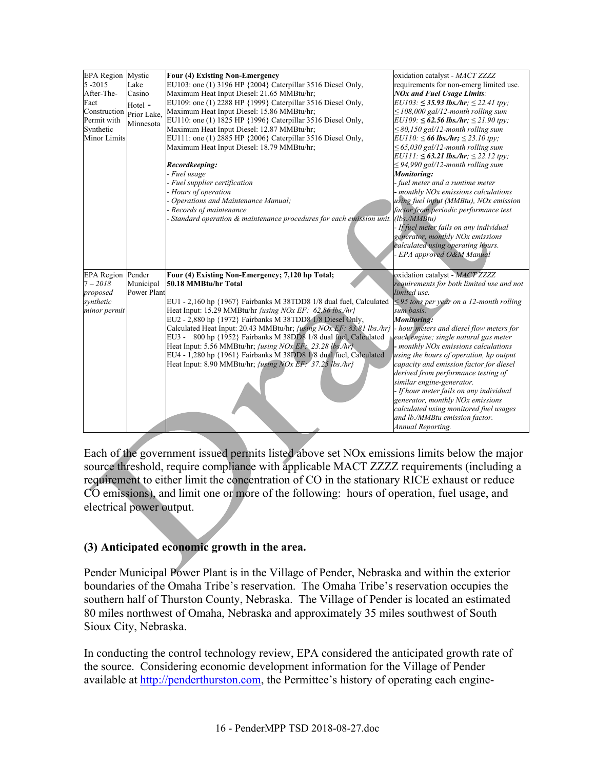| EPA Region 5 -2015 After-The-Fact Construction Permit with Synthetic Minor Limits | Mystic Lake Casino Hotel - Prior Lake, Minnesota | **Four (4) Existing Non-Emergency**<br>EU103: one (1) 3196 HP {2004} Caterpillar 3516 Diesel Only, Maximum Heat Input Diesel: 21.65 MMBtu/hr;<br>EU109: one (1) 2288 HP {1999} Caterpillar 3516 Diesel Only, Maximum Heat Input Diesel: 15.86 MMBtu/hr;<br>EU110: one (1) 1825 HP {1996} Caterpillar 3516 Diesel Only, Maximum Heat Input Diesel: 12.87 MMBtu/hr;<br>EU111: one (1) 2885 HP {2006} Caterpillar 3516 Diesel Only, Maximum Heat Input Diesel: 18.79 MMBtu/hr;<br><br>***Recordkeeping:***<br>*- Fuel usage*<br>*- Fuel supplier certification*<br>*- Hours of operation*<br>*- Operations and Maintenance Manual;*<br>*- Records of maintenance*<br>*- Standard operation & maintenance procedures for each emission unit.* | oxidation catalyst - *MACT ZZZZ* requirements for non-emerg limited use.<br>***NOx and Fuel Usage Limits:***<br>*EU103:* ***≤ 35.93 lbs./hr****; ≤ 22.41 tpy; ≤ 108,000 gal/12-month rolling sum*<br>*EU109:* ***≤ 62.56 lbs./hr****; ≤ 21.90 tpy; ≤ 80,150 gal/12-month rolling sum*<br>*EU110: ≤* ***66 lbs./hr;*** *≤ 23.10 tpy; ≤ 65,030 gal/12-month rolling sum*<br>*EU111:* ***≤ 63.21 lbs./hr****; ≤ 22.12 tpy; ≤ 94,990 gal/12-month rolling sum*<br>***Monitoring:***<br>*- fuel meter and a runtime meter*<br>*- monthly NOx emissions calculations using fuel input (MMBtu), NOx emission factor from periodic performance test (lbs./MMBtu)*<br>*- If fuel meter fails on any individual generator, monthly NOx emissions calculated using operating hours.*<br>*- EPA approved O&M Manual* |
|---|---|---|---|
| EPA Region *7 – 2018 proposed synthetic minor permit* | Pender Municipal Power Plant | **Four (4) Existing Non-Emergency; 7,120 hp Total; 50.18 MMBtu/hr Total**<br><br>EU1 - 2,160 hp {1967} Fairbanks M 38TDD8 1/8 dual fuel, Calculated Heat Input: 15.29 MMBtu/hr *{using NOx EF: 62.86 lbs./hr}*<br>EU2 - 2,880 hp {1972} Fairbanks M 38TDD8 1/8 Diesel Only, Calculated Heat Input: 20.43 MMBtu/hr; *{using NOx EF: 83.81 lbs./hr}*<br>EU3 - 800 hp {1952} Fairbanks M 38DD8 1/8 dual fuel, Calculated Heat Input: 5.56 MMBtu/hr; *{using NOx EF: 23.28 lbs./hr}*<br>EU4 - 1,280 hp {1961} Fairbanks M 38DD8 1/8 dual fuel, Calculated Heat Input: 8.90 MMBtu/hr; *{using NOx EF: 37.25 lbs./hr}* | oxidation catalyst - *MACT ZZZZ requirements for both limited use and not limited use.*<br>*≤ 95 tons per year on a 12-month rolling sum basis.*<br>***Monitoring:***<br>*- hour meters and diesel flow meters for each engine; single natural gas meter*<br>*- monthly NOx emissions calculations using the hours of operation, hp output capacity and emission factor for diesel derived from performance testing of similar engine-generator.*<br>*- If hour meter fails on any individual generator, monthly NOx emissions calculated using monitored fuel usages and lb./MMBtu emission factor.*<br>*Annual Reporting.* |

Each of the government issued permits listed above set NOx emissions limits below the major source threshold, require compliance with applicable MACT ZZZZ requirements (including a requirement to either limit the concentration of CO in the stationary RICE exhaust or reduce CO emissions), and limit one or more of the following: hours of operation, fuel usage, and electrical power output.

### (3) Anticipated economic growth in the area.

Pender Municipal Power Plant is in the Village of Pender, Nebraska and within the exterior boundaries of the Omaha Tribe's reservation. The Omaha Tribe's reservation occupies the southern half of Thurston County, Nebraska. The Village of Pender is located an estimated 80 miles northwest of Omaha, Nebraska and approximately 35 miles southwest of South Sioux City, Nebraska.

In conducting the control technology review, EPA considered the anticipated growth rate of the source. Considering economic development information for the Village of Pender available at http://penderthurston.com, the Permittee's history of operating each engine-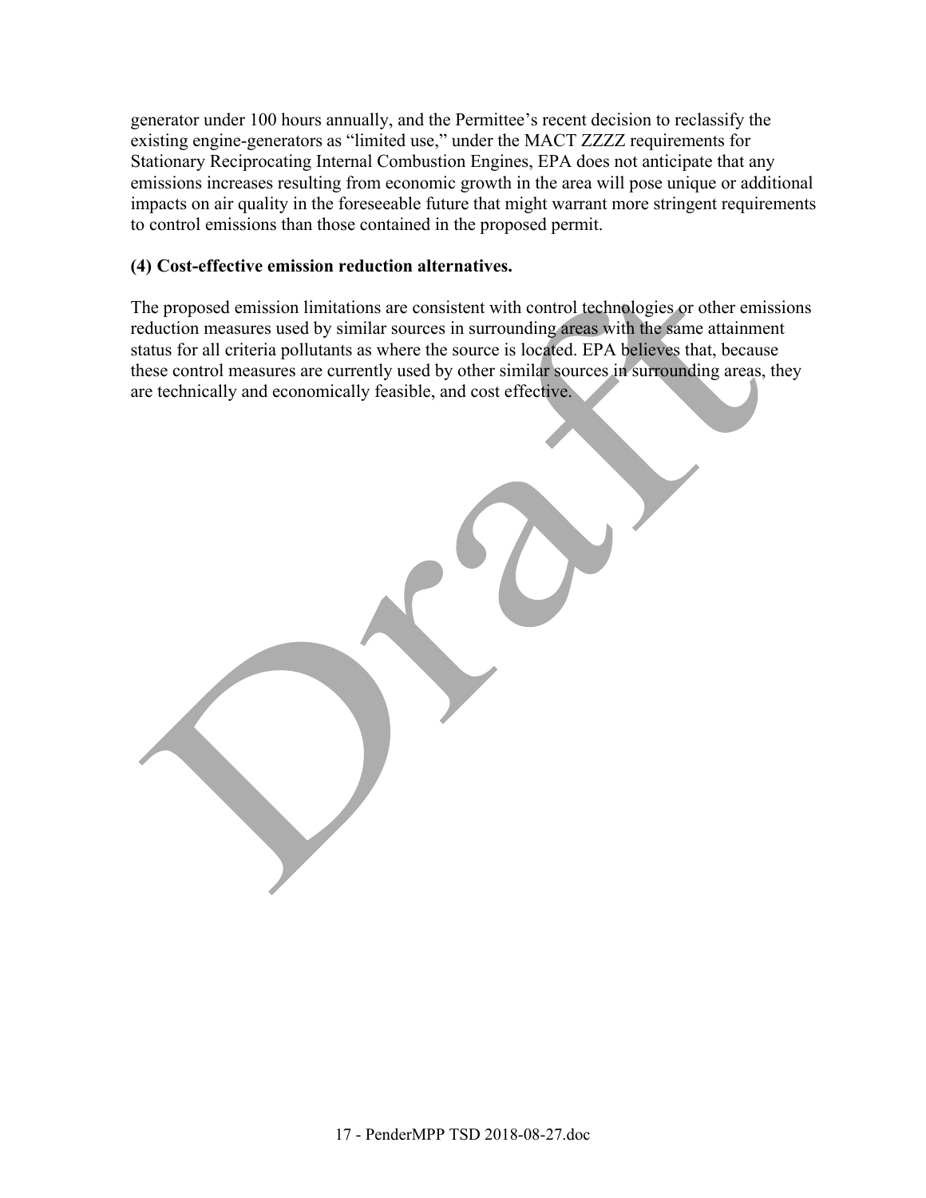generator under 100 hours annually, and the Permittee's recent decision to reclassify the existing engine-generators as "limited use," under the MACT ZZZZ requirements for Stationary Reciprocating Internal Combustion Engines, EPA does not anticipate that any emissions increases resulting from economic growth in the area will pose unique or additional impacts on air quality in the foreseeable future that might warrant more stringent requirements to control emissions than those contained in the proposed permit.

**(4) Cost-effective emission reduction alternatives.**

The proposed emission limitations are consistent with control technologies or other emissions reduction measures used by similar sources in surrounding areas with the same attainment status for all criteria pollutants as where the source is located. EPA believes that, because these control measures are currently used by other similar sources in surrounding areas, they are technically and economically feasible, and cost effective.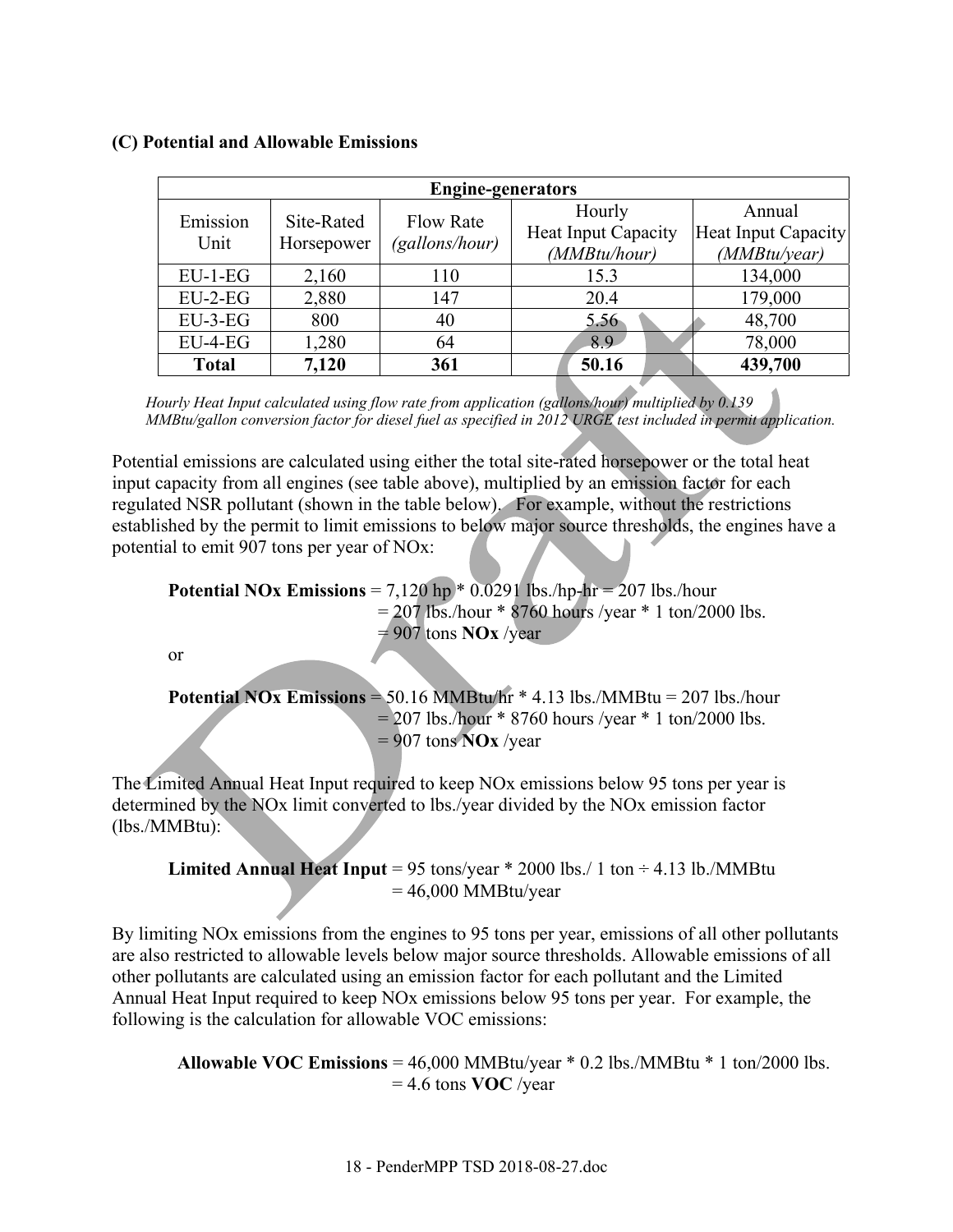### (C) Potential and Allowable Emissions

| Engine-generators | | | | |
|---|---|---|---|---|
| Emission Unit | Site-Rated Horsepower | Flow Rate *(gallons/hour)* | Hourly Heat Input Capacity *(MMBtu/hour)* | Annual Heat Input Capacity *(MMBtu/year)* |
| EU-1-EG | 2,160 | 110 | 15.3 | 134,000 |
| EU-2-EG | 2,880 | 147 | 20.4 | 179,000 |
| EU-3-EG | 800 | 40 | 5.56 | 48,700 |
| EU-4-EG | 1,280 | 64 | 8.9 | 78,000 |
| **Total** | **7,120** | **361** | **50.16** | **439,700** |

*Hourly Heat Input calculated using flow rate from application (gallons/hour) multiplied by 0.139 MMBtu/gallon conversion factor for diesel fuel as specified in 2012 URGE test included in permit application.*

Potential emissions are calculated using either the total site-rated horsepower or the total heat input capacity from all engines (see table above), multiplied by an emission factor for each regulated NSR pollutant (shown in the table below). For example, without the restrictions established by the permit to limit emissions to below major source thresholds, the engines have a potential to emit 907 tons per year of NOx:

**Potential NOx Emissions** = 7,120 hp * 0.0291 lbs./hp-hr = 207 lbs./hour
= 207 lbs./hour * 8760 hours /year * 1 ton/2000 lbs.
= 907 tons **NOx** /year

or

**Potential NOx Emissions** = 50.16 MMBtu/hr * 4.13 lbs./MMBtu = 207 lbs./hour
= 207 lbs./hour * 8760 hours /year * 1 ton/2000 lbs.
= 907 tons **NOx** /year

The Limited Annual Heat Input required to keep NOx emissions below 95 tons per year is determined by the NOx limit converted to lbs./year divided by the NOx emission factor (lbs./MMBtu):

**Limited Annual Heat Input** = 95 tons/year * 2000 lbs./ 1 ton ÷ 4.13 lb./MMBtu
= 46,000 MMBtu/year

By limiting NOx emissions from the engines to 95 tons per year, emissions of all other pollutants are also restricted to allowable levels below major source thresholds. Allowable emissions of all other pollutants are calculated using an emission factor for each pollutant and the Limited Annual Heat Input required to keep NOx emissions below 95 tons per year. For example, the following is the calculation for allowable VOC emissions:

**Allowable VOC Emissions** = 46,000 MMBtu/year * 0.2 lbs./MMBtu * 1 ton/2000 lbs.
= 4.6 tons **VOC** /year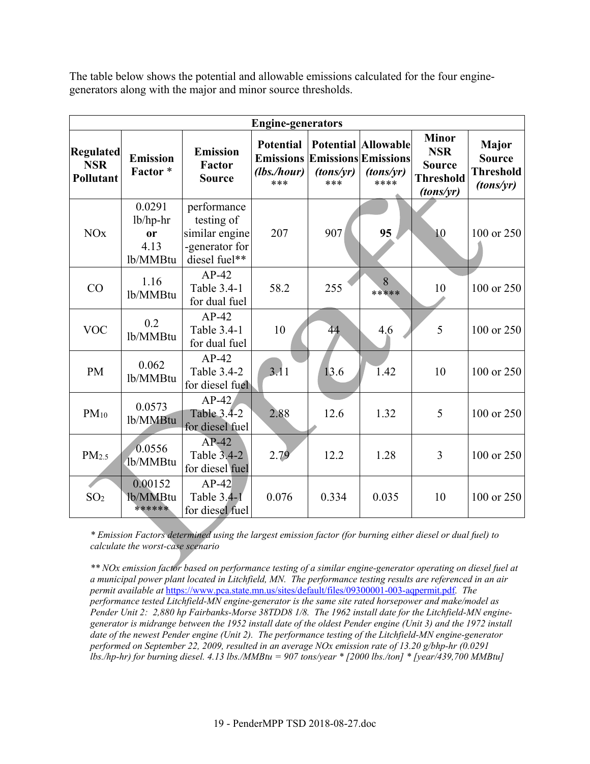The table below shows the potential and allowable emissions calculated for the four engine-generators along with the major and minor source thresholds.

| Engine-generators | | | | | | | |
|---|---|---|---|---|---|---|---|
| **Regulated NSR Pollutant** | **Emission Factor** * | **Emission Factor Source** | **Potential Emissions *(lbs./hour)*** *** | **Potential Emissions *(tons/yr)*** *** | **Allowable Emissions *(tons/yr)*** **** | **Minor NSR Source Threshold *(tons/yr)*** | **Major Source Threshold *(tons/yr)*** |
| NOx | 0.0291 lb/hp-hr **or** 4.13 lb/MMBtu | performance testing of similar engine-generator for diesel fuel** | 207 | 907 | **95** | 10 | 100 or 250 |
| CO | 1.16 lb/MMBtu | AP-42 Table 3.4-1 for dual fuel | 58.2 | 255 | 8 ***** | 10 | 100 or 250 |
| VOC | 0.2 lb/MMBtu | AP-42 Table 3.4-1 for dual fuel | 10 | 44 | 4.6 | 5 | 100 or 250 |
| PM | 0.062 lb/MMBtu | AP-42 Table 3.4-2 for diesel fuel | 3.11 | 13.6 | 1.42 | 10 | 100 or 250 |
| $PM_{10}$ | 0.0573 lb/MMBtu | AP-42 Table 3.4-2 for diesel fuel | 2.88 | 12.6 | 1.32 | 5 | 100 or 250 |
| $PM_{2.5}$ | 0.0556 lb/MMBtu | AP-42 Table 3.4-2 for diesel fuel | 2.79 | 12.2 | 1.28 | 3 | 100 or 250 |
| $SO_2$ | 0.00152 lb/MMBtu ****** | AP-42 Table 3.4-1 for diesel fuel | 0.076 | 0.334 | 0.035 | 10 | 100 or 250 |

*\* Emission Factors determined using the largest emission factor (for burning either diesel or dual fuel) to calculate the worst-case scenario*

*\*\* NOx emission factor based on performance testing of a similar engine-generator operating on diesel fuel at a municipal power plant located in Litchfield, MN. The performance testing results are referenced in an air permit available at* https://www.pca.state.mn.us/sites/default/files/09300001-003-aqpermit.pdf. *The performance tested Litchfield-MN engine-generator is the same site rated horsepower and make/model as Pender Unit 2: 2,880 hp Fairbanks-Morse 38TDD8 1/8. The 1962 install date for the Litchfield-MN engine-generator is midrange between the 1952 install date of the oldest Pender engine (Unit 3) and the 1972 install date of the newest Pender engine (Unit 2). The performance testing of the Litchfield-MN engine-generator performed on September 22, 2009, resulted in an average NOx emission rate of 13.20 g/bhp-hr (0.0291 lbs./hp-hr) for burning diesel. 4.13 lbs./MMBtu = 907 tons/year * [2000 lbs./ton] * [year/439,700 MMBtu]*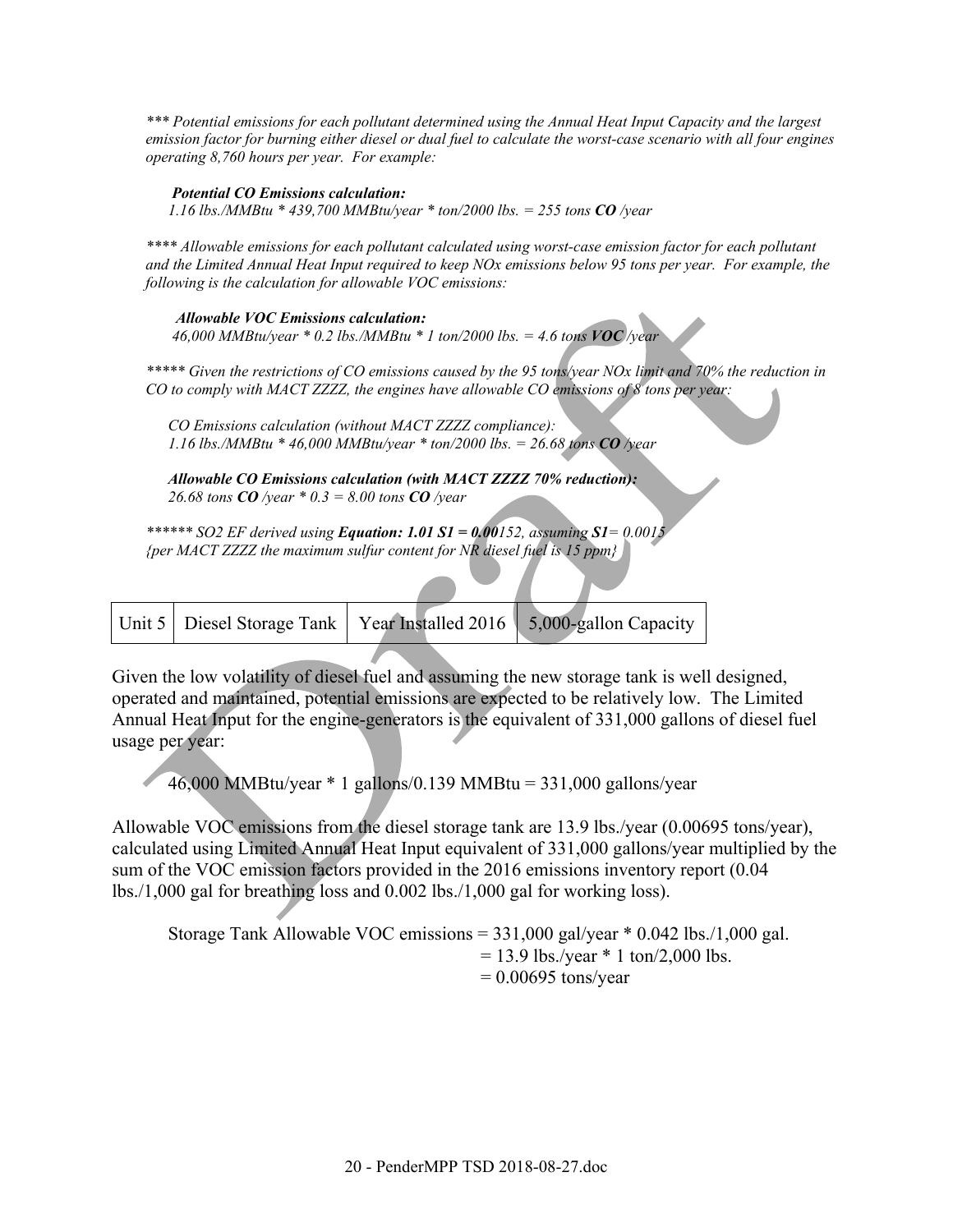*\*\*\* Potential emissions for each pollutant determined using the Annual Heat Input Capacity and the largest emission factor for burning either diesel or dual fuel to calculate the worst-case scenario with all four engines operating 8,760 hours per year. For example:*

***Potential CO Emissions calculation:***
*1.16 lbs./MMBtu * 439,700 MMBtu/year * ton/2000 lbs. = 255 tons **CO** /year*

*\*\*\*\* Allowable emissions for each pollutant calculated using worst-case emission factor for each pollutant and the Limited Annual Heat Input required to keep NOx emissions below 95 tons per year. For example, the following is the calculation for allowable VOC emissions:*

***Allowable VOC Emissions calculation:***
*46,000 MMBtu/year * 0.2 lbs./MMBtu * 1 ton/2000 lbs. = 4.6 tons **VOC** /year*

*\*\*\*\*\* Given the restrictions of CO emissions caused by the 95 tons/year NOx limit and 70% the reduction in CO to comply with MACT ZZZZ, the engines have allowable CO emissions of 8 tons per year:*

*CO Emissions calculation (without MACT ZZZZ compliance):*
*1.16 lbs./MMBtu * 46,000 MMBtu/year * ton/2000 lbs. = 26.68 tons **CO** /year*

***Allowable CO Emissions calculation (with MACT ZZZZ 70% reduction):***
*26.68 tons **CO** /year * 0.3 = 8.00 tons **CO** /year*

*\*\*\*\*\*\* SO2 EF derived using **Equation: 1.01 S1 = 0.00**152, assuming **S1**= 0.0015 {per MACT ZZZZ the maximum sulfur content for NR diesel fuel is 15 ppm}*

| Unit 5 | Diesel Storage Tank | Year Installed 2016 | 5,000-gallon Capacity |
|---|---|---|---|

Given the low volatility of diesel fuel and assuming the new storage tank is well designed, operated and maintained, potential emissions are expected to be relatively low. The Limited Annual Heat Input for the engine-generators is the equivalent of 331,000 gallons of diesel fuel usage per year:

46,000 MMBtu/year * 1 gallons/0.139 MMBtu = 331,000 gallons/year

Allowable VOC emissions from the diesel storage tank are 13.9 lbs./year (0.00695 tons/year), calculated using Limited Annual Heat Input equivalent of 331,000 gallons/year multiplied by the sum of the VOC emission factors provided in the 2016 emissions inventory report (0.04 lbs./1,000 gal for breathing loss and 0.002 lbs./1,000 gal for working loss).

Storage Tank Allowable VOC emissions = 331,000 gal/year * 0.042 lbs./1,000 gal.
= 13.9 lbs./year * 1 ton/2,000 lbs.
= 0.00695 tons/year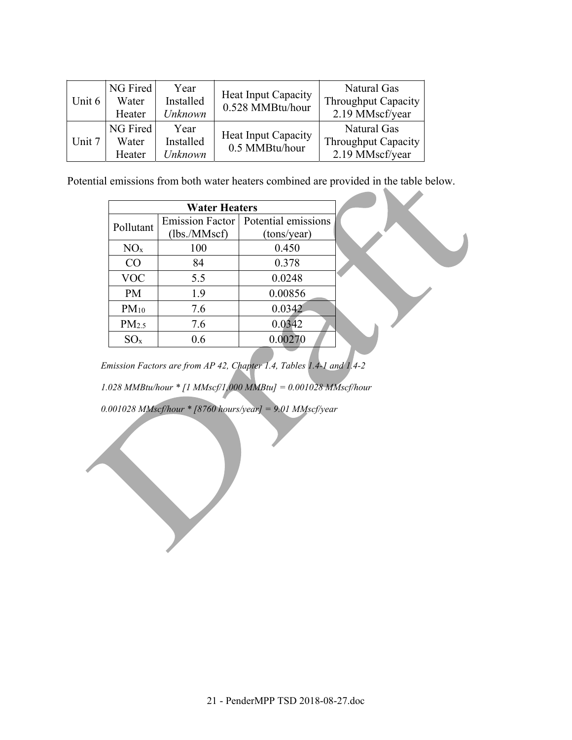| Unit 6 | NG Fired Water Heater | Year Installed *Unknown* | Heat Input Capacity 0.528 MMBtu/hour | Natural Gas Throughput Capacity 2.19 MMscf/year |
|---|---|---|---|---|
| Unit 7 | NG Fired Water Heater | Year Installed *Unknown* | Heat Input Capacity 0.5 MMBtu/hour | Natural Gas Throughput Capacity 2.19 MMscf/year |

Potential emissions from both water heaters combined are provided in the table below.

| **Water Heaters** | | |
|---|---|---|
| Pollutant | Emission Factor (lbs./MMscf) | Potential emissions (tons/year) |
| $NO_x$ | 100 | 0.450 |
| CO | 84 | 0.378 |
| VOC | 5.5 | 0.0248 |
| PM | 1.9 | 0.00856 |
| $PM_{10}$ | 7.6 | 0.0342 |
| $PM_{2.5}$ | 7.6 | 0.0342 |
| $SO_x$ | 0.6 | 0.00270 |

*Emission Factors are from AP 42, Chapter 1.4, Tables 1.4-1 and 1.4-2*

*1.028 MMBtu/hour * [1 MMscf/1,000 MMBtu] = 0.001028 MMscf/hour*

*0.001028 MMscf/hour * [8760 hours/year] = 9.01 MMscf/year*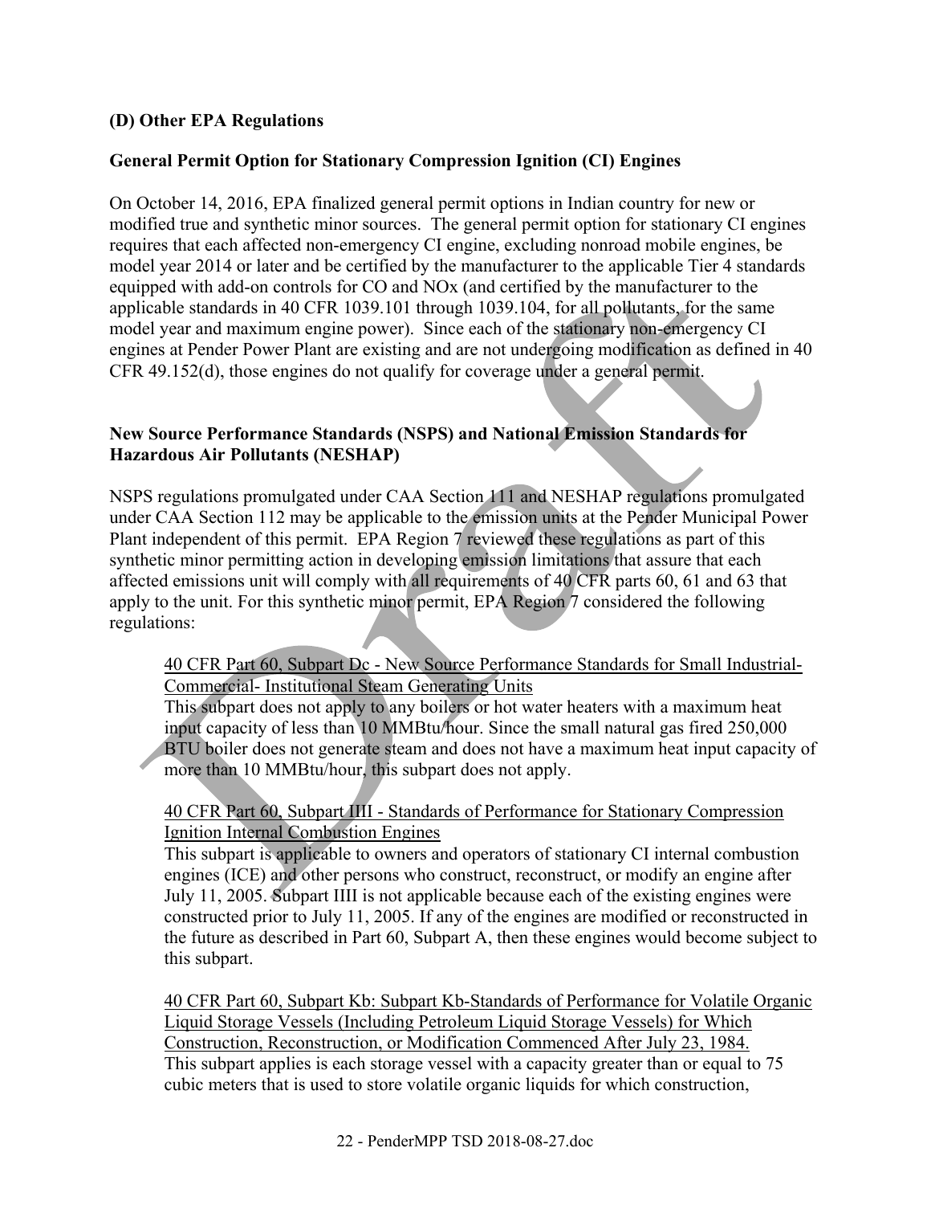**(D) Other EPA Regulations**

**General Permit Option for Stationary Compression Ignition (CI) Engines**

On October 14, 2016, EPA finalized general permit options in Indian country for new or modified true and synthetic minor sources. The general permit option for stationary CI engines requires that each affected non-emergency CI engine, excluding nonroad mobile engines, be model year 2014 or later and be certified by the manufacturer to the applicable Tier 4 standards equipped with add-on controls for CO and NOx (and certified by the manufacturer to the applicable standards in 40 CFR 1039.101 through 1039.104, for all pollutants, for the same model year and maximum engine power). Since each of the stationary non-emergency CI engines at Pender Power Plant are existing and are not undergoing modification as defined in 40 CFR 49.152(d), those engines do not qualify for coverage under a general permit.

**New Source Performance Standards (NSPS) and National Emission Standards for Hazardous Air Pollutants (NESHAP)**

NSPS regulations promulgated under CAA Section 111 and NESHAP regulations promulgated under CAA Section 112 may be applicable to the emission units at the Pender Municipal Power Plant independent of this permit. EPA Region 7 reviewed these regulations as part of this synthetic minor permitting action in developing emission limitations that assure that each affected emissions unit will comply with all requirements of 40 CFR parts 60, 61 and 63 that apply to the unit. For this synthetic minor permit, EPA Region 7 considered the following regulations:

<u>40 CFR Part 60, Subpart Dc - New Source Performance Standards for Small Industrial-Commercial- Institutional Steam Generating Units</u>
This subpart does not apply to any boilers or hot water heaters with a maximum heat input capacity of less than 10 MMBtu/hour. Since the small natural gas fired 250,000 BTU boiler does not generate steam and does not have a maximum heat input capacity of more than 10 MMBtu/hour, this subpart does not apply.

<u>40 CFR Part 60, Subpart IIII - Standards of Performance for Stationary Compression Ignition Internal Combustion Engines</u>
This subpart is applicable to owners and operators of stationary CI internal combustion engines (ICE) and other persons who construct, reconstruct, or modify an engine after July 11, 2005. Subpart IIII is not applicable because each of the existing engines were constructed prior to July 11, 2005. If any of the engines are modified or reconstructed in the future as described in Part 60, Subpart A, then these engines would become subject to this subpart.

<u>40 CFR Part 60, Subpart Kb: Subpart Kb-Standards of Performance for Volatile Organic Liquid Storage Vessels (Including Petroleum Liquid Storage Vessels) for Which Construction, Reconstruction, or Modification Commenced After July 23, 1984.</u>
This subpart applies is each storage vessel with a capacity greater than or equal to 75 cubic meters that is used to store volatile organic liquids for which construction,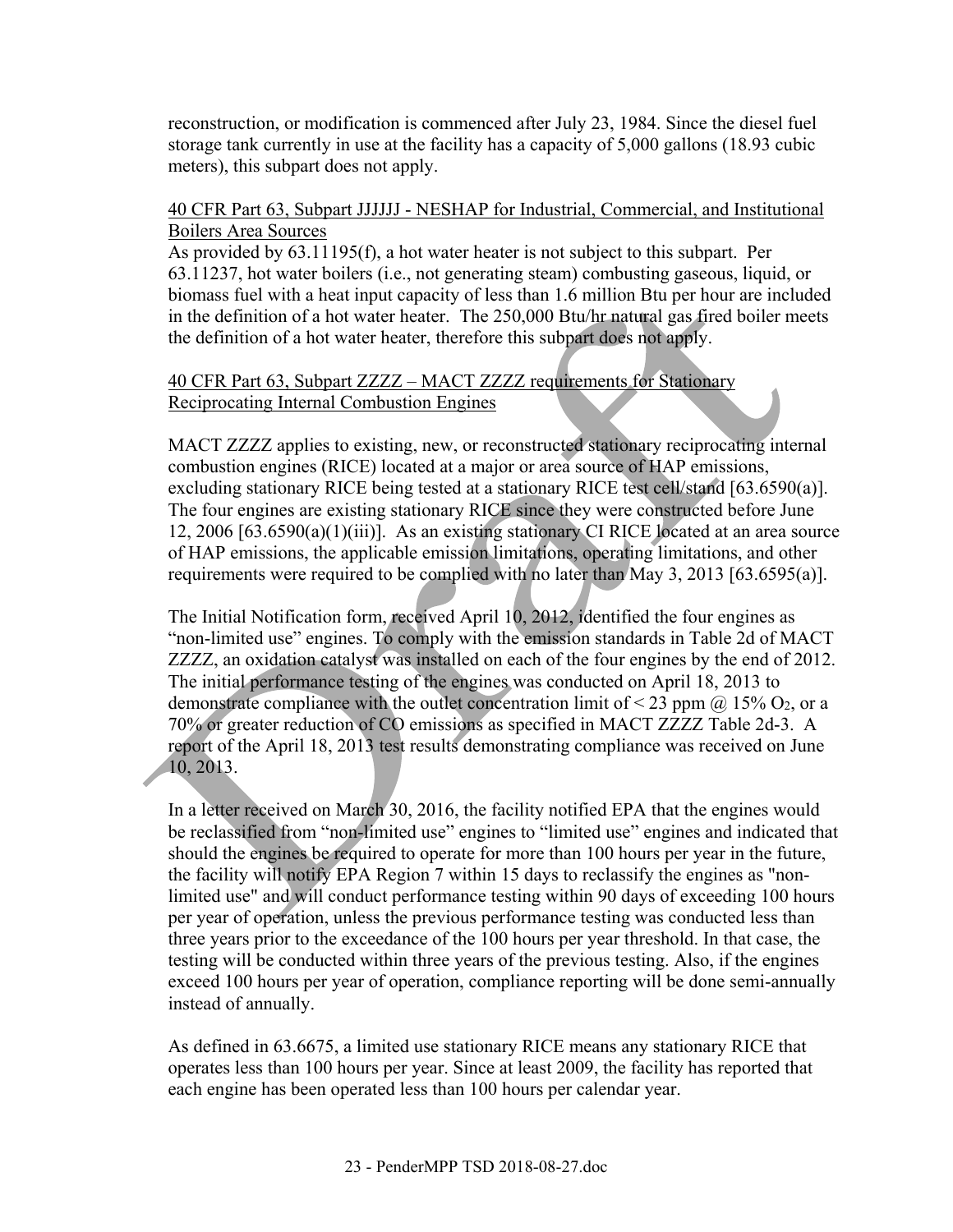reconstruction, or modification is commenced after July 23, 1984. Since the diesel fuel storage tank currently in use at the facility has a capacity of 5,000 gallons (18.93 cubic meters), this subpart does not apply.

40 CFR Part 63, Subpart JJJJJJ - NESHAP for Industrial, Commercial, and Institutional Boilers Area Sources

As provided by 63.11195(f), a hot water heater is not subject to this subpart. Per 63.11237, hot water boilers (i.e., not generating steam) combusting gaseous, liquid, or biomass fuel with a heat input capacity of less than 1.6 million Btu per hour are included in the definition of a hot water heater. The 250,000 Btu/hr natural gas fired boiler meets the definition of a hot water heater, therefore this subpart does not apply.

40 CFR Part 63, Subpart ZZZZ – MACT ZZZZ requirements for Stationary Reciprocating Internal Combustion Engines

MACT ZZZZ applies to existing, new, or reconstructed stationary reciprocating internal combustion engines (RICE) located at a major or area source of HAP emissions, excluding stationary RICE being tested at a stationary RICE test cell/stand [63.6590(a)]. The four engines are existing stationary RICE since they were constructed before June 12, 2006 [63.6590(a)(1)(iii)]. As an existing stationary CI RICE located at an area source of HAP emissions, the applicable emission limitations, operating limitations, and other requirements were required to be complied with no later than May 3, 2013 [63.6595(a)].

The Initial Notification form, received April 10, 2012, identified the four engines as "non-limited use" engines. To comply with the emission standards in Table 2d of MACT ZZZZ, an oxidation catalyst was installed on each of the four engines by the end of 2012. The initial performance testing of the engines was conducted on April 18, 2013 to demonstrate compliance with the outlet concentration limit of < 23 ppm @ 15% $O_2$, or a 70% or greater reduction of CO emissions as specified in MACT ZZZZ Table 2d-3. A report of the April 18, 2013 test results demonstrating compliance was received on June 10, 2013.

In a letter received on March 30, 2016, the facility notified EPA that the engines would be reclassified from "non-limited use" engines to "limited use" engines and indicated that should the engines be required to operate for more than 100 hours per year in the future, the facility will notify EPA Region 7 within 15 days to reclassify the engines as "non-limited use" and will conduct performance testing within 90 days of exceeding 100 hours per year of operation, unless the previous performance testing was conducted less than three years prior to the exceedance of the 100 hours per year threshold. In that case, the testing will be conducted within three years of the previous testing. Also, if the engines exceed 100 hours per year of operation, compliance reporting will be done semi-annually instead of annually.

As defined in 63.6675, a limited use stationary RICE means any stationary RICE that operates less than 100 hours per year. Since at least 2009, the facility has reported that each engine has been operated less than 100 hours per calendar year.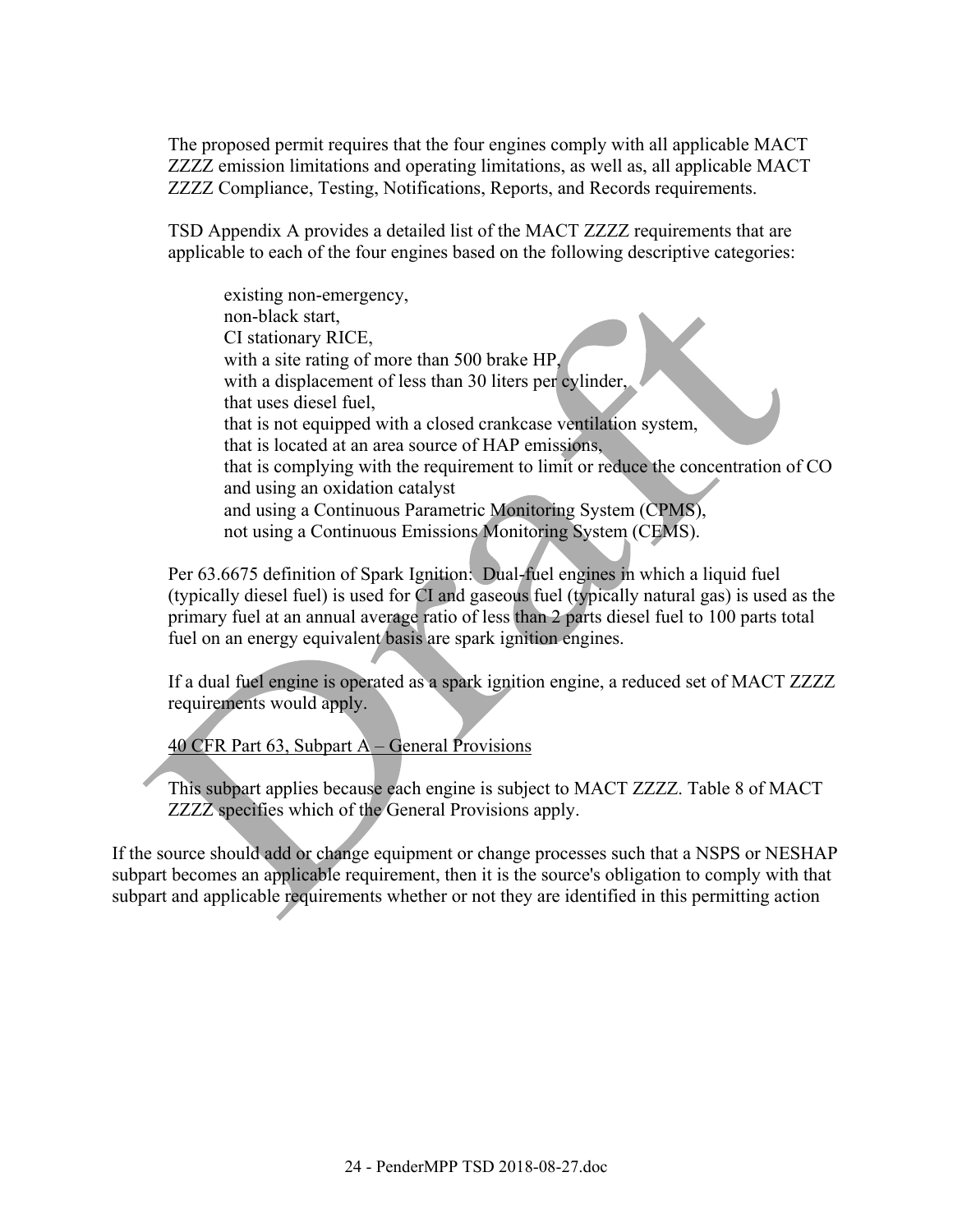The proposed permit requires that the four engines comply with all applicable MACT ZZZZ emission limitations and operating limitations, as well as, all applicable MACT ZZZZ Compliance, Testing, Notifications, Reports, and Records requirements.

TSD Appendix A provides a detailed list of the MACT ZZZZ requirements that are applicable to each of the four engines based on the following descriptive categories:

> existing non-emergency,
> non-black start,
> CI stationary RICE,
> with a site rating of more than 500 brake HP,
> with a displacement of less than 30 liters per cylinder,
> that uses diesel fuel,
> that is not equipped with a closed crankcase ventilation system,
> that is located at an area source of HAP emissions,
> that is complying with the requirement to limit or reduce the concentration of CO
> and using an oxidation catalyst
> and using a Continuous Parametric Monitoring System (CPMS),
> not using a Continuous Emissions Monitoring System (CEMS).

Per 63.6675 definition of Spark Ignition: Dual-fuel engines in which a liquid fuel (typically diesel fuel) is used for CI and gaseous fuel (typically natural gas) is used as the primary fuel at an annual average ratio of less than 2 parts diesel fuel to 100 parts total fuel on an energy equivalent basis are spark ignition engines.

If a dual fuel engine is operated as a spark ignition engine, a reduced set of MACT ZZZZ requirements would apply.

<u>40 CFR Part 63, Subpart A – General Provisions</u>

This subpart applies because each engine is subject to MACT ZZZZ. Table 8 of MACT ZZZZ specifies which of the General Provisions apply.

If the source should add or change equipment or change processes such that a NSPS or NESHAP subpart becomes an applicable requirement, then it is the source's obligation to comply with that subpart and applicable requirements whether or not they are identified in this permitting action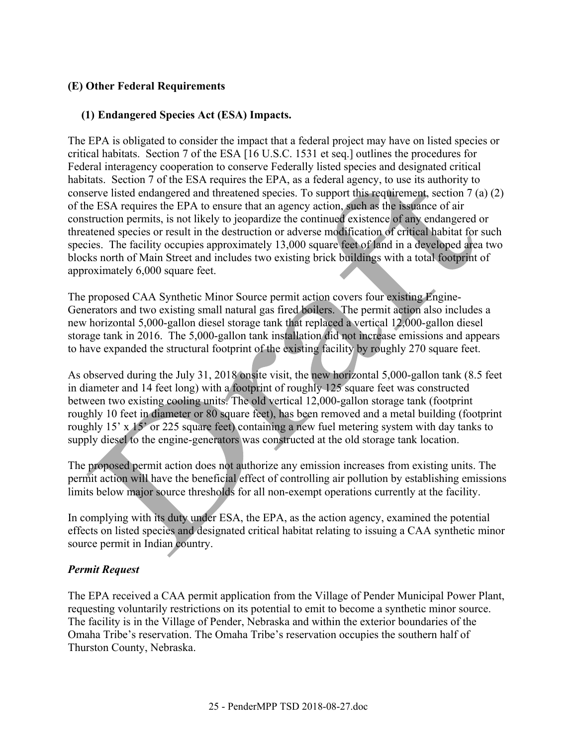### (E) Other Federal Requirements

#### (1) Endangered Species Act (ESA) Impacts.

The EPA is obligated to consider the impact that a federal project may have on listed species or critical habitats. Section 7 of the ESA [16 U.S.C. 1531 et seq.] outlines the procedures for Federal interagency cooperation to conserve Federally listed species and designated critical habitats. Section 7 of the ESA requires the EPA, as a federal agency, to use its authority to conserve listed endangered and threatened species. To support this requirement, section 7 (a) (2) of the ESA requires the EPA to ensure that an agency action, such as the issuance of air construction permits, is not likely to jeopardize the continued existence of any endangered or threatened species or result in the destruction or adverse modification of critical habitat for such species. The facility occupies approximately 13,000 square feet of land in a developed area two blocks north of Main Street and includes two existing brick buildings with a total footprint of approximately 6,000 square feet.

The proposed CAA Synthetic Minor Source permit action covers four existing Engine-Generators and two existing small natural gas fired boilers. The permit action also includes a new horizontal 5,000-gallon diesel storage tank that replaced a vertical 12,000-gallon diesel storage tank in 2016. The 5,000-gallon tank installation did not increase emissions and appears to have expanded the structural footprint of the existing facility by roughly 270 square feet.

As observed during the July 31, 2018 onsite visit, the new horizontal 5,000-gallon tank (8.5 feet in diameter and 14 feet long) with a footprint of roughly 125 square feet was constructed between two existing cooling units. The old vertical 12,000-gallon storage tank (footprint roughly 10 feet in diameter or 80 square feet), has been removed and a metal building (footprint roughly 15' x 15' or 225 square feet) containing a new fuel metering system with day tanks to supply diesel to the engine-generators was constructed at the old storage tank location.

The proposed permit action does not authorize any emission increases from existing units. The permit action will have the beneficial effect of controlling air pollution by establishing emissions limits below major source thresholds for all non-exempt operations currently at the facility.

In complying with its duty under ESA, the EPA, as the action agency, examined the potential effects on listed species and designated critical habitat relating to issuing a CAA synthetic minor source permit in Indian country.

*Permit Request*

The EPA received a CAA permit application from the Village of Pender Municipal Power Plant, requesting voluntarily restrictions on its potential to emit to become a synthetic minor source. The facility is in the Village of Pender, Nebraska and within the exterior boundaries of the Omaha Tribe's reservation. The Omaha Tribe's reservation occupies the southern half of Thurston County, Nebraska.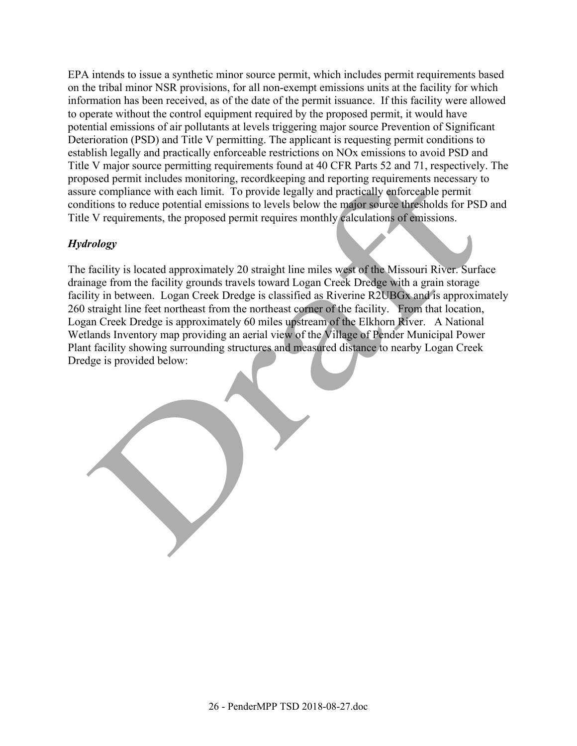EPA intends to issue a synthetic minor source permit, which includes permit requirements based on the tribal minor NSR provisions, for all non-exempt emissions units at the facility for which information has been received, as of the date of the permit issuance. If this facility were allowed to operate without the control equipment required by the proposed permit, it would have potential emissions of air pollutants at levels triggering major source Prevention of Significant Deterioration (PSD) and Title V permitting. The applicant is requesting permit conditions to establish legally and practically enforceable restrictions on NOx emissions to avoid PSD and Title V major source permitting requirements found at 40 CFR Parts 52 and 71, respectively. The proposed permit includes monitoring, recordkeeping and reporting requirements necessary to assure compliance with each limit. To provide legally and practically enforceable permit conditions to reduce potential emissions to levels below the major source thresholds for PSD and Title V requirements, the proposed permit requires monthly calculations of emissions.

### *Hydrology*

The facility is located approximately 20 straight line miles west of the Missouri River. Surface drainage from the facility grounds travels toward Logan Creek Dredge with a grain storage facility in between. Logan Creek Dredge is classified as Riverine R2UBGx and is approximately 260 straight line feet northeast from the northeast corner of the facility. From that location, Logan Creek Dredge is approximately 60 miles upstream of the Elkhorn River. A National Wetlands Inventory map providing an aerial view of the Village of Pender Municipal Power Plant facility showing surrounding structures and measured distance to nearby Logan Creek Dredge is provided below: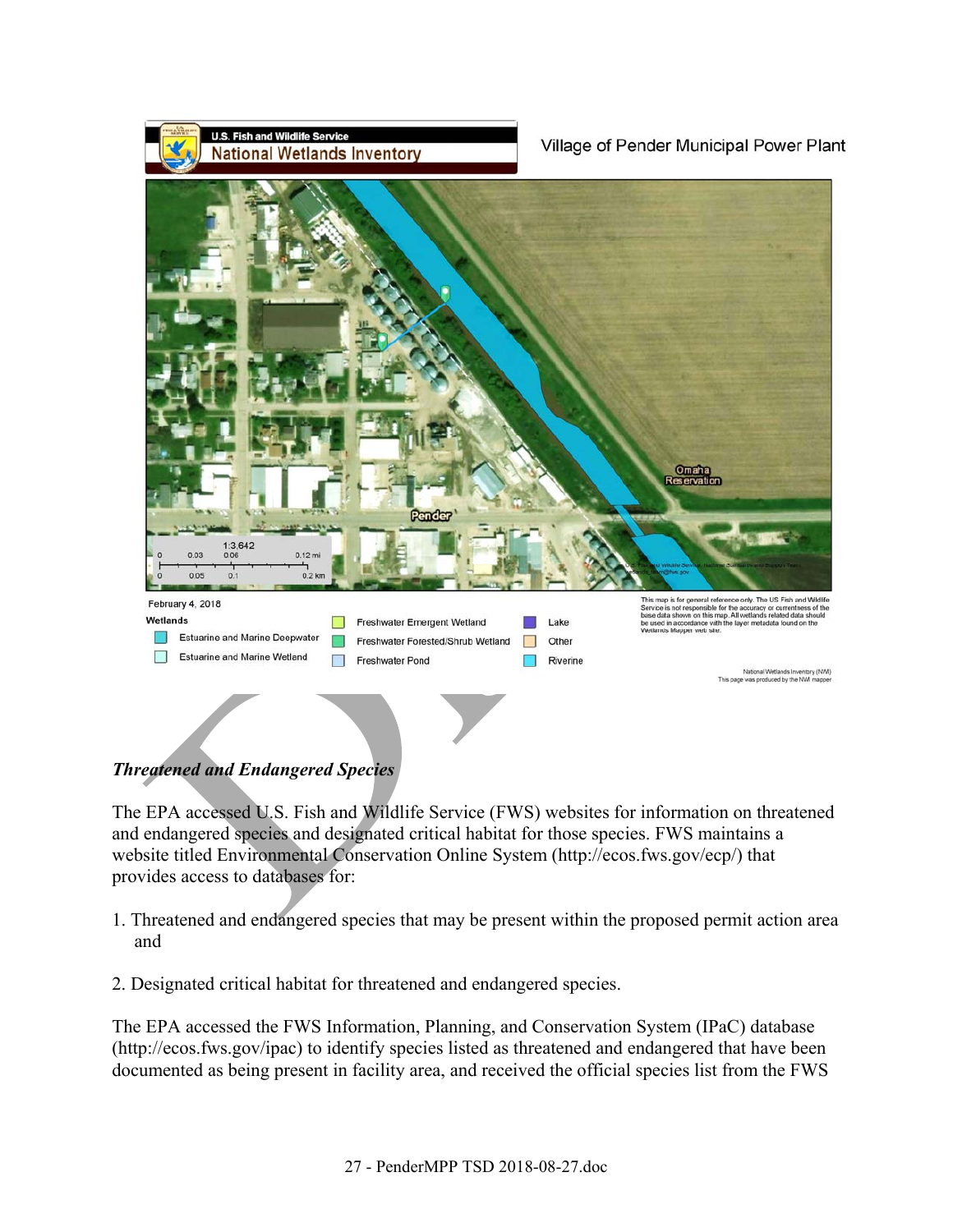U.S. Fish and Wildlife Service
National Wetlands Inventory

Village of Pender Municipal Power Plant

February 4, 2018

**Wetlands**

- Estuarine and Marine Deepwater
- Estuarine and Marine Wetland
- Freshwater Emergent Wetland
- Freshwater Forested/Shrub Wetland
- Freshwater Pond
- Lake
- Other
- Riverine

This map is for general reference only. The US Fish and Wildlife Service is not responsible for the accuracy or currentness of the base data shown on this map. All wetlands related data should be used in accordance with the layer metadata found on the Wetlands Mapper web site.

National Wetlands Inventory (NWI)
This page was produced by the NWI mapper

### *Threatened and Endangered Species*

The EPA accessed U.S. Fish and Wildlife Service (FWS) websites for information on threatened and endangered species and designated critical habitat for those species. FWS maintains a website titled Environmental Conservation Online System (http://ecos.fws.gov/ecp/) that provides access to databases for:

1. Threatened and endangered species that may be present within the proposed permit action area and

2. Designated critical habitat for threatened and endangered species.

The EPA accessed the FWS Information, Planning, and Conservation System (IPaC) database (http://ecos.fws.gov/ipac) to identify species listed as threatened and endangered that have been documented as being present in facility area, and received the official species list from the FWS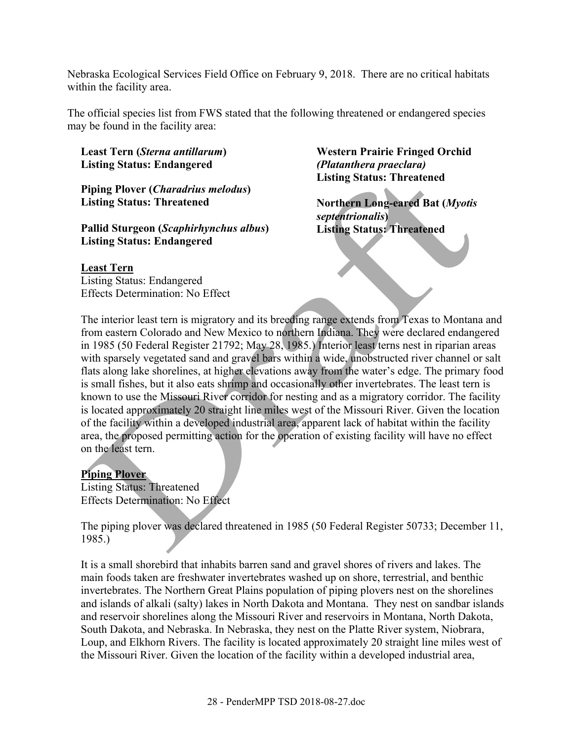Nebraska Ecological Services Field Office on February 9, 2018. There are no critical habitats within the facility area.

The official species list from FWS stated that the following threatened or endangered species may be found in the facility area:

**Least Tern (*Sterna antillarum*)**
**Listing Status: Endangered**

**Piping Plover (*Charadrius melodus*)**
**Listing Status: Threatened**

**Pallid Sturgeon (*Scaphirhynchus albus*)**
**Listing Status: Endangered**

**Western Prairie Fringed Orchid *(Platanthera praeclara)***
**Listing Status: Threatened**

**Northern Long-eared Bat (*Myotis septentrionalis*)**
**Listing Status: Threatened**

**<u>Least Tern</u>**
Listing Status: Endangered
Effects Determination: No Effect

The interior least tern is migratory and its breeding range extends from Texas to Montana and from eastern Colorado and New Mexico to northern Indiana. They were declared endangered in 1985 (50 Federal Register 21792; May 28, 1985.) Interior least terns nest in riparian areas with sparsely vegetated sand and gravel bars within a wide, unobstructed river channel or salt flats along lake shorelines, at higher elevations away from the water's edge. The primary food is small fishes, but it also eats shrimp and occasionally other invertebrates. The least tern is known to use the Missouri River corridor for nesting and as a migratory corridor. The facility is located approximately 20 straight line miles west of the Missouri River. Given the location of the facility within a developed industrial area, apparent lack of habitat within the facility area, the proposed permitting action for the operation of existing facility will have no effect on the least tern.

**<u>Piping Plover</u>**
Listing Status: Threatened
Effects Determination: No Effect

The piping plover was declared threatened in 1985 (50 Federal Register 50733; December 11, 1985.)

It is a small shorebird that inhabits barren sand and gravel shores of rivers and lakes. The main foods taken are freshwater invertebrates washed up on shore, terrestrial, and benthic invertebrates. The Northern Great Plains population of piping plovers nest on the shorelines and islands of alkali (salty) lakes in North Dakota and Montana. They nest on sandbar islands and reservoir shorelines along the Missouri River and reservoirs in Montana, North Dakota, South Dakota, and Nebraska. In Nebraska, they nest on the Platte River system, Niobrara, Loup, and Elkhorn Rivers. The facility is located approximately 20 straight line miles west of the Missouri River. Given the location of the facility within a developed industrial area,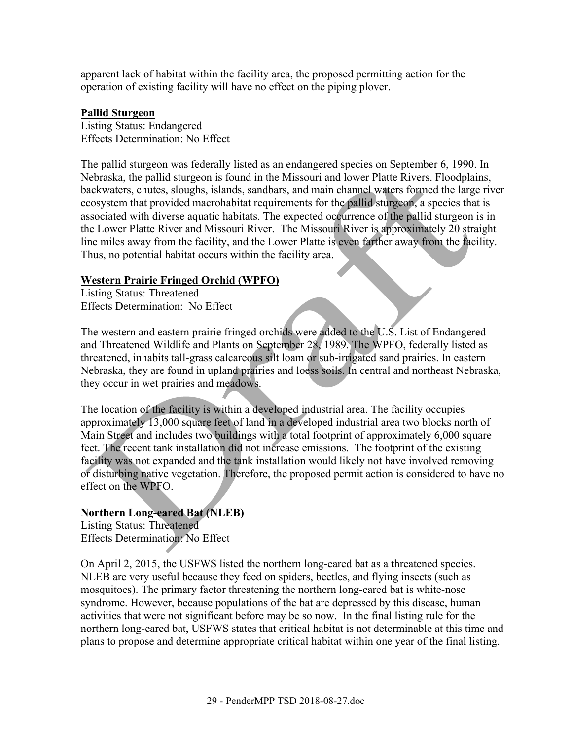apparent lack of habitat within the facility area, the proposed permitting action for the operation of existing facility will have no effect on the piping plover.

**Pallid Sturgeon**
Listing Status: Endangered
Effects Determination: No Effect

The pallid sturgeon was federally listed as an endangered species on September 6, 1990. In Nebraska, the pallid sturgeon is found in the Missouri and lower Platte Rivers. Floodplains, backwaters, chutes, sloughs, islands, sandbars, and main channel waters formed the large river ecosystem that provided macrohabitat requirements for the pallid sturgeon, a species that is associated with diverse aquatic habitats. The expected occurrence of the pallid sturgeon is in the Lower Platte River and Missouri River. The Missouri River is approximately 20 straight line miles away from the facility, and the Lower Platte is even farther away from the facility. Thus, no potential habitat occurs within the facility area.

**Western Prairie Fringed Orchid (WPFO)**
Listing Status: Threatened
Effects Determination: No Effect

The western and eastern prairie fringed orchids were added to the U.S. List of Endangered and Threatened Wildlife and Plants on September 28, 1989. The WPFO, federally listed as threatened, inhabits tall-grass calcareous silt loam or sub-irrigated sand prairies. In eastern Nebraska, they are found in upland prairies and loess soils. In central and northeast Nebraska, they occur in wet prairies and meadows.

The location of the facility is within a developed industrial area. The facility occupies approximately 13,000 square feet of land in a developed industrial area two blocks north of Main Street and includes two buildings with a total footprint of approximately 6,000 square feet. The recent tank installation did not increase emissions. The footprint of the existing facility was not expanded and the tank installation would likely not have involved removing or disturbing native vegetation. Therefore, the proposed permit action is considered to have no effect on the WPFO.

**Northern Long-eared Bat (NLEB)**
Listing Status: Threatened
Effects Determination: No Effect

On April 2, 2015, the USFWS listed the northern long-eared bat as a threatened species. NLEB are very useful because they feed on spiders, beetles, and flying insects (such as mosquitoes). The primary factor threatening the northern long-eared bat is white-nose syndrome. However, because populations of the bat are depressed by this disease, human activities that were not significant before may be so now. In the final listing rule for the northern long-eared bat, USFWS states that critical habitat is not determinable at this time and plans to propose and determine appropriate critical habitat within one year of the final listing.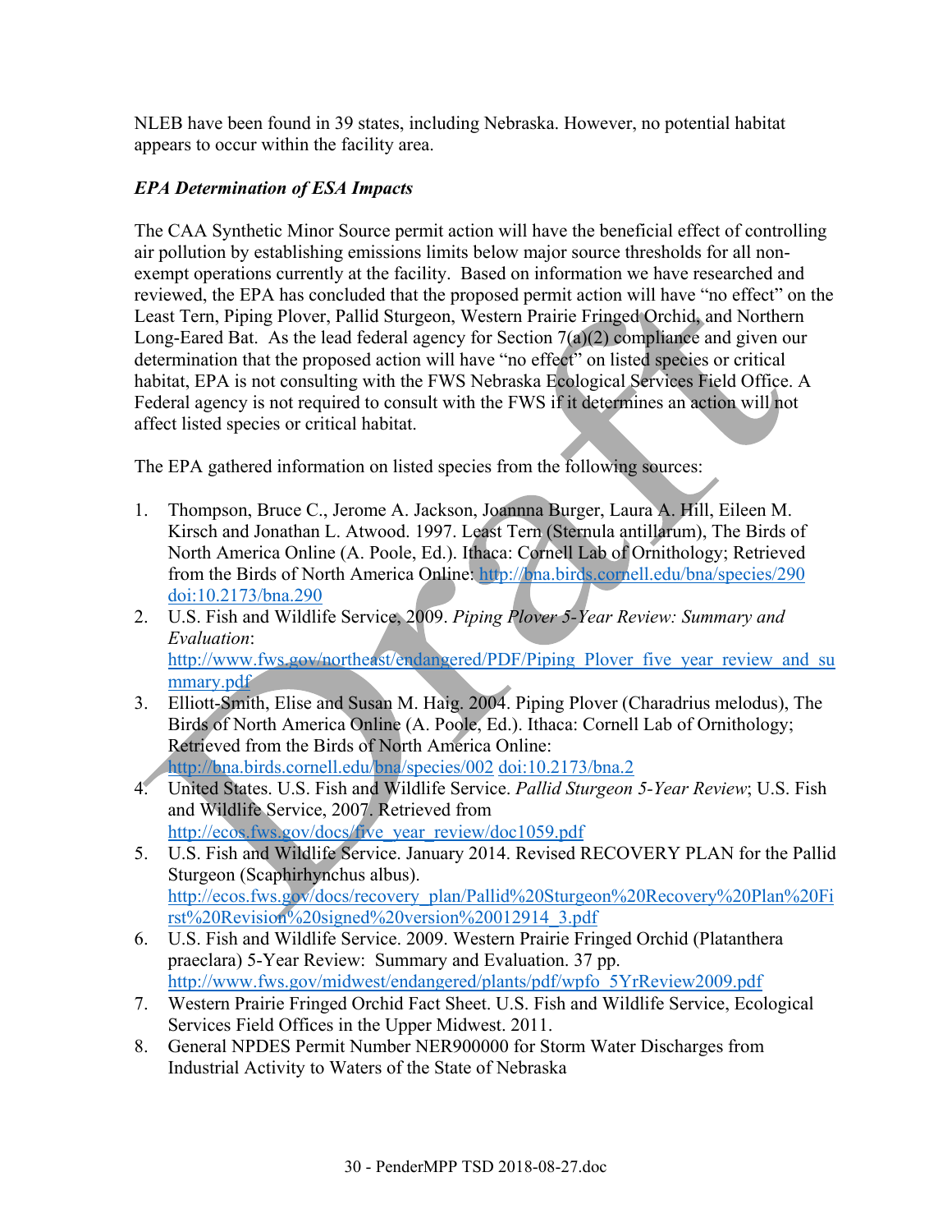NLEB have been found in 39 states, including Nebraska. However, no potential habitat appears to occur within the facility area.

*EPA Determination of ESA Impacts*

The CAA Synthetic Minor Source permit action will have the beneficial effect of controlling air pollution by establishing emissions limits below major source thresholds for all non-exempt operations currently at the facility. Based on information we have researched and reviewed, the EPA has concluded that the proposed permit action will have "no effect" on the Least Tern, Piping Plover, Pallid Sturgeon, Western Prairie Fringed Orchid, and Northern Long-Eared Bat. As the lead federal agency for Section 7(a)(2) compliance and given our determination that the proposed action will have "no effect" on listed species or critical habitat, EPA is not consulting with the FWS Nebraska Ecological Services Field Office. A Federal agency is not required to consult with the FWS if it determines an action will not affect listed species or critical habitat.

The EPA gathered information on listed species from the following sources:

1. Thompson, Bruce C., Jerome A. Jackson, Joannna Burger, Laura A. Hill, Eileen M. Kirsch and Jonathan L. Atwood. 1997. Least Tern (Sternula antillarum), The Birds of North America Online (A. Poole, Ed.). Ithaca: Cornell Lab of Ornithology; Retrieved from the Birds of North America Online: http://bna.birds.cornell.edu/bna/species/290 doi:10.2173/bna.290
2. U.S. Fish and Wildlife Service, 2009. *Piping Plover 5-Year Review: Summary and Evaluation*: http://www.fws.gov/northeast/endangered/PDF/Piping_Plover_five_year_review_and_summary.pdf
3. Elliott-Smith, Elise and Susan M. Haig. 2004. Piping Plover (Charadrius melodus), The Birds of North America Online (A. Poole, Ed.). Ithaca: Cornell Lab of Ornithology; Retrieved from the Birds of North America Online: http://bna.birds.cornell.edu/bna/species/002 doi:10.2173/bna.2
4. United States. U.S. Fish and Wildlife Service. *Pallid Sturgeon 5-Year Review*; U.S. Fish and Wildlife Service, 2007. Retrieved from http://ecos.fws.gov/docs/five_year_review/doc1059.pdf
5. U.S. Fish and Wildlife Service. January 2014. Revised RECOVERY PLAN for the Pallid Sturgeon (Scaphirhynchus albus). http://ecos.fws.gov/docs/recovery_plan/Pallid%20Sturgeon%20Recovery%20Plan%20First%20Revision%20signed%20version%20012914_3.pdf
6. U.S. Fish and Wildlife Service. 2009. Western Prairie Fringed Orchid (Platanthera praeclara) 5-Year Review: Summary and Evaluation. 37 pp. http://www.fws.gov/midwest/endangered/plants/pdf/wpfo_5YrReview2009.pdf
7. Western Prairie Fringed Orchid Fact Sheet. U.S. Fish and Wildlife Service, Ecological Services Field Offices in the Upper Midwest. 2011.
8. General NPDES Permit Number NER900000 for Storm Water Discharges from Industrial Activity to Waters of the State of Nebraska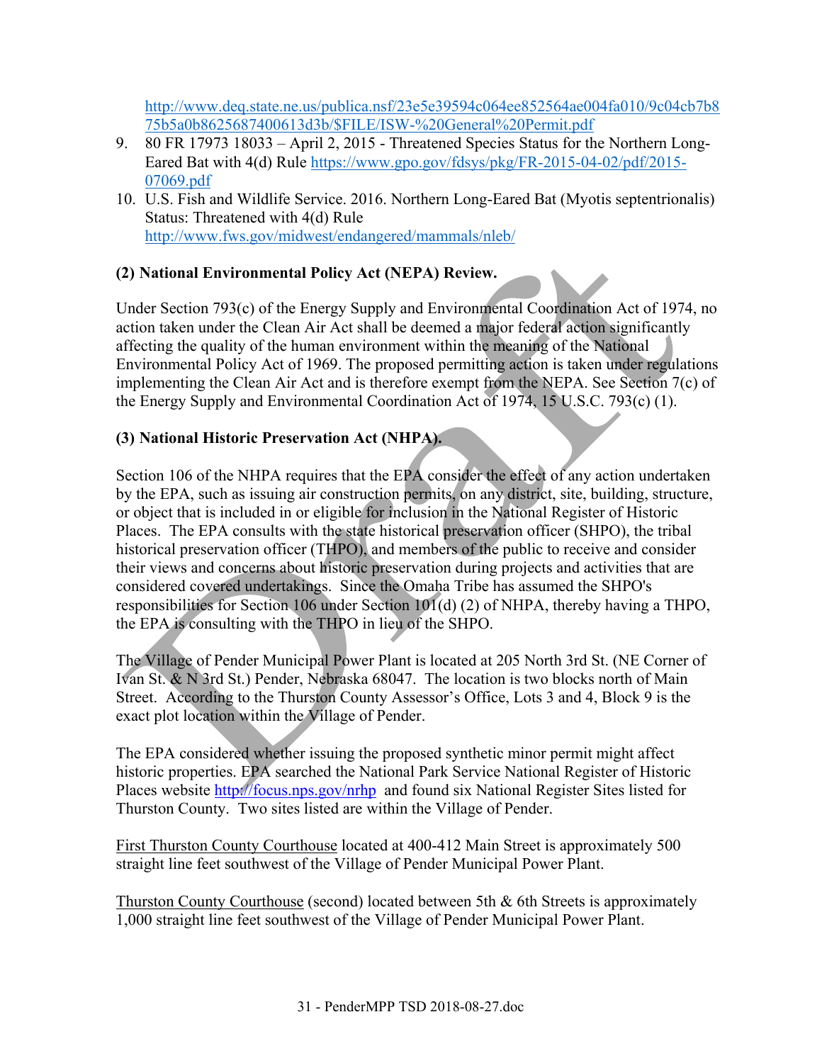http://www.deq.state.ne.us/publica.nsf/23e5e39594c064ee852564ae004fa010/9c04cb7b875b5a0b8625687400613d3b/$FILE/ISW-%20General%20Permit.pdf

9. 80 FR 17973 18033 – April 2, 2015 - Threatened Species Status for the Northern Long-Eared Bat with 4(d) Rule https://www.gpo.gov/fdsys/pkg/FR-2015-04-02/pdf/2015-07069.pdf
10. U.S. Fish and Wildlife Service. 2016. Northern Long-Eared Bat (Myotis septentrionalis) Status: Threatened with 4(d) Rule http://www.fws.gov/midwest/endangered/mammals/nleb/

**(2) National Environmental Policy Act (NEPA) Review.**

Under Section 793(c) of the Energy Supply and Environmental Coordination Act of 1974, no action taken under the Clean Air Act shall be deemed a major federal action significantly affecting the quality of the human environment within the meaning of the National Environmental Policy Act of 1969. The proposed permitting action is taken under regulations implementing the Clean Air Act and is therefore exempt from the NEPA. See Section 7(c) of the Energy Supply and Environmental Coordination Act of 1974, 15 U.S.C. 793(c) (1).

**(3) National Historic Preservation Act (NHPA).**

Section 106 of the NHPA requires that the EPA consider the effect of any action undertaken by the EPA, such as issuing air construction permits, on any district, site, building, structure, or object that is included in or eligible for inclusion in the National Register of Historic Places. The EPA consults with the state historical preservation officer (SHPO), the tribal historical preservation officer (THPO), and members of the public to receive and consider their views and concerns about historic preservation during projects and activities that are considered covered undertakings. Since the Omaha Tribe has assumed the SHPO's responsibilities for Section 106 under Section 101(d) (2) of NHPA, thereby having a THPO, the EPA is consulting with the THPO in lieu of the SHPO.

The Village of Pender Municipal Power Plant is located at 205 North 3rd St. (NE Corner of Ivan St. & N 3rd St.) Pender, Nebraska 68047. The location is two blocks north of Main Street. According to the Thurston County Assessor's Office, Lots 3 and 4, Block 9 is the exact plot location within the Village of Pender.

The EPA considered whether issuing the proposed synthetic minor permit might affect historic properties. EPA searched the National Park Service National Register of Historic Places website http://focus.nps.gov/nrhp and found six National Register Sites listed for Thurston County. Two sites listed are within the Village of Pender.

First Thurston County Courthouse located at 400-412 Main Street is approximately 500 straight line feet southwest of the Village of Pender Municipal Power Plant.

Thurston County Courthouse (second) located between 5th & 6th Streets is approximately 1,000 straight line feet southwest of the Village of Pender Municipal Power Plant.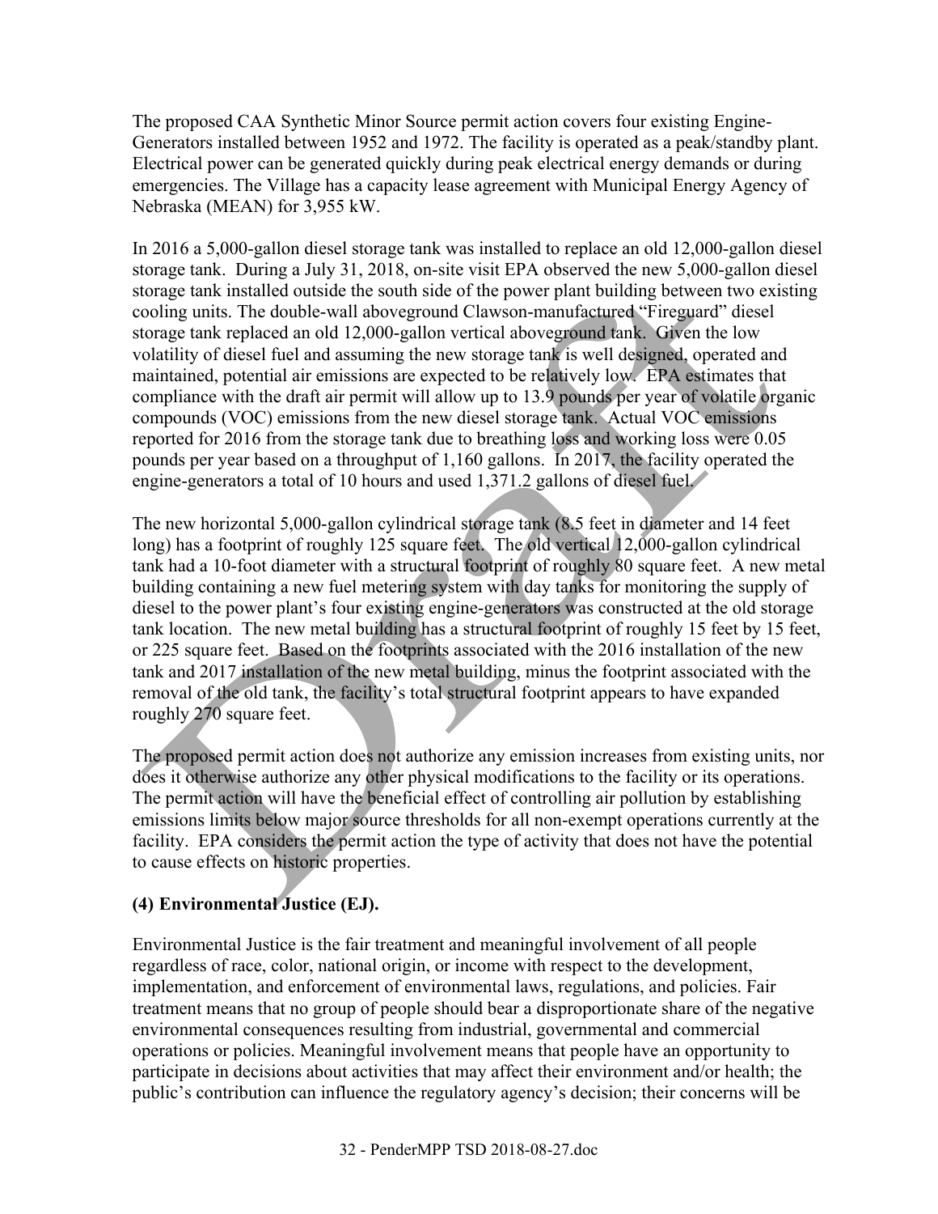The proposed CAA Synthetic Minor Source permit action covers four existing Engine-Generators installed between 1952 and 1972. The facility is operated as a peak/standby plant. Electrical power can be generated quickly during peak electrical energy demands or during emergencies. The Village has a capacity lease agreement with Municipal Energy Agency of Nebraska (MEAN) for 3,955 kW.

In 2016 a 5,000-gallon diesel storage tank was installed to replace an old 12,000-gallon diesel storage tank. During a July 31, 2018, on-site visit EPA observed the new 5,000-gallon diesel storage tank installed outside the south side of the power plant building between two existing cooling units. The double-wall aboveground Clawson-manufactured "Fireguard" diesel storage tank replaced an old 12,000-gallon vertical aboveground tank. Given the low volatility of diesel fuel and assuming the new storage tank is well designed, operated and maintained, potential air emissions are expected to be relatively low. EPA estimates that compliance with the draft air permit will allow up to 13.9 pounds per year of volatile organic compounds (VOC) emissions from the new diesel storage tank. Actual VOC emissions reported for 2016 from the storage tank due to breathing loss and working loss were 0.05 pounds per year based on a throughput of 1,160 gallons. In 2017, the facility operated the engine-generators a total of 10 hours and used 1,371.2 gallons of diesel fuel.

The new horizontal 5,000-gallon cylindrical storage tank (8.5 feet in diameter and 14 feet long) has a footprint of roughly 125 square feet. The old vertical 12,000-gallon cylindrical tank had a 10-foot diameter with a structural footprint of roughly 80 square feet. A new metal building containing a new fuel metering system with day tanks for monitoring the supply of diesel to the power plant's four existing engine-generators was constructed at the old storage tank location. The new metal building has a structural footprint of roughly 15 feet by 15 feet, or 225 square feet. Based on the footprints associated with the 2016 installation of the new tank and 2017 installation of the new metal building, minus the footprint associated with the removal of the old tank, the facility's total structural footprint appears to have expanded roughly 270 square feet.

The proposed permit action does not authorize any emission increases from existing units, nor does it otherwise authorize any other physical modifications to the facility or its operations. The permit action will have the beneficial effect of controlling air pollution by establishing emissions limits below major source thresholds for all non-exempt operations currently at the facility. EPA considers the permit action the type of activity that does not have the potential to cause effects on historic properties.

**(4) Environmental Justice (EJ).**

Environmental Justice is the fair treatment and meaningful involvement of all people regardless of race, color, national origin, or income with respect to the development, implementation, and enforcement of environmental laws, regulations, and policies. Fair treatment means that no group of people should bear a disproportionate share of the negative environmental consequences resulting from industrial, governmental and commercial operations or policies. Meaningful involvement means that people have an opportunity to participate in decisions about activities that may affect their environment and/or health; the public's contribution can influence the regulatory agency's decision; their concerns will be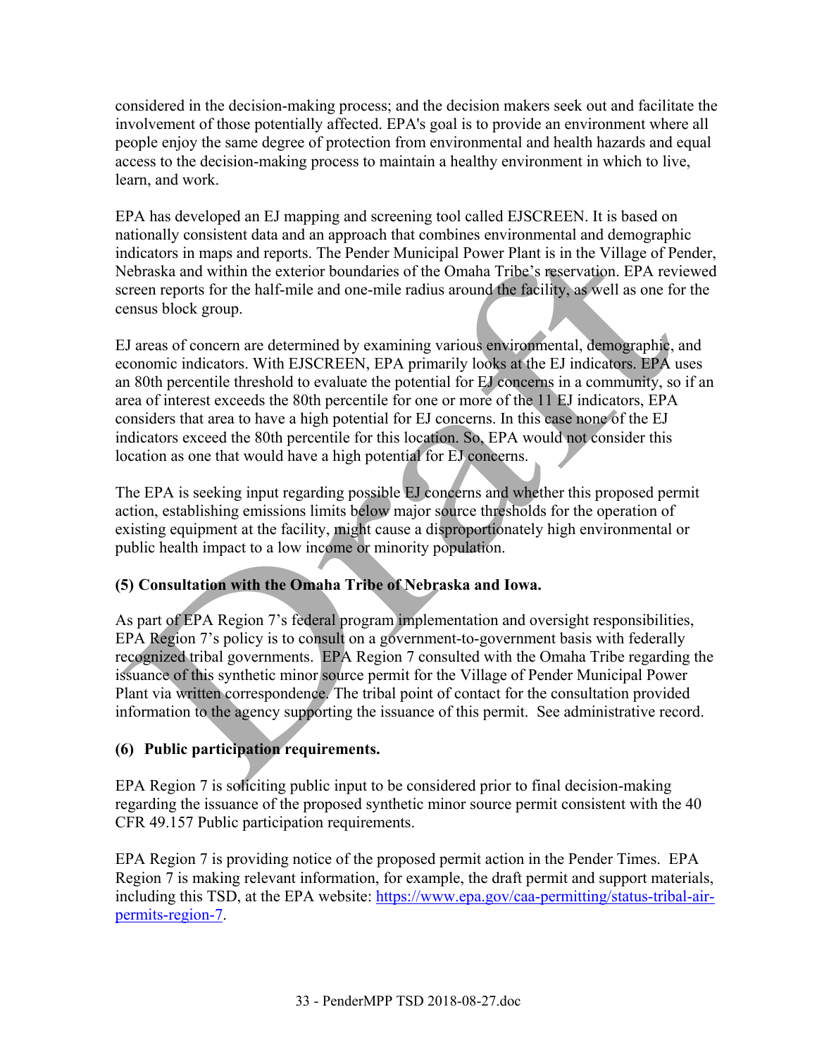considered in the decision-making process; and the decision makers seek out and facilitate the involvement of those potentially affected. EPA's goal is to provide an environment where all people enjoy the same degree of protection from environmental and health hazards and equal access to the decision-making process to maintain a healthy environment in which to live, learn, and work.

EPA has developed an EJ mapping and screening tool called EJSCREEN. It is based on nationally consistent data and an approach that combines environmental and demographic indicators in maps and reports. The Pender Municipal Power Plant is in the Village of Pender, Nebraska and within the exterior boundaries of the Omaha Tribe's reservation. EPA reviewed screen reports for the half-mile and one-mile radius around the facility, as well as one for the census block group.

EJ areas of concern are determined by examining various environmental, demographic, and economic indicators. With EJSCREEN, EPA primarily looks at the EJ indicators. EPA uses an 80th percentile threshold to evaluate the potential for EJ concerns in a community, so if an area of interest exceeds the 80th percentile for one or more of the 11 EJ indicators, EPA considers that area to have a high potential for EJ concerns. In this case none of the EJ indicators exceed the 80th percentile for this location. So, EPA would not consider this location as one that would have a high potential for EJ concerns.

The EPA is seeking input regarding possible EJ concerns and whether this proposed permit action, establishing emissions limits below major source thresholds for the operation of existing equipment at the facility, might cause a disproportionately high environmental or public health impact to a low income or minority population.

**(5) Consultation with the Omaha Tribe of Nebraska and Iowa.**

As part of EPA Region 7's federal program implementation and oversight responsibilities, EPA Region 7's policy is to consult on a government-to-government basis with federally recognized tribal governments. EPA Region 7 consulted with the Omaha Tribe regarding the issuance of this synthetic minor source permit for the Village of Pender Municipal Power Plant via written correspondence. The tribal point of contact for the consultation provided information to the agency supporting the issuance of this permit. See administrative record.

**(6) Public participation requirements.**

EPA Region 7 is soliciting public input to be considered prior to final decision-making regarding the issuance of the proposed synthetic minor source permit consistent with the 40 CFR 49.157 Public participation requirements.

EPA Region 7 is providing notice of the proposed permit action in the Pender Times. EPA Region 7 is making relevant information, for example, the draft permit and support materials, including this TSD, at the EPA website: [https://www.epa.gov/caa-permitting/status-tribal-air-permits-region-7](https://www.epa.gov/caa-permitting/status-tribal-air-permits-region-7).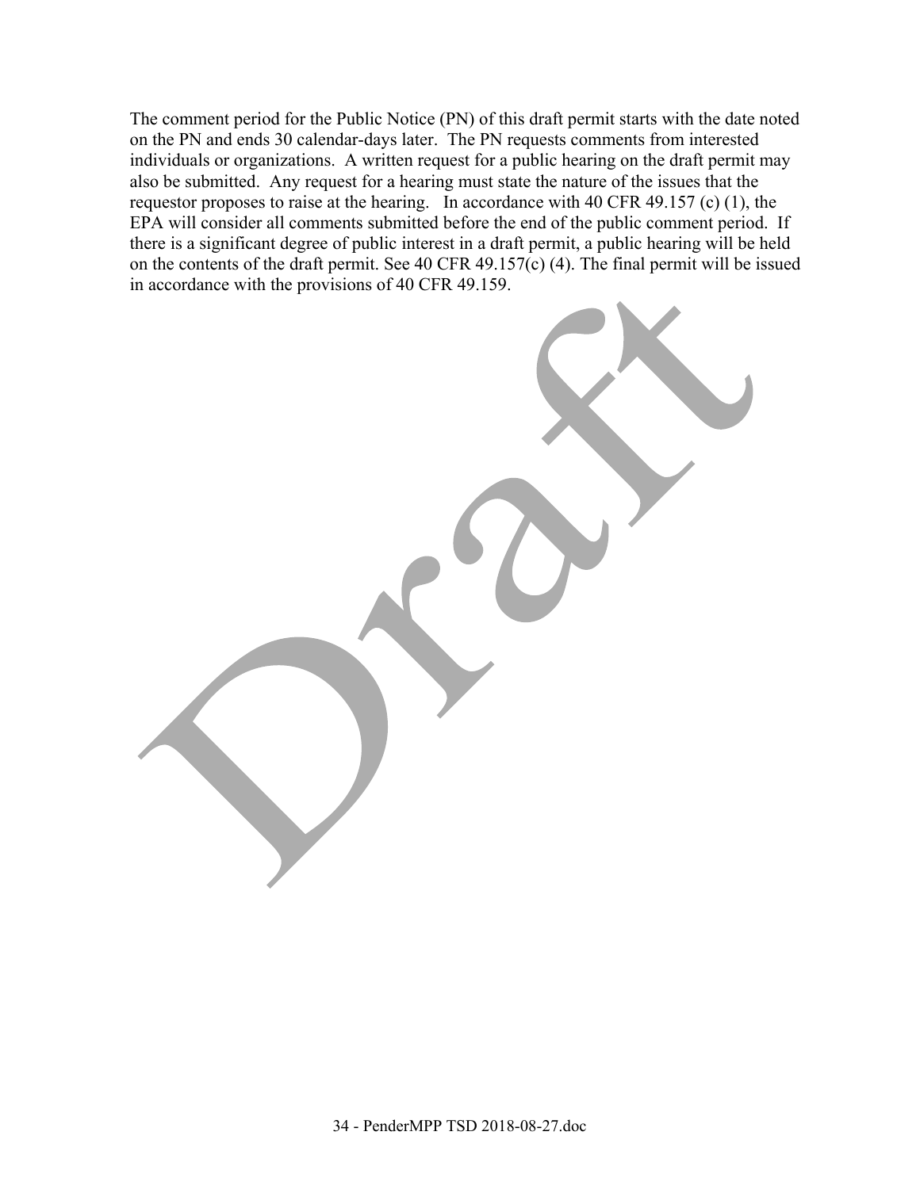The comment period for the Public Notice (PN) of this draft permit starts with the date noted on the PN and ends 30 calendar-days later. The PN requests comments from interested individuals or organizations. A written request for a public hearing on the draft permit may also be submitted. Any request for a hearing must state the nature of the issues that the requestor proposes to raise at the hearing. In accordance with 40 CFR 49.157 (c) (1), the EPA will consider all comments submitted before the end of the public comment period. If there is a significant degree of public interest in a draft permit, a public hearing will be held on the contents of the draft permit. See 40 CFR 49.157(c) (4). The final permit will be issued in accordance with the provisions of 40 CFR 49.159.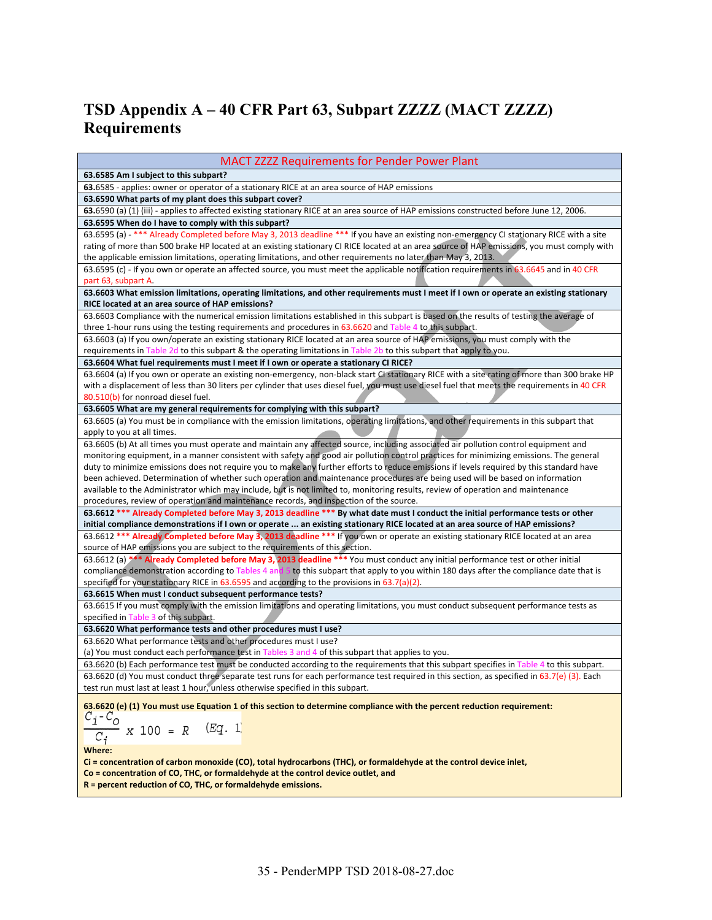# TSD Appendix A – 40 CFR Part 63, Subpart ZZZZ (MACT ZZZZ) Requirements

| MACT ZZZZ Requirements for Pender Power Plant |
|---|
| **63.6585 Am I subject to this subpart?** |
| **63**.6585 - applies: owner or operator of a stationary RICE at an area source of HAP emissions |
| **63.6590 What parts of my plant does this subpart cover?** |
| **63**.6590 (a) (1) (iii) - applies to affected existing stationary RICE at an area source of HAP emissions constructed before June 12, 2006. |
| **63.6595 When do I have to comply with this subpart?** |
| 63.6595 (a) - *** Already Completed before May 3, 2013 deadline *** If you have an existing non-emergency CI stationary RICE with a site rating of more than 500 brake HP located at an existing stationary CI RICE located at an area source of HAP emissions, you must comply with the applicable emission limitations, operating limitations, and other requirements no later than May 3, 2013. |
| 63.6595 (c) - If you own or operate an affected source, you must meet the applicable notification requirements in 63.6645 and in 40 CFR part 63, subpart A. |
| **63.6603 What emission limitations, operating limitations, and other requirements must I meet if I own or operate an existing stationary RICE located at an area source of HAP emissions?** |
| 63.6603 Compliance with the numerical emission limitations established in this subpart is based on the results of testing the average of three 1-hour runs using the testing requirements and procedures in 63.6620 and Table 4 to this subpart. |
| 63.6603 (a) If you own/operate an existing stationary RICE located at an area source of HAP emissions, you must comply with the requirements in Table 2d to this subpart & the operating limitations in Table 2b to this subpart that apply to you. |
| **63.6604 What fuel requirements must I meet if I own or operate a stationary CI RICE?** |
| 63.6604 (a) If you own or operate an existing non-emergency, non-black start CI stationary RICE with a site rating of more than 300 brake HP with a displacement of less than 30 liters per cylinder that uses diesel fuel, you must use diesel fuel that meets the requirements in 40 CFR 80.510(b) for nonroad diesel fuel. |
| **63.6605 What are my general requirements for complying with this subpart?** |
| 63.6605 (a) You must be in compliance with the emission limitations, operating limitations, and other requirements in this subpart that apply to you at all times. |
| 63.6605 (b) At all times you must operate and maintain any affected source, including associated air pollution control equipment and monitoring equipment, in a manner consistent with safety and good air pollution control practices for minimizing emissions. The general duty to minimize emissions does not require you to make any further efforts to reduce emissions if levels required by this standard have been achieved. Determination of whether such operation and maintenance procedures are being used will be based on information available to the Administrator which may include, but is not limited to, monitoring results, review of operation and maintenance procedures, review of operation and maintenance records, and inspection of the source. |
| **63.6612 *** Already Completed before May 3, 2013 deadline *** By what date must I conduct the initial performance tests or other initial compliance demonstrations if I own or operate ... an existing stationary RICE located at an area source of HAP emissions?** |
| 63.6612 **\*\*\* Already Completed before May 3, 2013 deadline \*\*\*** If you own or operate an existing stationary RICE located at an area source of HAP emissions you are subject to the requirements of this section. |
| 63.6612 (a) **\*\*\* Already Completed before May 3, 2013 deadline \*\*\*** You must conduct any initial performance test or other initial compliance demonstration according to Tables 4 and 5 to this subpart that apply to you within 180 days after the compliance date that is specified for your stationary RICE in 63.6595 and according to the provisions in 63.7(a)(2). |
| **63.6615 When must I conduct subsequent performance tests?** |
| 63.6615 If you must comply with the emission limitations and operating limitations, you must conduct subsequent performance tests as specified in Table 3 of this subpart. |
| **63.6620 What performance tests and other procedures must I use?** |
| 63.6620 What performance tests and other procedures must I use?<br>(a) You must conduct each performance test in Tables 3 and 4 of this subpart that applies to you. |
| 63.6620 (b) Each performance test must be conducted according to the requirements that this subpart specifies in Table 4 to this subpart. |
| 63.6620 (d) You must conduct three separate test runs for each performance test required in this section, as specified in 63.7(e) (3). Each test run must last at least 1 hour, unless otherwise specified in this subpart. |
| **63.6620 (e) (1) You must use Equation 1 of this section to determine compliance with the percent reduction requirement:**<br>$$\frac{C_i - C_o}{C_i} \times 100 = R \quad (Eq.\ 1)$$<br>**Where:**<br>**Ci = concentration of carbon monoxide (CO), total hydrocarbons (THC), or formaldehyde at the control device inlet,**<br>**Co = concentration of CO, THC, or formaldehyde at the control device outlet, and**<br>**R = percent reduction of CO, THC, or formaldehyde emissions.** |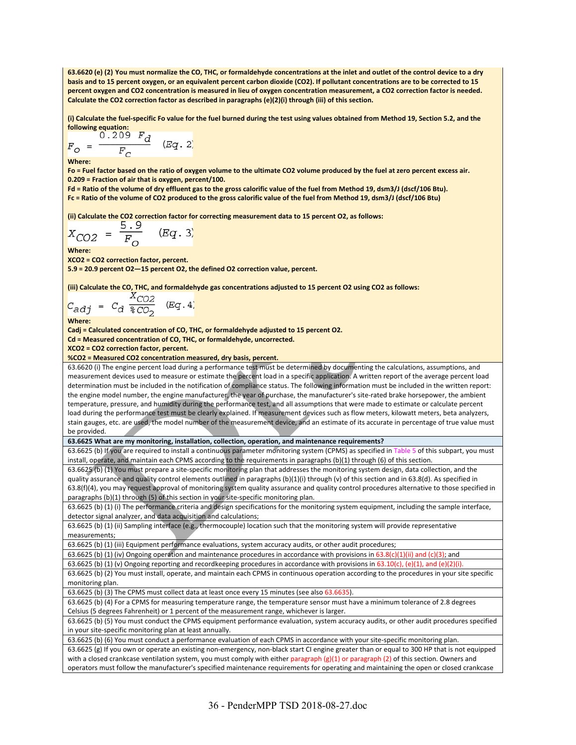**63.6620 (e) (2) You must normalize the CO, THC, or formaldehyde concentrations at the inlet and outlet of the control device to a dry basis and to 15 percent oxygen, or an equivalent percent carbon dioxide (CO2). If pollutant concentrations are to be corrected to 15 percent oxygen and CO2 concentration is measured in lieu of oxygen concentration measurement, a CO2 correction factor is needed. Calculate the CO2 correction factor as described in paragraphs (e)(2)(i) through (iii) of this section.**

**(i) Calculate the fuel-specific Fo value for the fuel burned during the test using values obtained from Method 19, Section 5.2, and the following equation:**

$$F_O = \frac{0.209 \; F_d}{F_C} \quad (Eq.\ 2)$$

**Where:**

**Fo = Fuel factor based on the ratio of oxygen volume to the ultimate CO2 volume produced by the fuel at zero percent excess air.**

**0.209 = Fraction of air that is oxygen, percent/100.**

**Fd = Ratio of the volume of dry effluent gas to the gross calorific value of the fuel from Method 19, dsm3/J (dscf/106 Btu).**

**Fc = Ratio of the volume of CO2 produced to the gross calorific value of the fuel from Method 19, dsm3/J (dscf/106 Btu)**

**(ii) Calculate the CO2 correction factor for correcting measurement data to 15 percent O2, as follows:**

$$X_{CO2} = \frac{5.9}{F_O} \quad (Eq.\ 3)$$

**Where:**

**XCO2 = CO2 correction factor, percent.**

**5.9 = 20.9 percent O2—15 percent O2, the defined O2 correction value, percent.**

**(iii) Calculate the CO, THC, and formaldehyde gas concentrations adjusted to 15 percent O2 using CO2 as follows:**

$$C_{adj} = C_d \frac{X_{CO2}}{\%CO_2} \quad (Eq.\ 4)$$

**Where:**

**Cadj = Calculated concentration of CO, THC, or formaldehyde adjusted to 15 percent O2.**

**Cd = Measured concentration of CO, THC, or formaldehyde, uncorrected.**

**XCO2 = CO2 correction factor, percent.**

**%CO2 = Measured CO2 concentration measured, dry basis, percent.**

63.6620 (i) The engine percent load during a performance test must be determined by documenting the calculations, assumptions, and measurement devices used to measure or estimate the percent load in a specific application. A written report of the average percent load determination must be included in the notification of compliance status. The following information must be included in the written report: the engine model number, the engine manufacturer, the year of purchase, the manufacturer's site-rated brake horsepower, the ambient temperature, pressure, and humidity during the performance test, and all assumptions that were made to estimate or calculate percent load during the performance test must be clearly explained. If measurement devices such as flow meters, kilowatt meters, beta analyzers, stain gauges, etc. are used, the model number of the measurement device, and an estimate of its accurate in percentage of true value must be provided.

**63.6625 What are my monitoring, installation, collection, operation, and maintenance requirements?**

63.6625 (b) If you are required to install a continuous parameter monitoring system (CPMS) as specified in Table 5 of this subpart, you must install, operate, and maintain each CPMS according to the requirements in paragraphs (b)(1) through (6) of this section.

63.6625 (b) (1) You must prepare a site-specific monitoring plan that addresses the monitoring system design, data collection, and the quality assurance and quality control elements outlined in paragraphs (b)(1)(i) through (v) of this section and in 63.8(d). As specified in 63.8(f)(4), you may request approval of monitoring system quality assurance and quality control procedures alternative to those specified in paragraphs (b)(1) through (5) of this section in your site-specific monitoring plan.

63.6625 (b) (1) (i) The performance criteria and design specifications for the monitoring system equipment, including the sample interface, detector signal analyzer, and data acquisition and calculations;

63.6625 (b) (1) (ii) Sampling interface (e.g., thermocouple) location such that the monitoring system will provide representative measurements;

63.6625 (b) (1) (iii) Equipment performance evaluations, system accuracy audits, or other audit procedures;

63.6625 (b) (1) (iv) Ongoing operation and maintenance procedures in accordance with provisions in 63.8(c)(1)(ii) and (c)(3); and

63.6625 (b) (1) (v) Ongoing reporting and recordkeeping procedures in accordance with provisions in 63.10(c), (e)(1), and (e)(2)(i).

63.6625 (b) (2) You must install, operate, and maintain each CPMS in continuous operation according to the procedures in your site specific monitoring plan.

63.6625 (b) (3) The CPMS must collect data at least once every 15 minutes (see also 63.6635).

63.6625 (b) (4) For a CPMS for measuring temperature range, the temperature sensor must have a minimum tolerance of 2.8 degrees Celsius (5 degrees Fahrenheit) or 1 percent of the measurement range, whichever is larger.

63.6625 (b) (5) You must conduct the CPMS equipment performance evaluation, system accuracy audits, or other audit procedures specified in your site-specific monitoring plan at least annually.

63.6625 (b) (6) You must conduct a performance evaluation of each CPMS in accordance with your site-specific monitoring plan.

63.6625 (g) If you own or operate an existing non-emergency, non-black start CI engine greater than or equal to 300 HP that is not equipped with a closed crankcase ventilation system, you must comply with either paragraph (g)(1) or paragraph (2) of this section. Owners and operators must follow the manufacturer's specified maintenance requirements for operating and maintaining the open or closed crankcase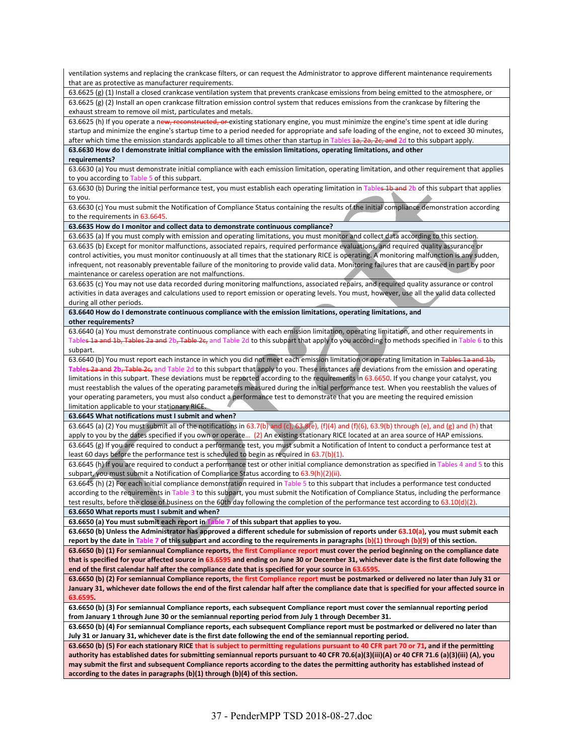| |
|---|
| ventilation systems and replacing the crankcase filters, or can request the Administrator to approve different maintenance requirements that are as protective as manufacturer requirements. |
| 63.6625 (g) (1) Install a closed crankcase ventilation system that prevents crankcase emissions from being emitted to the atmosphere, or |
| 63.6625 (g) (2) Install an open crankcase filtration emission control system that reduces emissions from the crankcase by filtering the exhaust stream to remove oil mist, particulates and metals. |
| 63.6625 (h) If you operate a ~~new, reconstructed, or~~ existing stationary engine, you must minimize the engine's time spent at idle during startup and minimize the engine's startup time to a period needed for appropriate and safe loading of the engine, not to exceed 30 minutes, after which time the emission standards applicable to all times other than startup in Tables ~~1a, 2a, 2c, and~~ 2d to this subpart apply. |
| **63.6630 How do I demonstrate initial compliance with the emission limitations, operating limitations, and other requirements?** |
| 63.6630 (a) You must demonstrate initial compliance with each emission limitation, operating limitation, and other requirement that applies to you according to Table 5 of this subpart. |
| 63.6630 (b) During the initial performance test, you must establish each operating limitation in Tables ~~1b and~~ 2b of this subpart that applies to you. |
| 63.6630 (c) You must submit the Notification of Compliance Status containing the results of the initial compliance demonstration according to the requirements in 63.6645. |
| **63.6635 How do I monitor and collect data to demonstrate continuous compliance?** |
| 63.6635 (a) If you must comply with emission and operating limitations, you must monitor and collect data according to this section. |
| 63.6635 (b) Except for monitor malfunctions, associated repairs, required performance evaluations, and required quality assurance or control activities, you must monitor continuously at all times that the stationary RICE is operating. A monitoring malfunction is any sudden, infrequent, not reasonably preventable failure of the monitoring to provide valid data. Monitoring failures that are caused in part by poor maintenance or careless operation are not malfunctions. |
| 63.6635 (c) You may not use data recorded during monitoring malfunctions, associated repairs, and required quality assurance or control activities in data averages and calculations used to report emission or operating levels. You must, however, use all the valid data collected during all other periods. |
| **63.6640 How do I demonstrate continuous compliance with the emission limitations, operating limitations, and other requirements?** |
| 63.6640 (a) You must demonstrate continuous compliance with each emission limitation, operating limitation, and other requirements in Tables ~~1a and 1b, Tables 2a and~~ 2b, ~~Table 2c,~~ and Table 2d to this subpart that apply to you according to methods specified in Table 6 to this subpart. |
| 63.6640 (b) You must report each instance in which you did not meet each emission limitation or operating limitation in ~~Tables 1a and 1b,~~ Tables ~~2a and~~ 2b, ~~Table 2c,~~ and Table 2d to this subpart that apply to you. These instances are deviations from the emission and operating limitations in this subpart. These deviations must be reported according to the requirements in 63.6650. If you change your catalyst, you must reestablish the values of the operating parameters measured during the initial performance test. When you reestablish the values of your operating parameters, you must also conduct a performance test to demonstrate that you are meeting the required emission limitation applicable to your stationary RICE. |
| **63.6645 What notifications must I submit and when?** |
| 63.6645 (a) (2) You must submit all of the notifications in 63.7(b) ~~and (c)~~, 63.8(e), (f)(4) and (f)(6), 63.9(b) through (e), and (g) and (h) that apply to you by the dates specified if you own or operate... (2) An existing stationary RICE located at an area source of HAP emissions. |
| 63.6645 (g) If you are required to conduct a performance test, you must submit a Notification of Intent to conduct a performance test at least 60 days before the performance test is scheduled to begin as required in 63.7(b)(1). |
| 63.6645 (h) If you are required to conduct a performance test or other initial compliance demonstration as specified in Tables 4 and 5 to this subpart, you must submit a Notification of Compliance Status according to 63.9(h)(2)(ii). |
| 63.6645 (h) (2) For each initial compliance demonstration required in Table 5 to this subpart that includes a performance test conducted according to the requirements in Table 3 to this subpart, you must submit the Notification of Compliance Status, including the performance test results, before the close of business on the 60th day following the completion of the performance test according to 63.10(d)(2). |
| **63.6650 What reports must I submit and when?** |
| **63.6650 (a) You must submit each report in Table 7 of this subpart that applies to you.** |
| **63.6650 (b) Unless the Administrator has approved a different schedule for submission of reports under 63.10(a), you must submit each report by the date in Table 7 of this subpart and according to the requirements in paragraphs (b)(1) through (b)(9) of this section.** |
| **63.6650 (b) (1) For semiannual Compliance reports, the first Compliance report must cover the period beginning on the compliance date that is specified for your affected source in 63.6595 and ending on June 30 or December 31, whichever date is the first date following the end of the first calendar half after the compliance date that is specified for your source in 63.6595.** |
| **63.6650 (b) (2) For semiannual Compliance reports, the first Compliance report must be postmarked or delivered no later than July 31 or January 31, whichever date follows the end of the first calendar half after the compliance date that is specified for your affected source in 63.6595.** |
| **63.6650 (b) (3) For semiannual Compliance reports, each subsequent Compliance report must cover the semiannual reporting period from January 1 through June 30 or the semiannual reporting period from July 1 through December 31.** |
| **63.6650 (b) (4) For semiannual Compliance reports, each subsequent Compliance report must be postmarked or delivered no later than July 31 or January 31, whichever date is the first date following the end of the semiannual reporting period.** |
| **63.6650 (b) (5) For each stationary RICE that is subject to permitting regulations pursuant to 40 CFR part 70 or 71, and if the permitting authority has established dates for submitting semiannual reports pursuant to 40 CFR 70.6(a)(3)(iii)(A) or 40 CFR 71.6 (a)(3)(iii) (A), you may submit the first and subsequent Compliance reports according to the dates the permitting authority has established instead of according to the dates in paragraphs (b)(1) through (b)(4) of this section.** |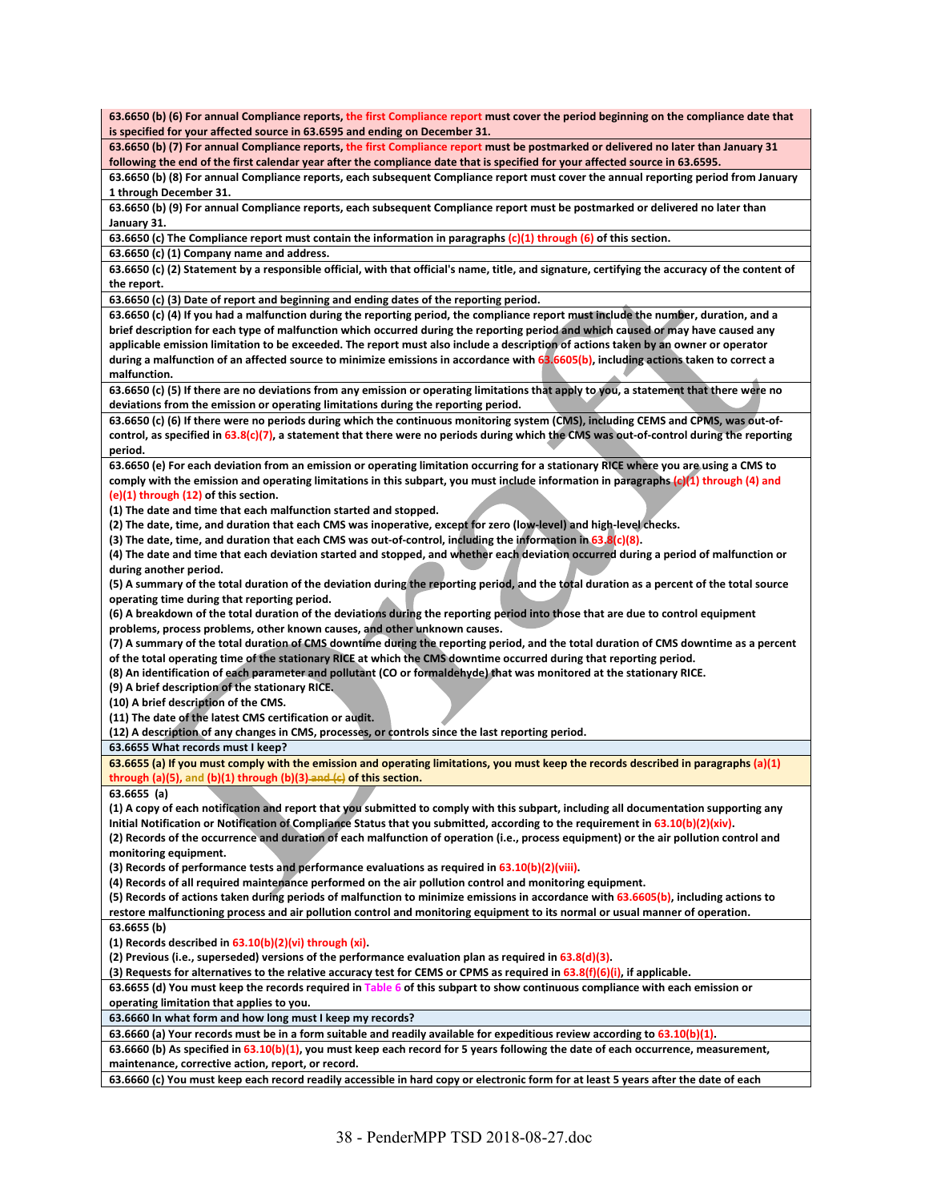**63.6650 (b) (6) For annual Compliance reports, the first Compliance report must cover the period beginning on the compliance date that is specified for your affected source in 63.6595 and ending on December 31.**

**63.6650 (b) (7) For annual Compliance reports, the first Compliance report must be postmarked or delivered no later than January 31 following the end of the first calendar year after the compliance date that is specified for your affected source in 63.6595.**

**63.6650 (b) (8) For annual Compliance reports, each subsequent Compliance report must cover the annual reporting period from January 1 through December 31.**

**63.6650 (b) (9) For annual Compliance reports, each subsequent Compliance report must be postmarked or delivered no later than January 31.**

**63.6650 (c) The Compliance report must contain the information in paragraphs (c)(1) through (6) of this section.**

**63.6650 (c) (1) Company name and address.**

**63.6650 (c) (2) Statement by a responsible official, with that official's name, title, and signature, certifying the accuracy of the content of the report.**

**63.6650 (c) (3) Date of report and beginning and ending dates of the reporting period.**

**63.6650 (c) (4) If you had a malfunction during the reporting period, the compliance report must include the number, duration, and a brief description for each type of malfunction which occurred during the reporting period and which caused or may have caused any applicable emission limitation to be exceeded. The report must also include a description of actions taken by an owner or operator during a malfunction of an affected source to minimize emissions in accordance with 63.6605(b), including actions taken to correct a malfunction.**

**63.6650 (c) (5) If there are no deviations from any emission or operating limitations that apply to you, a statement that there were no deviations from the emission or operating limitations during the reporting period.**

**63.6650 (c) (6) If there were no periods during which the continuous monitoring system (CMS), including CEMS and CPMS, was out-of-control, as specified in 63.8(c)(7), a statement that there were no periods during which the CMS was out-of-control during the reporting period.**

**63.6650 (e) For each deviation from an emission or operating limitation occurring for a stationary RICE where you are using a CMS to comply with the emission and operating limitations in this subpart, you must include information in paragraphs (c)(1) through (4) and (e)(1) through (12) of this section.**
**(1) The date and time that each malfunction started and stopped.**
**(2) The date, time, and duration that each CMS was inoperative, except for zero (low-level) and high-level checks.**
**(3) The date, time, and duration that each CMS was out-of-control, including the information in 63.8(c)(8).**
**(4) The date and time that each deviation started and stopped, and whether each deviation occurred during a period of malfunction or during another period.**
**(5) A summary of the total duration of the deviation during the reporting period, and the total duration as a percent of the total source operating time during that reporting period.**
**(6) A breakdown of the total duration of the deviations during the reporting period into those that are due to control equipment problems, process problems, other known causes, and other unknown causes.**
**(7) A summary of the total duration of CMS downtime during the reporting period, and the total duration of CMS downtime as a percent of the total operating time of the stationary RICE at which the CMS downtime occurred during that reporting period.**
**(8) An identification of each parameter and pollutant (CO or formaldehyde) that was monitored at the stationary RICE.**
**(9) A brief description of the stationary RICE.**
**(10) A brief description of the CMS.**
**(11) The date of the latest CMS certification or audit.**
**(12) A description of any changes in CMS, processes, or controls since the last reporting period.**

**63.6655 What records must I keep?**

**63.6655 (a) If you must comply with the emission and operating limitations, you must keep the records described in paragraphs (a)(1) through (a)(5), and (b)(1) through (b)(3) ~~and (c)~~ of this section.**

**63.6655 (a)**
**(1) A copy of each notification and report that you submitted to comply with this subpart, including all documentation supporting any Initial Notification or Notification of Compliance Status that you submitted, according to the requirement in 63.10(b)(2)(xiv).**
**(2) Records of the occurrence and duration of each malfunction of operation (i.e., process equipment) or the air pollution control and monitoring equipment.**
**(3) Records of performance tests and performance evaluations as required in 63.10(b)(2)(viii).**
**(4) Records of all required maintenance performed on the air pollution control and monitoring equipment.**
**(5) Records of actions taken during periods of malfunction to minimize emissions in accordance with 63.6605(b), including actions to restore malfunctioning process and air pollution control and monitoring equipment to its normal or usual manner of operation.**

**63.6655 (b)**
**(1) Records described in 63.10(b)(2)(vi) through (xi).**
**(2) Previous (i.e., superseded) versions of the performance evaluation plan as required in 63.8(d)(3).**
**(3) Requests for alternatives to the relative accuracy test for CEMS or CPMS as required in 63.8(f)(6)(i), if applicable.**

**63.6655 (d) You must keep the records required in Table 6 of this subpart to show continuous compliance with each emission or operating limitation that applies to you.**

**63.6660 In what form and how long must I keep my records?**

**63.6660 (a) Your records must be in a form suitable and readily available for expeditious review according to 63.10(b)(1).**

**63.6660 (b) As specified in 63.10(b)(1), you must keep each record for 5 years following the date of each occurrence, measurement, maintenance, corrective action, report, or record.**

**63.6660 (c) You must keep each record readily accessible in hard copy or electronic form for at least 5 years after the date of each**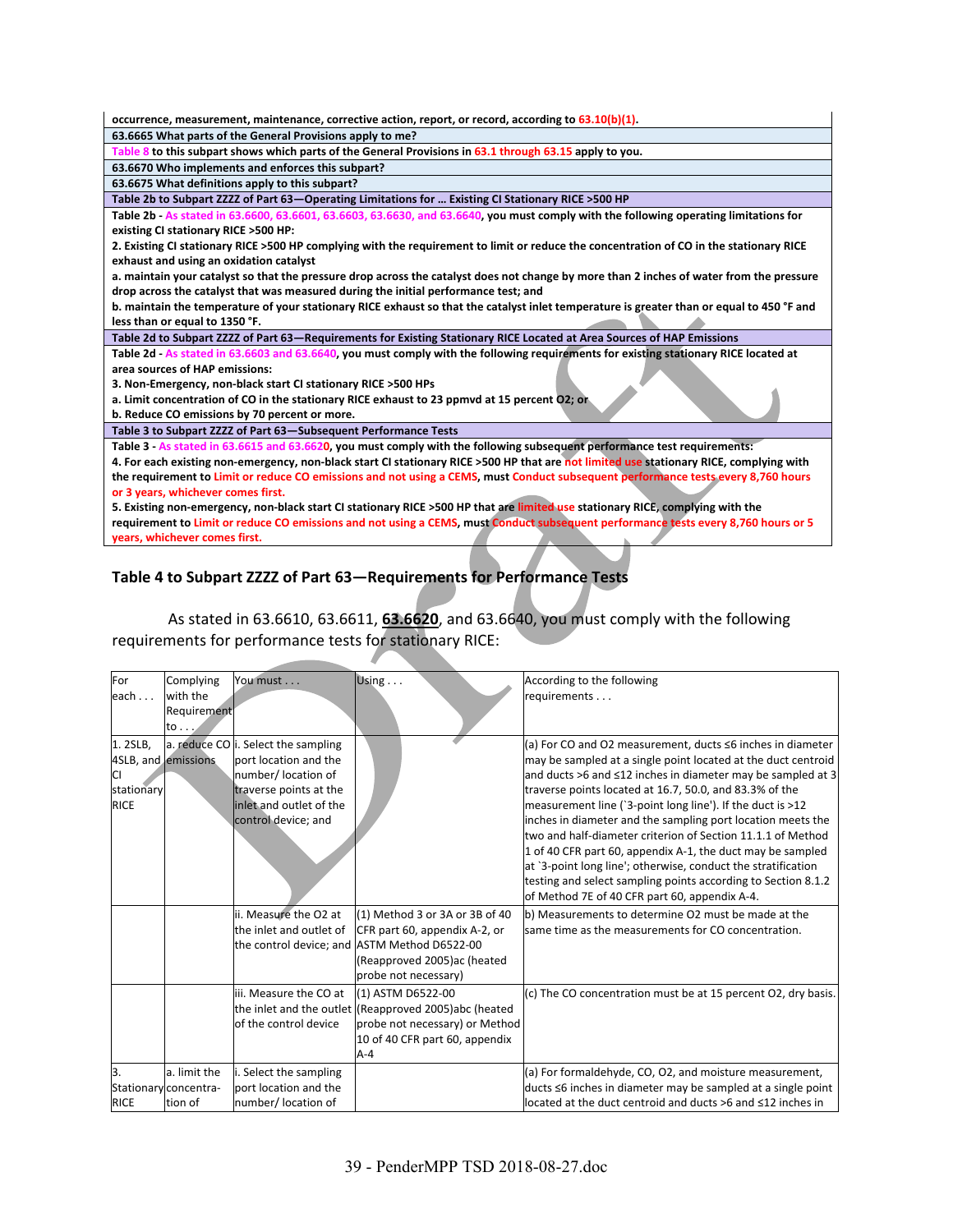| |
|---|
| occurrence, measurement, maintenance, corrective action, report, or record, according to 63.10(b)(1). |
| 63.6665 What parts of the General Provisions apply to me? |
| Table 8 to this subpart shows which parts of the General Provisions in 63.1 through 63.15 apply to you. |
| 63.6670 Who implements and enforces this subpart? |
| 63.6675 What definitions apply to this subpart? |
| Table 2b to Subpart ZZZZ of Part 63—Operating Limitations for … Existing CI Stationary RICE >500 HP |
| Table 2b - As stated in 63.6600, 63.6601, 63.6603, 63.6630, and 63.6640, you must comply with the following operating limitations for existing CI stationary RICE >500 HP:<br>2. Existing CI stationary RICE >500 HP complying with the requirement to limit or reduce the concentration of CO in the stationary RICE exhaust and using an oxidation catalyst<br>a. maintain your catalyst so that the pressure drop across the catalyst does not change by more than 2 inches of water from the pressure drop across the catalyst that was measured during the initial performance test; and<br>b. maintain the temperature of your stationary RICE exhaust so that the catalyst inlet temperature is greater than or equal to 450 °F and less than or equal to 1350 °F. |
| Table 2d to Subpart ZZZZ of Part 63—Requirements for Existing Stationary RICE Located at Area Sources of HAP Emissions |
| Table 2d - As stated in 63.6603 and 63.6640, you must comply with the following requirements for existing stationary RICE located at area sources of HAP emissions:<br>3. Non-Emergency, non-black start CI stationary RICE >500 HPs<br>a. Limit concentration of CO in the stationary RICE exhaust to 23 ppmvd at 15 percent O2; or<br>b. Reduce CO emissions by 70 percent or more. |
| Table 3 to Subpart ZZZZ of Part 63—Subsequent Performance Tests |
| Table 3 - As stated in 63.6615 and 63.6620, you must comply with the following subsequent performance test requirements:<br>4. For each existing non-emergency, non-black start CI stationary RICE >500 HP that are not limited use stationary RICE, complying with the requirement to Limit or reduce CO emissions and not using a CEMS, must Conduct subsequent performance tests every 8,760 hours or 3 years, whichever comes first.<br>5. Existing non-emergency, non-black start CI stationary RICE >500 HP that are limited use stationary RICE, complying with the requirement to Limit or reduce CO emissions and not using a CEMS, must Conduct subsequent performance tests every 8,760 hours or 5 years, whichever comes first. |

## Table 4 to Subpart ZZZZ of Part 63—Requirements for Performance Tests

As stated in 63.6610, 63.6611, **63.6620**, and 63.6640, you must comply with the following requirements for performance tests for stationary RICE:

| For each . . . | Complying with the Requirement to . . . | You must . . . | Using . . . | According to the following requirements . . . |
|---|---|---|---|---|
| 1. 2SLB, 4SLB, and CI stationary RICE | a. reduce CO emissions | i. Select the sampling port location and the number/ location of traverse points at the inlet and outlet of the control device; and | | (a) For CO and O2 measurement, ducts ≤6 inches in diameter may be sampled at a single point located at the duct centroid and ducts >6 and ≤12 inches in diameter may be sampled at 3 traverse points located at 16.7, 50.0, and 83.3% of the measurement line (`3-point long line'). If the duct is >12 inches in diameter and the sampling port location meets the two and half-diameter criterion of Section 11.1.1 of Method 1 of 40 CFR part 60, appendix A-1, the duct may be sampled at `3-point long line'; otherwise, conduct the stratification testing and select sampling points according to Section 8.1.2 of Method 7E of 40 CFR part 60, appendix A-4. |
| | | ii. Measure the O2 at the inlet and outlet of the control device; and | (1) Method 3 or 3A or 3B of 40 CFR part 60, appendix A-2, or ASTM Method D6522-00 (Reapproved 2005)ac (heated probe not necessary) | b) Measurements to determine O2 must be made at the same time as the measurements for CO concentration. |
| | | iii. Measure the CO at the inlet and the outlet of the control device | (1) ASTM D6522-00 (Reapproved 2005)abc (heated probe not necessary) or Method 10 of 40 CFR part 60, appendix A-4 | (c) The CO concentration must be at 15 percent O2, dry basis. |
| 3. Stationary RICE | a. limit the concentra-tion of | i. Select the sampling port location and the number/ location of | | (a) For formaldehyde, CO, O2, and moisture measurement, ducts ≤6 inches in diameter may be sampled at a single point located at the duct centroid and ducts >6 and ≤12 inches in |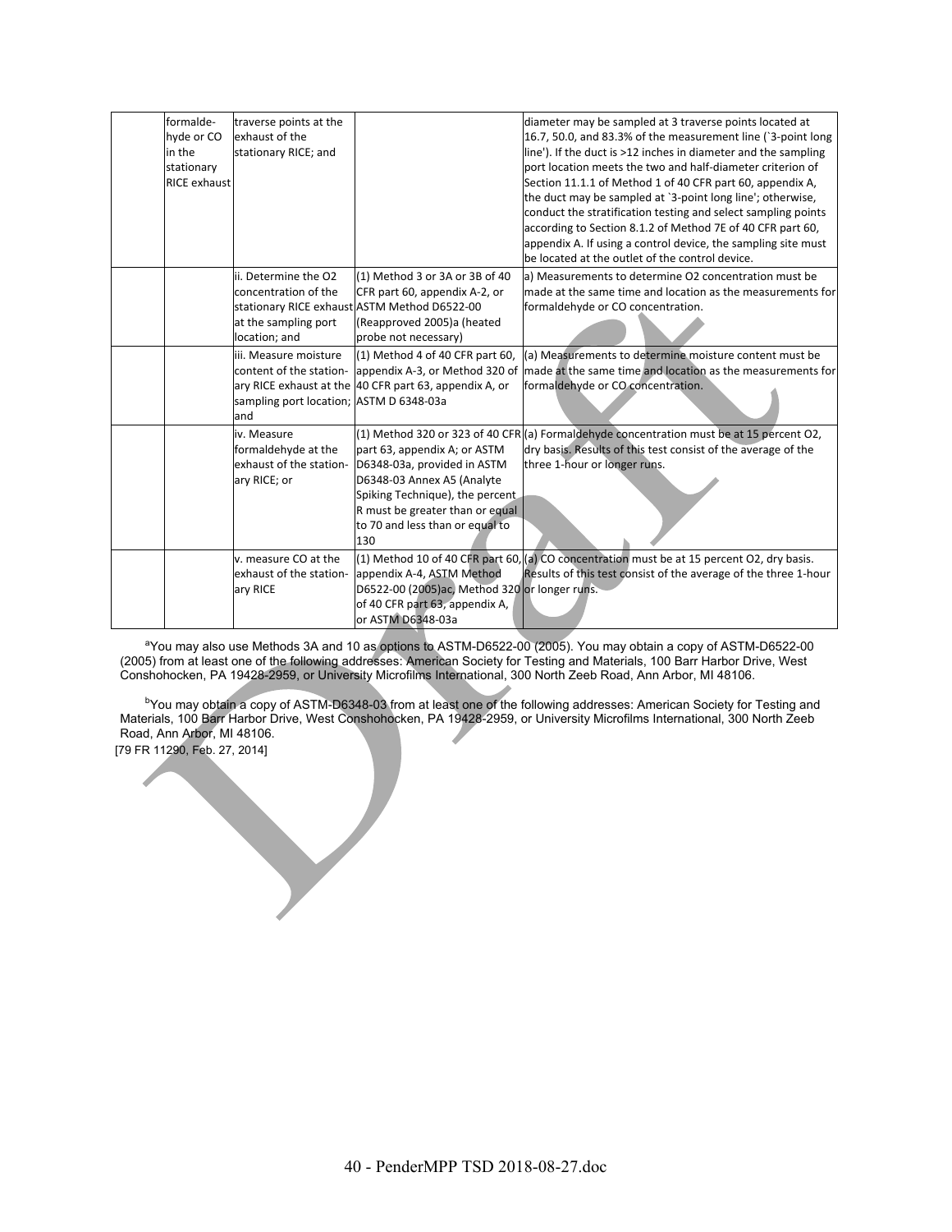| | formaldehyde or CO in the stationary RICE exhaust | traverse points at the exhaust of the stationary RICE; and | | diameter may be sampled at 3 traverse points located at 16.7, 50.0, and 83.3% of the measurement line (`3-point long line'). If the duct is >12 inches in diameter and the sampling port location meets the two and half-diameter criterion of Section 11.1.1 of Method 1 of 40 CFR part 60, appendix A, the duct may be sampled at `3-point long line'; otherwise, conduct the stratification testing and select sampling points according to Section 8.1.2 of Method 7E of 40 CFR part 60, appendix A. If using a control device, the sampling site must be located at the outlet of the control device. |
|---|---|---|---|---|
| | | ii. Determine the O2 concentration of the stationary RICE exhaust at the sampling port location; and | (1) Method 3 or 3A or 3B of 40 CFR part 60, appendix A-2, or ASTM Method D6522-00 (Reapproved 2005)a (heated probe not necessary) | a) Measurements to determine O2 concentration must be made at the same time and location as the measurements for formaldehyde or CO concentration. |
| | | iii. Measure moisture content of the stationary RICE exhaust at the sampling port location; and | (1) Method 4 of 40 CFR part 60, appendix A-3, or Method 320 of 40 CFR part 63, appendix A, or ASTM D 6348-03a | (a) Measurements to determine moisture content must be made at the same time and location as the measurements for formaldehyde or CO concentration. |
| | | iv. Measure formaldehyde at the exhaust of the stationary RICE; or | (1) Method 320 or 323 of 40 CFR part 63, appendix A; or ASTM D6348-03a, provided in ASTM D6348-03 Annex A5 (Analyte Spiking Technique), the percent R must be greater than or equal to 70 and less than or equal to 130 | (a) Formaldehyde concentration must be at 15 percent O2, dry basis. Results of this test consist of the average of the three 1-hour or longer runs. |
| | | v. measure CO at the exhaust of the stationary RICE | (1) Method 10 of 40 CFR part 60, appendix A-4, ASTM Method D6522-00 (2005)ac, Method 320 of 40 CFR part 63, appendix A, or ASTM D6348-03a | (a) CO concentration must be at 15 percent O2, dry basis. Results of this test consist of the average of the three 1-hour or longer runs. |

[a]You may also use Methods 3A and 10 as options to ASTM-D6522-00 (2005). You may obtain a copy of ASTM-D6522-00 (2005) from at least one of the following addresses: American Society for Testing and Materials, 100 Barr Harbor Drive, West Conshohocken, PA 19428-2959, or University Microfilms International, 300 North Zeeb Road, Ann Arbor, MI 48106.

[b]You may obtain a copy of ASTM-D6348-03 from at least one of the following addresses: American Society for Testing and Materials, 100 Barr Harbor Drive, West Conshohocken, PA 19428-2959, or University Microfilms International, 300 North Zeeb Road, Ann Arbor, MI 48106.

[79 FR 11290, Feb. 27, 2014]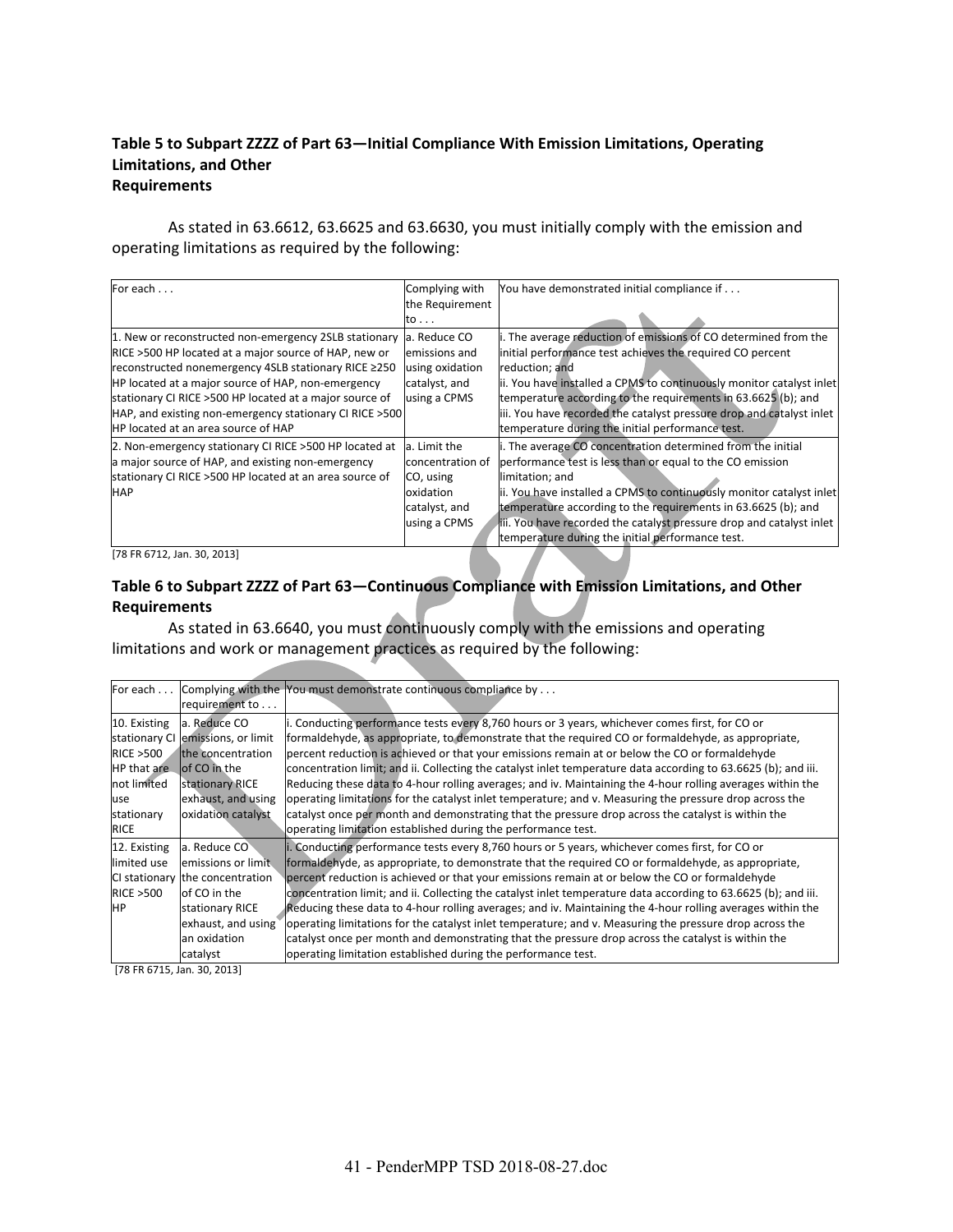### Table 5 to Subpart ZZZZ of Part 63—Initial Compliance With Emission Limitations, Operating Limitations, and Other Requirements

As stated in 63.6612, 63.6625 and 63.6630, you must initially comply with the emission and operating limitations as required by the following:

| For each . . . | Complying with the Requirement to . . . | You have demonstrated initial compliance if . . . |
|---|---|---|
| 1. New or reconstructed non-emergency 2SLB stationary RICE >500 HP located at a major source of HAP, new or reconstructed nonemergency 4SLB stationary RICE ≥250 HP located at a major source of HAP, non-emergency stationary CI RICE >500 HP located at a major source of HAP, and existing non-emergency stationary CI RICE >500 HP located at an area source of HAP | a. Reduce CO emissions and using oxidation catalyst, and using a CPMS | i. The average reduction of emissions of CO determined from the initial performance test achieves the required CO percent reduction; and<br>ii. You have installed a CPMS to continuously monitor catalyst inlet temperature according to the requirements in 63.6625 (b); and<br>iii. You have recorded the catalyst pressure drop and catalyst inlet temperature during the initial performance test. |
| 2. Non-emergency stationary CI RICE >500 HP located at a major source of HAP, and existing non-emergency stationary CI RICE >500 HP located at an area source of HAP | a. Limit the concentration of CO, using oxidation catalyst, and using a CPMS | i. The average CO concentration determined from the initial performance test is less than or equal to the CO emission limitation; and<br>ii. You have installed a CPMS to continuously monitor catalyst inlet temperature according to the requirements in 63.6625 (b); and<br>iii. You have recorded the catalyst pressure drop and catalyst inlet temperature during the initial performance test. |

[78 FR 6712, Jan. 30, 2013]

### Table 6 to Subpart ZZZZ of Part 63—Continuous Compliance with Emission Limitations, and Other Requirements

As stated in 63.6640, you must continuously comply with the emissions and operating limitations and work or management practices as required by the following:

| For each . . . | Complying with the requirement to . . . | You must demonstrate continuous compliance by . . . |
|---|---|---|
| 10. Existing stationary CI RICE >500 HP that are not limited use stationary RICE | a. Reduce CO emissions, or limit the concentration of CO in the stationary RICE exhaust, and using oxidation catalyst | i. Conducting performance tests every 8,760 hours or 3 years, whichever comes first, for CO or formaldehyde, as appropriate, to demonstrate that the required CO or formaldehyde, as appropriate, percent reduction is achieved or that your emissions remain at or below the CO or formaldehyde concentration limit; and ii. Collecting the catalyst inlet temperature data according to 63.6625 (b); and iii. Reducing these data to 4-hour rolling averages; and iv. Maintaining the 4-hour rolling averages within the operating limitations for the catalyst inlet temperature; and v. Measuring the pressure drop across the catalyst once per month and demonstrating that the pressure drop across the catalyst is within the operating limitation established during the performance test. |
| 12. Existing limited use CI stationary RICE >500 HP | a. Reduce CO emissions or limit the concentration of CO in the stationary RICE exhaust, and using an oxidation catalyst | i. Conducting performance tests every 8,760 hours or 5 years, whichever comes first, for CO or formaldehyde, as appropriate, to demonstrate that the required CO or formaldehyde, as appropriate, percent reduction is achieved or that your emissions remain at or below the CO or formaldehyde concentration limit; and ii. Collecting the catalyst inlet temperature data according to 63.6625 (b); and iii. Reducing these data to 4-hour rolling averages; and iv. Maintaining the 4-hour rolling averages within the operating limitations for the catalyst inlet temperature; and v. Measuring the pressure drop across the catalyst once per month and demonstrating that the pressure drop across the catalyst is within the operating limitation established during the performance test. |

[78 FR 6715, Jan. 30, 2013]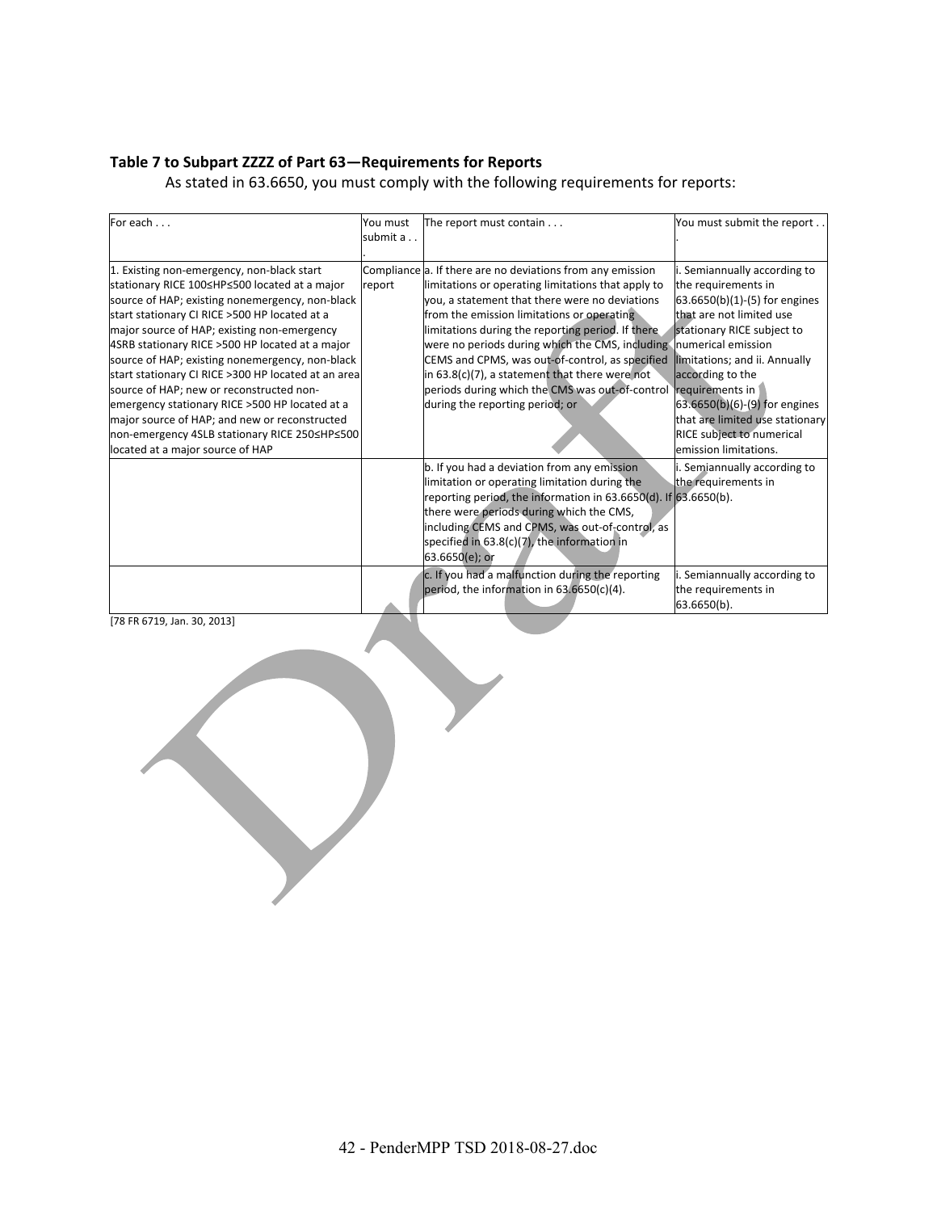**Table 7 to Subpart ZZZZ of Part 63—Requirements for Reports**

As stated in 63.6650, you must comply with the following requirements for reports:

| For each . . . | You must submit a . . . | The report must contain . . . | You must submit the report . . . |
|---|---|---|---|
| 1. Existing non-emergency, non-black start stationary RICE 100≤HP≤500 located at a major source of HAP; existing nonemergency, non-black start stationary CI RICE >500 HP located at a major source of HAP; existing non-emergency 4SRB stationary RICE >500 HP located at a major source of HAP; existing nonemergency, non-black start stationary CI RICE >300 HP located at an area source of HAP; new or reconstructed non-emergency stationary RICE >500 HP located at a major source of HAP; and new or reconstructed non-emergency 4SLB stationary RICE 250≤HP≤500 located at a major source of HAP | Compliance report | a. If there are no deviations from any emission limitations or operating limitations that apply to you, a statement that there were no deviations from the emission limitations or operating limitations during the reporting period. If there were no periods during which the CMS, including CEMS and CPMS, was out-of-control, as specified in 63.8(c)(7), a statement that there were not periods during which the CMS was out-of-control during the reporting period; or | i. Semiannually according to the requirements in 63.6650(b)(1)-(5) for engines that are not limited use stationary RICE subject to numerical emission limitations; and ii. Annually according to the requirements in 63.6650(b)(6)-(9) for engines that are limited use stationary RICE subject to numerical emission limitations. |
| | | b. If you had a deviation from any emission limitation or operating limitation during the reporting period, the information in 63.6650(d). If there were periods during which the CMS, including CEMS and CPMS, was out-of-control, as specified in 63.8(c)(7), the information in 63.6650(e); or | i. Semiannually according to the requirements in 63.6650(b). |
| | | c. If you had a malfunction during the reporting period, the information in 63.6650(c)(4). | i. Semiannually according to the requirements in 63.6650(b). |

[78 FR 6719, Jan. 30, 2013]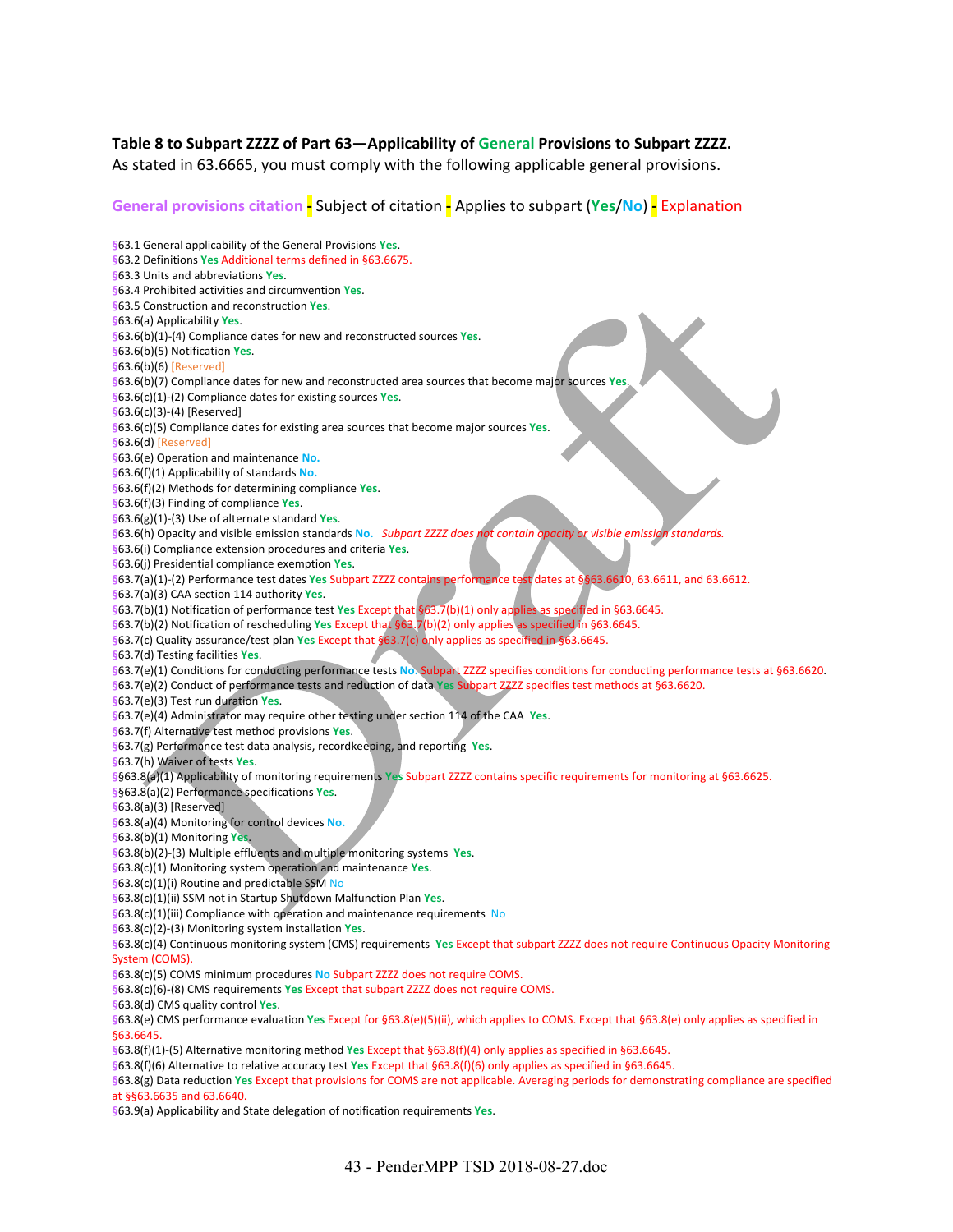**Table 8 to Subpart ZZZZ of Part 63—Applicability of General Provisions to Subpart ZZZZ.**

As stated in 63.6665, you must comply with the following applicable general provisions.

General provisions citation - Subject of citation - Applies to subpart (Yes/No) - Explanation

§63.1 General applicability of the General Provisions Yes.
§63.2 Definitions Yes Additional terms defined in §63.6675.
§63.3 Units and abbreviations Yes.
§63.4 Prohibited activities and circumvention Yes.
§63.5 Construction and reconstruction Yes.
§63.6(a) Applicability Yes.
§63.6(b)(1)-(4) Compliance dates for new and reconstructed sources Yes.
§63.6(b)(5) Notification Yes.
§63.6(b)(6) [Reserved]
§63.6(b)(7) Compliance dates for new and reconstructed area sources that become major sources Yes.
§63.6(c)(1)-(2) Compliance dates for existing sources Yes.
§63.6(c)(3)-(4) [Reserved]
§63.6(c)(5) Compliance dates for existing area sources that become major sources Yes.
§63.6(d) [Reserved]
§63.6(e) Operation and maintenance No.
§63.6(f)(1) Applicability of standards No.
§63.6(f)(2) Methods for determining compliance Yes.
§63.6(f)(3) Finding of compliance Yes.
§63.6(g)(1)-(3) Use of alternate standard Yes.
§63.6(h) Opacity and visible emission standards No. *Subpart ZZZZ does not contain opacity or visible emission standards.*
§63.6(i) Compliance extension procedures and criteria Yes.
§63.6(j) Presidential compliance exemption Yes.
§63.7(a)(1)-(2) Performance test dates Yes Subpart ZZZZ contains performance test dates at §§63.6610, 63.6611, and 63.6612.
§63.7(a)(3) CAA section 114 authority Yes.
§63.7(b)(1) Notification of performance test Yes Except that §63.7(b)(1) only applies as specified in §63.6645.
§63.7(b)(2) Notification of rescheduling Yes Except that §63.7(b)(2) only applies as specified in §63.6645.
§63.7(c) Quality assurance/test plan Yes Except that §63.7(c) only applies as specified in §63.6645.
§63.7(d) Testing facilities Yes.
§63.7(e)(1) Conditions for conducting performance tests No. Subpart ZZZZ specifies conditions for conducting performance tests at §63.6620.
§63.7(e)(2) Conduct of performance tests and reduction of data Yes Subpart ZZZZ specifies test methods at §63.6620.
§63.7(e)(3) Test run duration Yes.
§63.7(e)(4) Administrator may require other testing under section 114 of the CAA Yes.
§63.7(f) Alternative test method provisions Yes.
§63.7(g) Performance test data analysis, recordkeeping, and reporting Yes.
§63.7(h) Waiver of tests Yes.
§§63.8(a)(1) Applicability of monitoring requirements Yes Subpart ZZZZ contains specific requirements for monitoring at §63.6625.
§§63.8(a)(2) Performance specifications Yes.
§63.8(a)(3) [Reserved]
§63.8(a)(4) Monitoring for control devices No.
§63.8(b)(1) Monitoring Yes.
§63.8(b)(2)-(3) Multiple effluents and multiple monitoring systems Yes.
§63.8(c)(1) Monitoring system operation and maintenance Yes.
§63.8(c)(1)(i) Routine and predictable SSM No
§63.8(c)(1)(ii) SSM not in Startup Shutdown Malfunction Plan Yes.
§63.8(c)(1)(iii) Compliance with operation and maintenance requirements No
§63.8(c)(2)-(3) Monitoring system installation Yes.
§63.8(c)(4) Continuous monitoring system (CMS) requirements Yes Except that subpart ZZZZ does not require Continuous Opacity Monitoring System (COMS).
§63.8(c)(5) COMS minimum procedures No Subpart ZZZZ does not require COMS.
§63.8(c)(6)-(8) CMS requirements Yes Except that subpart ZZZZ does not require COMS.
§63.8(d) CMS quality control Yes.
§63.8(e) CMS performance evaluation Yes Except for §63.8(e)(5)(ii), which applies to COMS. Except that §63.8(e) only applies as specified in §63.6645.
§63.8(f)(1)-(5) Alternative monitoring method Yes Except that §63.8(f)(4) only applies as specified in §63.6645.
§63.8(f)(6) Alternative to relative accuracy test Yes Except that §63.8(f)(6) only applies as specified in §63.6645.
§63.8(g) Data reduction Yes Except that provisions for COMS are not applicable. Averaging periods for demonstrating compliance are specified at §§63.6635 and 63.6640.
§63.9(a) Applicability and State delegation of notification requirements Yes.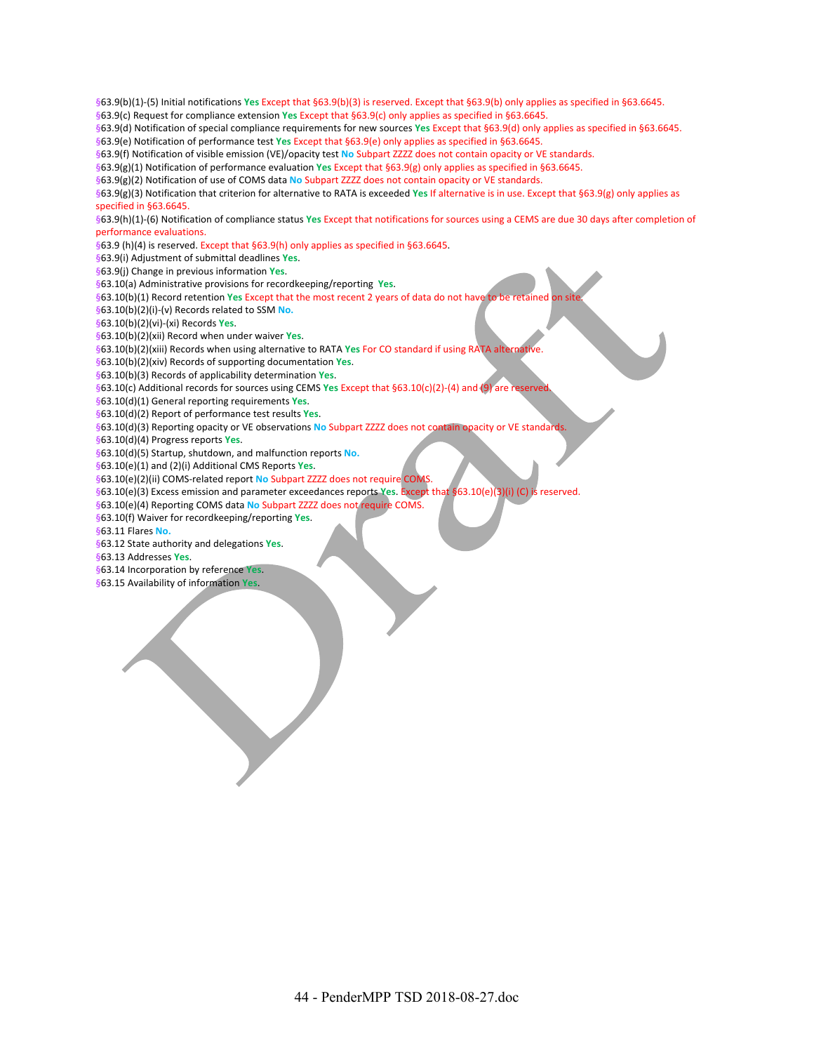§63.9(b)(1)-(5) Initial notifications Yes Except that §63.9(b)(3) is reserved. Except that §63.9(b) only applies as specified in §63.6645.
§63.9(c) Request for compliance extension Yes Except that §63.9(c) only applies as specified in §63.6645.
§63.9(d) Notification of special compliance requirements for new sources Yes Except that §63.9(d) only applies as specified in §63.6645.
§63.9(e) Notification of performance test Yes Except that §63.9(e) only applies as specified in §63.6645.
§63.9(f) Notification of visible emission (VE)/opacity test No Subpart ZZZZ does not contain opacity or VE standards.
§63.9(g)(1) Notification of performance evaluation Yes Except that §63.9(g) only applies as specified in §63.6645.
§63.9(g)(2) Notification of use of COMS data No Subpart ZZZZ does not contain opacity or VE standards.
§63.9(g)(3) Notification that criterion for alternative to RATA is exceeded Yes If alternative is in use. Except that §63.9(g) only applies as specified in §63.6645.
§63.9(h)(1)-(6) Notification of compliance status Yes Except that notifications for sources using a CEMS are due 30 days after completion of performance evaluations.
§63.9 (h)(4) is reserved. Except that §63.9(h) only applies as specified in §63.6645.
§63.9(i) Adjustment of submittal deadlines Yes.
§63.9(j) Change in previous information Yes.
§63.10(a) Administrative provisions for recordkeeping/reporting Yes.
§63.10(b)(1) Record retention Yes Except that the most recent 2 years of data do not have to be retained on site.
§63.10(b)(2)(i)-(v) Records related to SSM No.
§63.10(b)(2)(vi)-(xi) Records Yes.
§63.10(b)(2)(xii) Record when under waiver Yes.
§63.10(b)(2)(xiii) Records when using alternative to RATA Yes For CO standard if using RATA alternative.
§63.10(b)(2)(xiv) Records of supporting documentation Yes.
§63.10(b)(3) Records of applicability determination Yes.
§63.10(c) Additional records for sources using CEMS Yes Except that §63.10(c)(2)-(4) and (9) are reserved.
§63.10(d)(1) General reporting requirements Yes.
§63.10(d)(2) Report of performance test results Yes.
§63.10(d)(3) Reporting opacity or VE observations No Subpart ZZZZ does not contain opacity or VE standards.
§63.10(d)(4) Progress reports Yes.
§63.10(d)(5) Startup, shutdown, and malfunction reports No.
§63.10(e)(1) and (2)(i) Additional CMS Reports Yes.
§63.10(e)(2)(ii) COMS-related report No Subpart ZZZZ does not require COMS.
§63.10(e)(3) Excess emission and parameter exceedances reports Yes. Except that §63.10(e)(3)(i) (C) is reserved.
§63.10(e)(4) Reporting COMS data No Subpart ZZZZ does not require COMS.
§63.10(f) Waiver for recordkeeping/reporting Yes.
§63.11 Flares No.
§63.12 State authority and delegations Yes.
§63.13 Addresses Yes.
§63.14 Incorporation by reference Yes.
§63.15 Availability of information Yes.